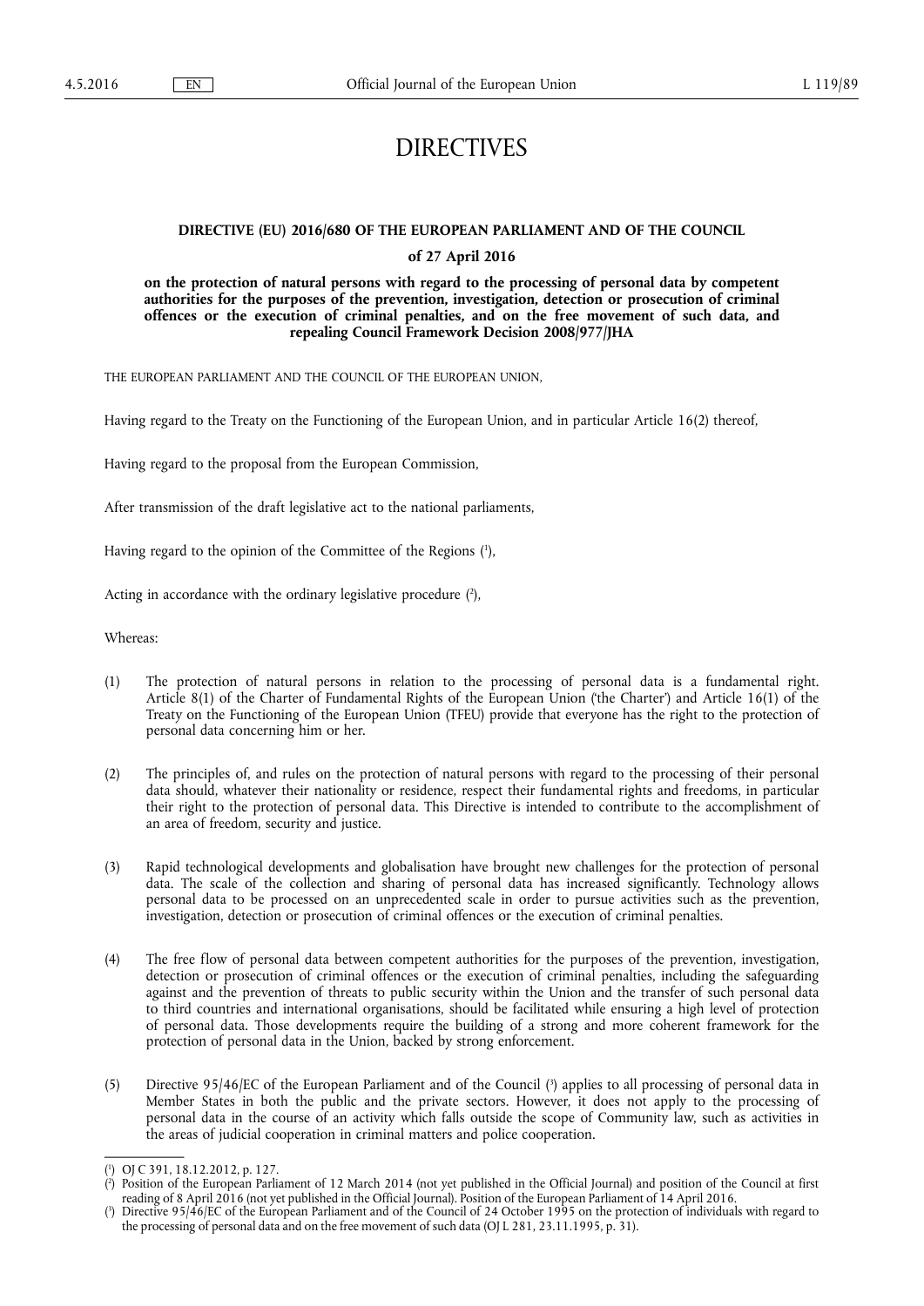# DIRECTIVES

## DIRECTIVE (EU) 2016/680 OF THE EUROPEAN PARLIAMENT AND OF THE COUNCIL

### of 27 April 2016

**on the protection of natural persons with regard to the processing of personal data by competent authorities for the purposes of the prevention, investigation, detection or prosecution of criminal offences or the execution of criminal penalties, and on the free movement of such data, and repealing Council Framework Decision 2008/977/JHA**

THE EUROPEAN PARLIAMENT AND THE COUNCIL OF THE EUROPEAN UNION,

Having regard to the Treaty on the Functioning of the European Union, and in particular Article 16(2) thereof,

Having regard to the proposal from the European Commission,

After transmission of the draft legislative act to the national parliaments,

Having regard to the opinion of the Committee of the Regions [1],

Acting in accordance with the ordinary legislative procedure [2],

Whereas:

(1) The protection of natural persons in relation to the processing of personal data is a fundamental right. Article 8(1) of the Charter of Fundamental Rights of the European Union ('the Charter') and Article 16(1) of the Treaty on the Functioning of the European Union (TFEU) provide that everyone has the right to the protection of personal data concerning him or her.

(2) The principles of, and rules on the protection of natural persons with regard to the processing of their personal data should, whatever their nationality or residence, respect their fundamental rights and freedoms, in particular their right to the protection of personal data. This Directive is intended to contribute to the accomplishment of an area of freedom, security and justice.

(3) Rapid technological developments and globalisation have brought new challenges for the protection of personal data. The scale of the collection and sharing of personal data has increased significantly. Technology allows personal data to be processed on an unprecedented scale in order to pursue activities such as the prevention, investigation, detection or prosecution of criminal offences or the execution of criminal penalties.

(4) The free flow of personal data between competent authorities for the purposes of the prevention, investigation, detection or prosecution of criminal offences or the execution of criminal penalties, including the safeguarding against and the prevention of threats to public security within the Union and the transfer of such personal data to third countries and international organisations, should be facilitated while ensuring a high level of protection of personal data. Those developments require the building of a strong and more coherent framework for the protection of personal data in the Union, backed by strong enforcement.

(5) Directive 95/46/EC of the European Parliament and of the Council [3] applies to all processing of personal data in Member States in both the public and the private sectors. However, it does not apply to the processing of personal data in the course of an activity which falls outside the scope of Community law, such as activities in the areas of judicial cooperation in criminal matters and police cooperation.

---

[1] OJ C 391, 18.12.2012, p. 127.

[2] Position of the European Parliament of 12 March 2014 (not yet published in the Official Journal) and position of the Council at first reading of 8 April 2016 (not yet published in the Official Journal). Position of the European Parliament of 14 April 2016.

[3] Directive 95/46/EC of the European Parliament and of the Council of 24 October 1995 on the protection of individuals with regard to the processing of personal data and on the free movement of such data (OJ L 281, 23.11.1995, p. 31).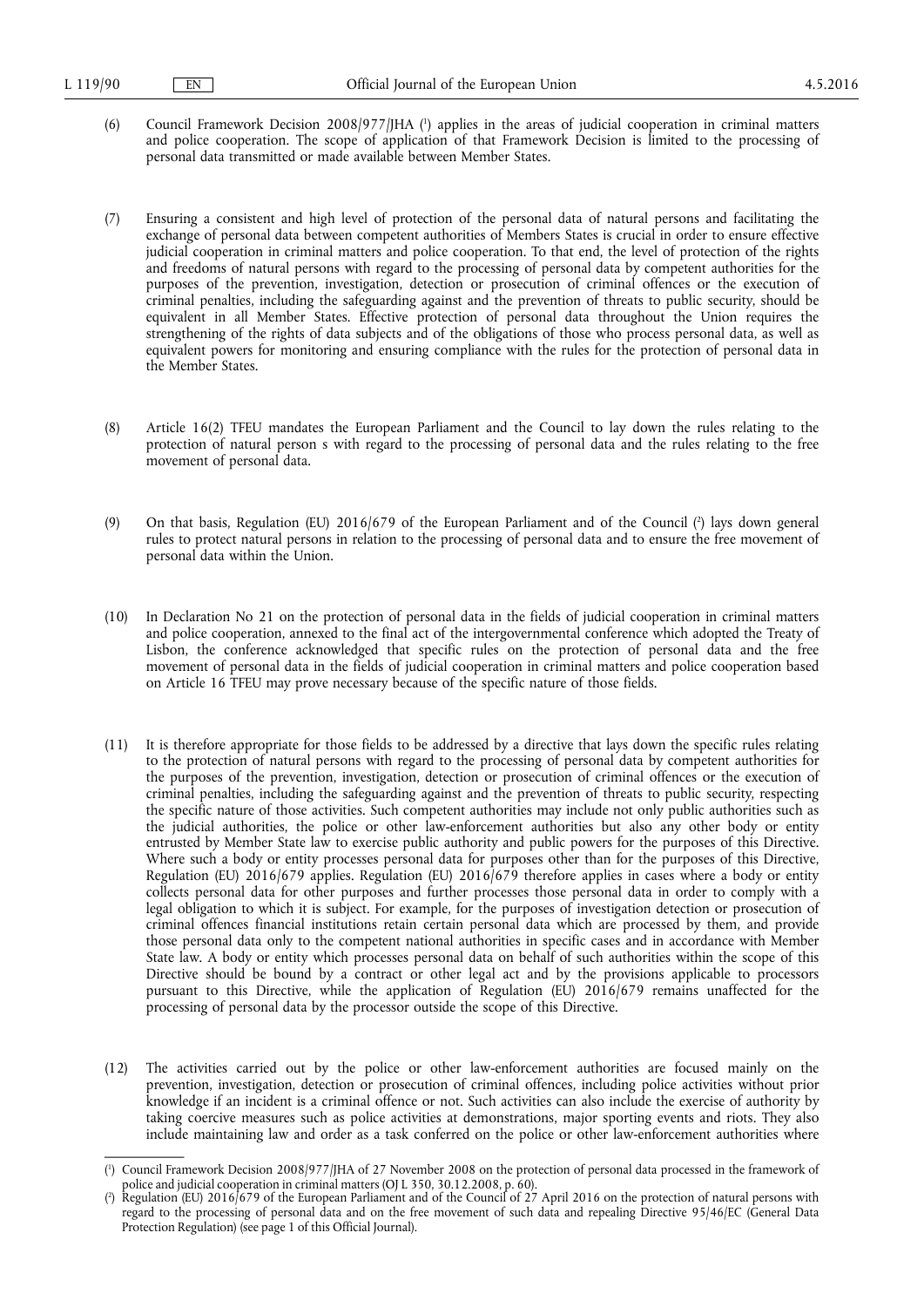(6) Council Framework Decision 2008/977/JHA [1] applies in the areas of judicial cooperation in criminal matters and police cooperation. The scope of application of that Framework Decision is limited to the processing of personal data transmitted or made available between Member States.

(7) Ensuring a consistent and high level of protection of the personal data of natural persons and facilitating the exchange of personal data between competent authorities of Members States is crucial in order to ensure effective judicial cooperation in criminal matters and police cooperation. To that end, the level of protection of the rights and freedoms of natural persons with regard to the processing of personal data by competent authorities for the purposes of the prevention, investigation, detection or prosecution of criminal offences or the execution of criminal penalties, including the safeguarding against and the prevention of threats to public security, should be equivalent in all Member States. Effective protection of personal data throughout the Union requires the strengthening of the rights of data subjects and of the obligations of those who process personal data, as well as equivalent powers for monitoring and ensuring compliance with the rules for the protection of personal data in the Member States.

(8) Article 16(2) TFEU mandates the European Parliament and the Council to lay down the rules relating to the protection of natural person s with regard to the processing of personal data and the rules relating to the free movement of personal data.

(9) On that basis, Regulation (EU) 2016/679 of the European Parliament and of the Council [2] lays down general rules to protect natural persons in relation to the processing of personal data and to ensure the free movement of personal data within the Union.

(10) In Declaration No 21 on the protection of personal data in the fields of judicial cooperation in criminal matters and police cooperation, annexed to the final act of the intergovernmental conference which adopted the Treaty of Lisbon, the conference acknowledged that specific rules on the protection of personal data and the free movement of personal data in the fields of judicial cooperation in criminal matters and police cooperation based on Article 16 TFEU may prove necessary because of the specific nature of those fields.

(11) It is therefore appropriate for those fields to be addressed by a directive that lays down the specific rules relating to the protection of natural persons with regard to the processing of personal data by competent authorities for the purposes of the prevention, investigation, detection or prosecution of criminal offences or the execution of criminal penalties, including the safeguarding against and the prevention of threats to public security, respecting the specific nature of those activities. Such competent authorities may include not only public authorities such as the judicial authorities, the police or other law-enforcement authorities but also any other body or entity entrusted by Member State law to exercise public authority and public powers for the purposes of this Directive. Where such a body or entity processes personal data for purposes other than for the purposes of this Directive, Regulation (EU) 2016/679 applies. Regulation (EU) 2016/679 therefore applies in cases where a body or entity collects personal data for other purposes and further processes those personal data in order to comply with a legal obligation to which it is subject. For example, for the purposes of investigation detection or prosecution of criminal offences financial institutions retain certain personal data which are processed by them, and provide those personal data only to the competent national authorities in specific cases and in accordance with Member State law. A body or entity which processes personal data on behalf of such authorities within the scope of this Directive should be bound by a contract or other legal act and by the provisions applicable to processors pursuant to this Directive, while the application of Regulation (EU) 2016/679 remains unaffected for the processing of personal data by the processor outside the scope of this Directive.

(12) The activities carried out by the police or other law-enforcement authorities are focused mainly on the prevention, investigation, detection or prosecution of criminal offences, including police activities without prior knowledge if an incident is a criminal offence or not. Such activities can also include the exercise of authority by taking coercive measures such as police activities at demonstrations, major sporting events and riots. They also include maintaining law and order as a task conferred on the police or other law-enforcement authorities where

---

[1] Council Framework Decision 2008/977/JHA of 27 November 2008 on the protection of personal data processed in the framework of police and judicial cooperation in criminal matters (OJ L 350, 30.12.2008, p. 60).

[2] Regulation (EU) 2016/679 of the European Parliament and of the Council of 27 April 2016 on the protection of natural persons with regard to the processing of personal data and on the free movement of such data and repealing Directive 95/46/EC (General Data Protection Regulation) (see page 1 of this Official Journal).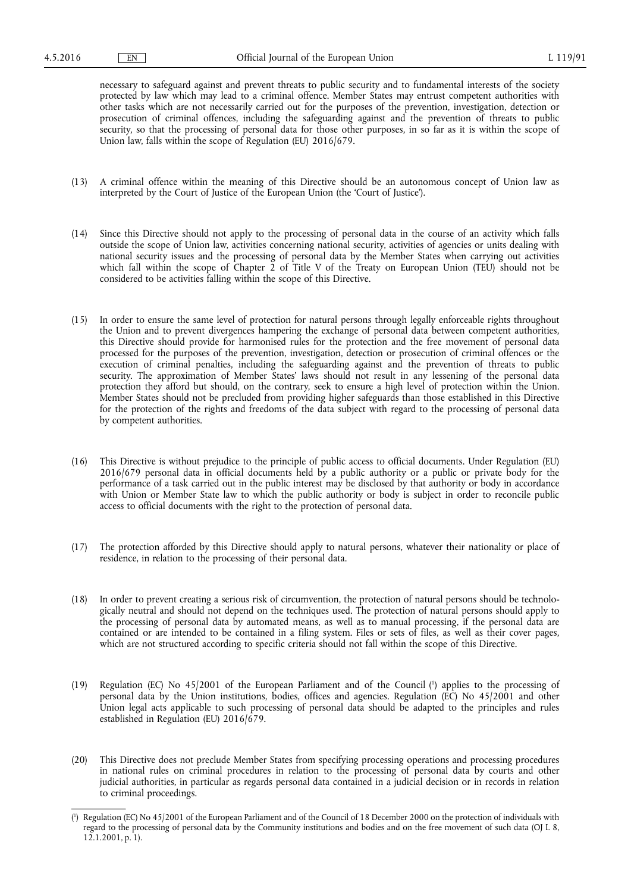necessary to safeguard against and prevent threats to public security and to fundamental interests of the society protected by law which may lead to a criminal offence. Member States may entrust competent authorities with other tasks which are not necessarily carried out for the purposes of the prevention, investigation, detection or prosecution of criminal offences, including the safeguarding against and the prevention of threats to public security, so that the processing of personal data for those other purposes, in so far as it is within the scope of Union law, falls within the scope of Regulation (EU) 2016/679.

(13) A criminal offence within the meaning of this Directive should be an autonomous concept of Union law as interpreted by the Court of Justice of the European Union (the 'Court of Justice').

(14) Since this Directive should not apply to the processing of personal data in the course of an activity which falls outside the scope of Union law, activities concerning national security, activities of agencies or units dealing with national security issues and the processing of personal data by the Member States when carrying out activities which fall within the scope of Chapter 2 of Title V of the Treaty on European Union (TEU) should not be considered to be activities falling within the scope of this Directive.

(15) In order to ensure the same level of protection for natural persons through legally enforceable rights throughout the Union and to prevent divergences hampering the exchange of personal data between competent authorities, this Directive should provide for harmonised rules for the protection and the free movement of personal data processed for the purposes of the prevention, investigation, detection or prosecution of criminal offences or the execution of criminal penalties, including the safeguarding against and the prevention of threats to public security. The approximation of Member States' laws should not result in any lessening of the personal data protection they afford but should, on the contrary, seek to ensure a high level of protection within the Union. Member States should not be precluded from providing higher safeguards than those established in this Directive for the protection of the rights and freedoms of the data subject with regard to the processing of personal data by competent authorities.

(16) This Directive is without prejudice to the principle of public access to official documents. Under Regulation (EU) 2016/679 personal data in official documents held by a public authority or a public or private body for the performance of a task carried out in the public interest may be disclosed by that authority or body in accordance with Union or Member State law to which the public authority or body is subject in order to reconcile public access to official documents with the right to the protection of personal data.

(17) The protection afforded by this Directive should apply to natural persons, whatever their nationality or place of residence, in relation to the processing of their personal data.

(18) In order to prevent creating a serious risk of circumvention, the protection of natural persons should be technologically neutral and should not depend on the techniques used. The protection of natural persons should apply to the processing of personal data by automated means, as well as to manual processing, if the personal data are contained or are intended to be contained in a filing system. Files or sets of files, as well as their cover pages, which are not structured according to specific criteria should not fall within the scope of this Directive.

(19) Regulation (EC) No 45/2001 of the European Parliament and of the Council [1] applies to the processing of personal data by the Union institutions, bodies, offices and agencies. Regulation (EC) No 45/2001 and other Union legal acts applicable to such processing of personal data should be adapted to the principles and rules established in Regulation (EU) 2016/679.

(20) This Directive does not preclude Member States from specifying processing operations and processing procedures in national rules on criminal procedures in relation to the processing of personal data by courts and other judicial authorities, in particular as regards personal data contained in a judicial decision or in records in relation to criminal proceedings.

---

[1] Regulation (EC) No 45/2001 of the European Parliament and of the Council of 18 December 2000 on the protection of individuals with regard to the processing of personal data by the Community institutions and bodies and on the free movement of such data (OJ L 8, 12.1.2001, p. 1).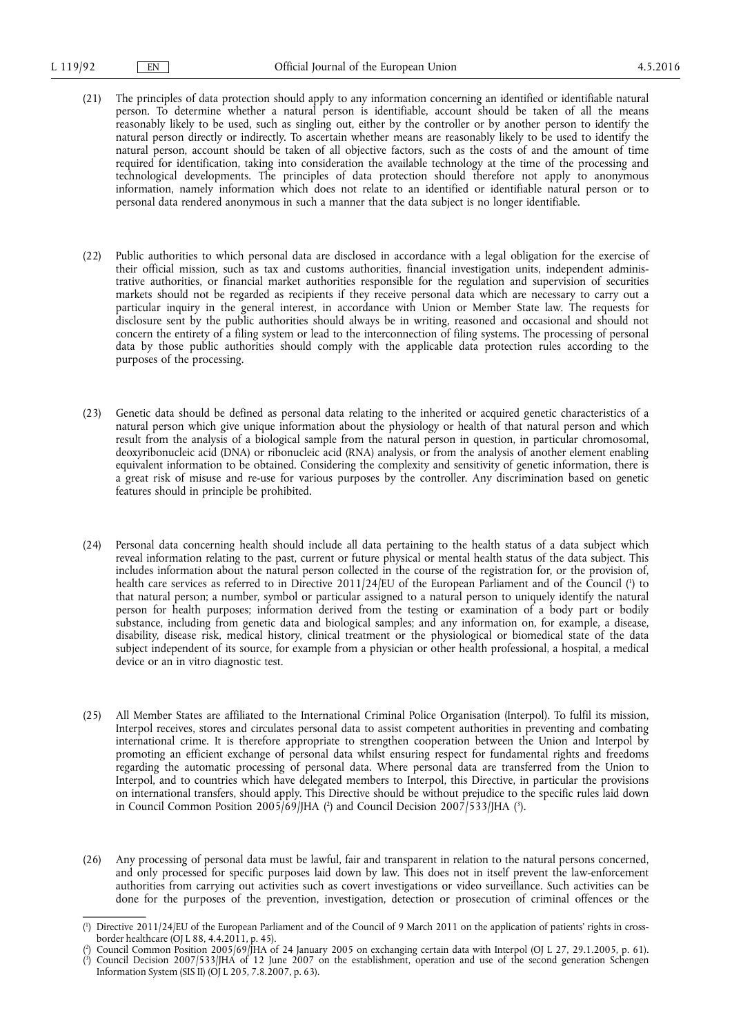(21) The principles of data protection should apply to any information concerning an identified or identifiable natural person. To determine whether a natural person is identifiable, account should be taken of all the means reasonably likely to be used, such as singling out, either by the controller or by another person to identify the natural person directly or indirectly. To ascertain whether means are reasonably likely to be used to identify the natural person, account should be taken of all objective factors, such as the costs of and the amount of time required for identification, taking into consideration the available technology at the time of the processing and technological developments. The principles of data protection should therefore not apply to anonymous information, namely information which does not relate to an identified or identifiable natural person or to personal data rendered anonymous in such a manner that the data subject is no longer identifiable.

(22) Public authorities to which personal data are disclosed in accordance with a legal obligation for the exercise of their official mission, such as tax and customs authorities, financial investigation units, independent administrative authorities, or financial market authorities responsible for the regulation and supervision of securities markets should not be regarded as recipients if they receive personal data which are necessary to carry out a particular inquiry in the general interest, in accordance with Union or Member State law. The requests for disclosure sent by the public authorities should always be in writing, reasoned and occasional and should not concern the entirety of a filing system or lead to the interconnection of filing systems. The processing of personal data by those public authorities should comply with the applicable data protection rules according to the purposes of the processing.

(23) Genetic data should be defined as personal data relating to the inherited or acquired genetic characteristics of a natural person which give unique information about the physiology or health of that natural person and which result from the analysis of a biological sample from the natural person in question, in particular chromosomal, deoxyribonucleic acid (DNA) or ribonucleic acid (RNA) analysis, or from the analysis of another element enabling equivalent information to be obtained. Considering the complexity and sensitivity of genetic information, there is a great risk of misuse and re-use for various purposes by the controller. Any discrimination based on genetic features should in principle be prohibited.

(24) Personal data concerning health should include all data pertaining to the health status of a data subject which reveal information relating to the past, current or future physical or mental health status of the data subject. This includes information about the natural person collected in the course of the registration for, or the provision of, health care services as referred to in Directive 2011/24/EU of the European Parliament and of the Council [1] to that natural person; a number, symbol or particular assigned to a natural person to uniquely identify the natural person for health purposes; information derived from the testing or examination of a body part or bodily substance, including from genetic data and biological samples; and any information on, for example, a disease, disability, disease risk, medical history, clinical treatment or the physiological or biomedical state of the data subject independent of its source, for example from a physician or other health professional, a hospital, a medical device or an in vitro diagnostic test.

(25) All Member States are affiliated to the International Criminal Police Organisation (Interpol). To fulfil its mission, Interpol receives, stores and circulates personal data to assist competent authorities in preventing and combating international crime. It is therefore appropriate to strengthen cooperation between the Union and Interpol by promoting an efficient exchange of personal data whilst ensuring respect for fundamental rights and freedoms regarding the automatic processing of personal data. Where personal data are transferred from the Union to Interpol, and to countries which have delegated members to Interpol, this Directive, in particular the provisions on international transfers, should apply. This Directive should be without prejudice to the specific rules laid down in Council Common Position 2005/69/JHA [2] and Council Decision 2007/533/JHA [3].

(26) Any processing of personal data must be lawful, fair and transparent in relation to the natural persons concerned, and only processed for specific purposes laid down by law. This does not in itself prevent the law-enforcement authorities from carrying out activities such as covert investigations or video surveillance. Such activities can be done for the purposes of the prevention, investigation, detection or prosecution of criminal offences or the

---

[1] Directive 2011/24/EU of the European Parliament and of the Council of 9 March 2011 on the application of patients' rights in cross-border healthcare (OJ L 88, 4.4.2011, p. 45).

[2] Council Common Position 2005/69/JHA of 24 January 2005 on exchanging certain data with Interpol (OJ L 27, 29.1.2005, p. 61).

[3] Council Decision 2007/533/JHA of 12 June 2007 on the establishment, operation and use of the second generation Schengen Information System (SIS II) (OJ L 205, 7.8.2007, p. 63).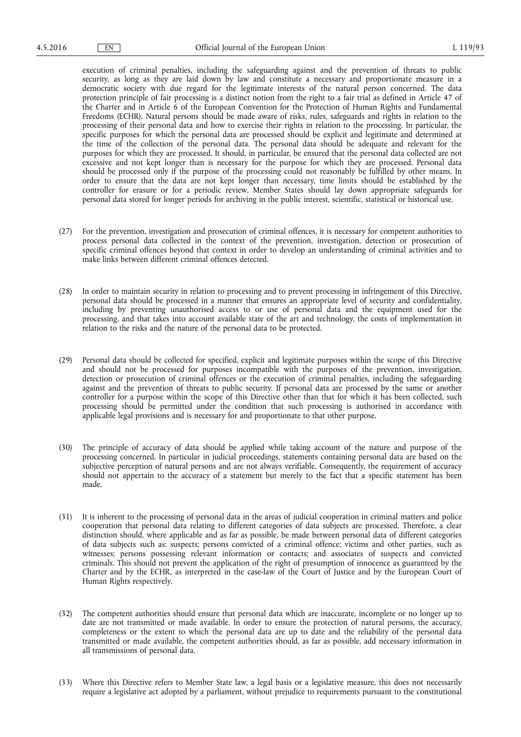execution of criminal penalties, including the safeguarding against and the prevention of threats to public security, as long as they are laid down by law and constitute a necessary and proportionate measure in a democratic society with due regard for the legitimate interests of the natural person concerned. The data protection principle of fair processing is a distinct notion from the right to a fair trial as defined in Article 47 of the Charter and in Article 6 of the European Convention for the Protection of Human Rights and Fundamental Freedoms (ECHR). Natural persons should be made aware of risks, rules, safeguards and rights in relation to the processing of their personal data and how to exercise their rights in relation to the processing. In particular, the specific purposes for which the personal data are processed should be explicit and legitimate and determined at the time of the collection of the personal data. The personal data should be adequate and relevant for the purposes for which they are processed. It should, in particular, be ensured that the personal data collected are not excessive and not kept longer than is necessary for the purpose for which they are processed. Personal data should be processed only if the purpose of the processing could not reasonably be fulfilled by other means. In order to ensure that the data are not kept longer than necessary, time limits should be established by the controller for erasure or for a periodic review. Member States should lay down appropriate safeguards for personal data stored for longer periods for archiving in the public interest, scientific, statistical or historical use.

(27) For the prevention, investigation and prosecution of criminal offences, it is necessary for competent authorities to process personal data collected in the context of the prevention, investigation, detection or prosecution of specific criminal offences beyond that context in order to develop an understanding of criminal activities and to make links between different criminal offences detected.

(28) In order to maintain security in relation to processing and to prevent processing in infringement of this Directive, personal data should be processed in a manner that ensures an appropriate level of security and confidentiality, including by preventing unauthorised access to or use of personal data and the equipment used for the processing, and that takes into account available state of the art and technology, the costs of implementation in relation to the risks and the nature of the personal data to be protected.

(29) Personal data should be collected for specified, explicit and legitimate purposes within the scope of this Directive and should not be processed for purposes incompatible with the purposes of the prevention, investigation, detection or prosecution of criminal offences or the execution of criminal penalties, including the safeguarding against and the prevention of threats to public security. If personal data are processed by the same or another controller for a purpose within the scope of this Directive other than that for which it has been collected, such processing should be permitted under the condition that such processing is authorised in accordance with applicable legal provisions and is necessary for and proportionate to that other purpose.

(30) The principle of accuracy of data should be applied while taking account of the nature and purpose of the processing concerned. In particular in judicial proceedings, statements containing personal data are based on the subjective perception of natural persons and are not always verifiable. Consequently, the requirement of accuracy should not appertain to the accuracy of a statement but merely to the fact that a specific statement has been made.

(31) It is inherent to the processing of personal data in the areas of judicial cooperation in criminal matters and police cooperation that personal data relating to different categories of data subjects are processed. Therefore, a clear distinction should, where applicable and as far as possible, be made between personal data of different categories of data subjects such as: suspects; persons convicted of a criminal offence; victims and other parties, such as witnesses; persons possessing relevant information or contacts; and associates of suspects and convicted criminals. This should not prevent the application of the right of presumption of innocence as guaranteed by the Charter and by the ECHR, as interpreted in the case-law of the Court of Justice and by the European Court of Human Rights respectively.

(32) The competent authorities should ensure that personal data which are inaccurate, incomplete or no longer up to date are not transmitted or made available. In order to ensure the protection of natural persons, the accuracy, completeness or the extent to which the personal data are up to date and the reliability of the personal data transmitted or made available, the competent authorities should, as far as possible, add necessary information in all transmissions of personal data.

(33) Where this Directive refers to Member State law, a legal basis or a legislative measure, this does not necessarily require a legislative act adopted by a parliament, without prejudice to requirements pursuant to the constitutional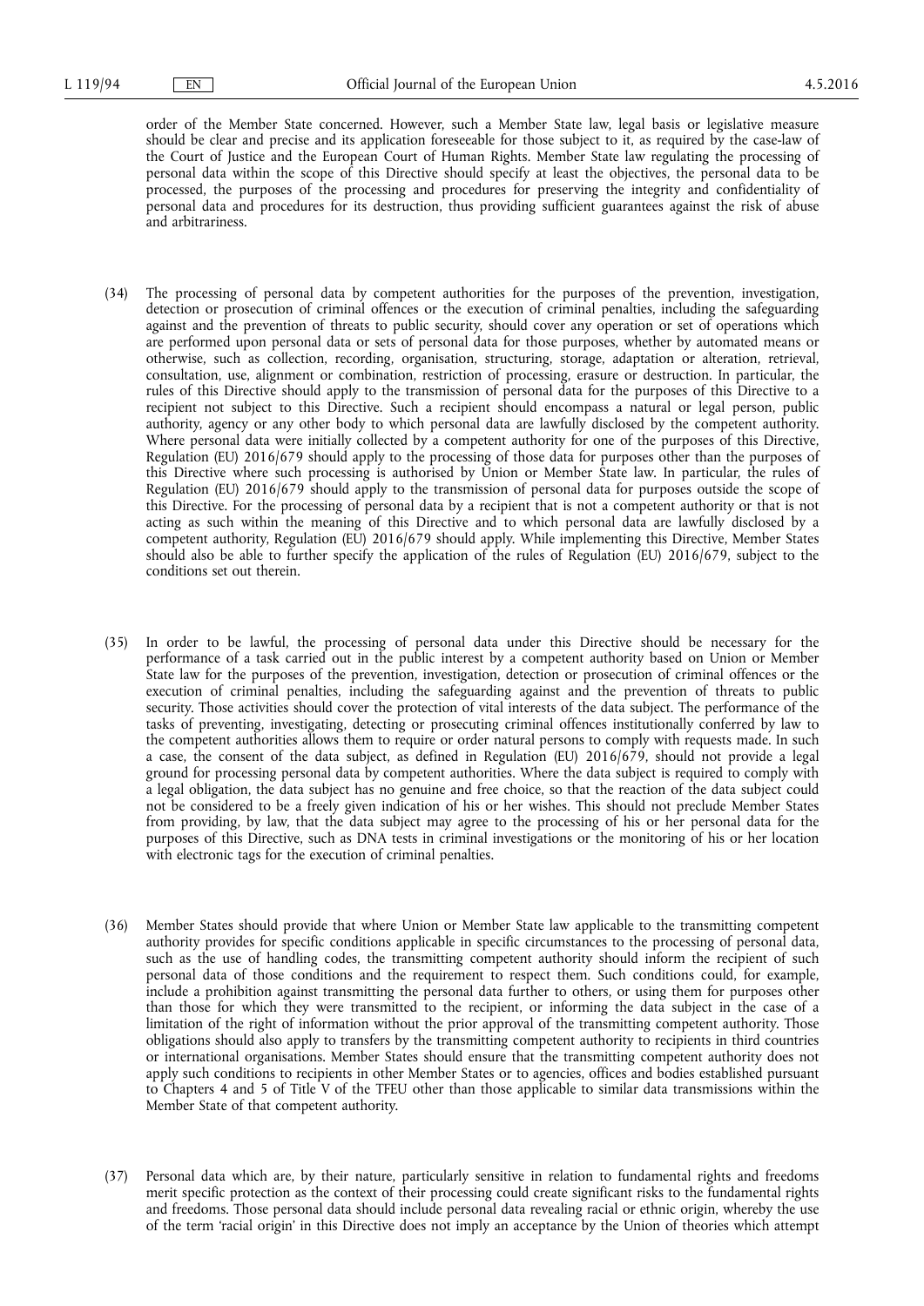order of the Member State concerned. However, such a Member State law, legal basis or legislative measure should be clear and precise and its application foreseeable for those subject to it, as required by the case-law of the Court of Justice and the European Court of Human Rights. Member State law regulating the processing of personal data within the scope of this Directive should specify at least the objectives, the personal data to be processed, the purposes of the processing and procedures for preserving the integrity and confidentiality of personal data and procedures for its destruction, thus providing sufficient guarantees against the risk of abuse and arbitrariness.

(34) The processing of personal data by competent authorities for the purposes of the prevention, investigation, detection or prosecution of criminal offences or the execution of criminal penalties, including the safeguarding against and the prevention of threats to public security, should cover any operation or set of operations which are performed upon personal data or sets of personal data for those purposes, whether by automated means or otherwise, such as collection, recording, organisation, structuring, storage, adaptation or alteration, retrieval, consultation, use, alignment or combination, restriction of processing, erasure or destruction. In particular, the rules of this Directive should apply to the transmission of personal data for the purposes of this Directive to a recipient not subject to this Directive. Such a recipient should encompass a natural or legal person, public authority, agency or any other body to which personal data are lawfully disclosed by the competent authority. Where personal data were initially collected by a competent authority for one of the purposes of this Directive, Regulation (EU) 2016/679 should apply to the processing of those data for purposes other than the purposes of this Directive where such processing is authorised by Union or Member State law. In particular, the rules of Regulation (EU) 2016/679 should apply to the transmission of personal data for purposes outside the scope of this Directive. For the processing of personal data by a recipient that is not a competent authority or that is not acting as such within the meaning of this Directive and to which personal data are lawfully disclosed by a competent authority, Regulation (EU) 2016/679 should apply. While implementing this Directive, Member States should also be able to further specify the application of the rules of Regulation (EU) 2016/679, subject to the conditions set out therein.

(35) In order to be lawful, the processing of personal data under this Directive should be necessary for the performance of a task carried out in the public interest by a competent authority based on Union or Member State law for the purposes of the prevention, investigation, detection or prosecution of criminal offences or the execution of criminal penalties, including the safeguarding against and the prevention of threats to public security. Those activities should cover the protection of vital interests of the data subject. The performance of the tasks of preventing, investigating, detecting or prosecuting criminal offences institutionally conferred by law to the competent authorities allows them to require or order natural persons to comply with requests made. In such a case, the consent of the data subject, as defined in Regulation (EU) 2016/679, should not provide a legal ground for processing personal data by competent authorities. Where the data subject is required to comply with a legal obligation, the data subject has no genuine and free choice, so that the reaction of the data subject could not be considered to be a freely given indication of his or her wishes. This should not preclude Member States from providing, by law, that the data subject may agree to the processing of his or her personal data for the purposes of this Directive, such as DNA tests in criminal investigations or the monitoring of his or her location with electronic tags for the execution of criminal penalties.

(36) Member States should provide that where Union or Member State law applicable to the transmitting competent authority provides for specific conditions applicable in specific circumstances to the processing of personal data, such as the use of handling codes, the transmitting competent authority should inform the recipient of such personal data of those conditions and the requirement to respect them. Such conditions could, for example, include a prohibition against transmitting the personal data further to others, or using them for purposes other than those for which they were transmitted to the recipient, or informing the data subject in the case of a limitation of the right of information without the prior approval of the transmitting competent authority. Those obligations should also apply to transfers by the transmitting competent authority to recipients in third countries or international organisations. Member States should ensure that the transmitting competent authority does not apply such conditions to recipients in other Member States or to agencies, offices and bodies established pursuant to Chapters 4 and 5 of Title V of the TFEU other than those applicable to similar data transmissions within the Member State of that competent authority.

(37) Personal data which are, by their nature, particularly sensitive in relation to fundamental rights and freedoms merit specific protection as the context of their processing could create significant risks to the fundamental rights and freedoms. Those personal data should include personal data revealing racial or ethnic origin, whereby the use of the term 'racial origin' in this Directive does not imply an acceptance by the Union of theories which attempt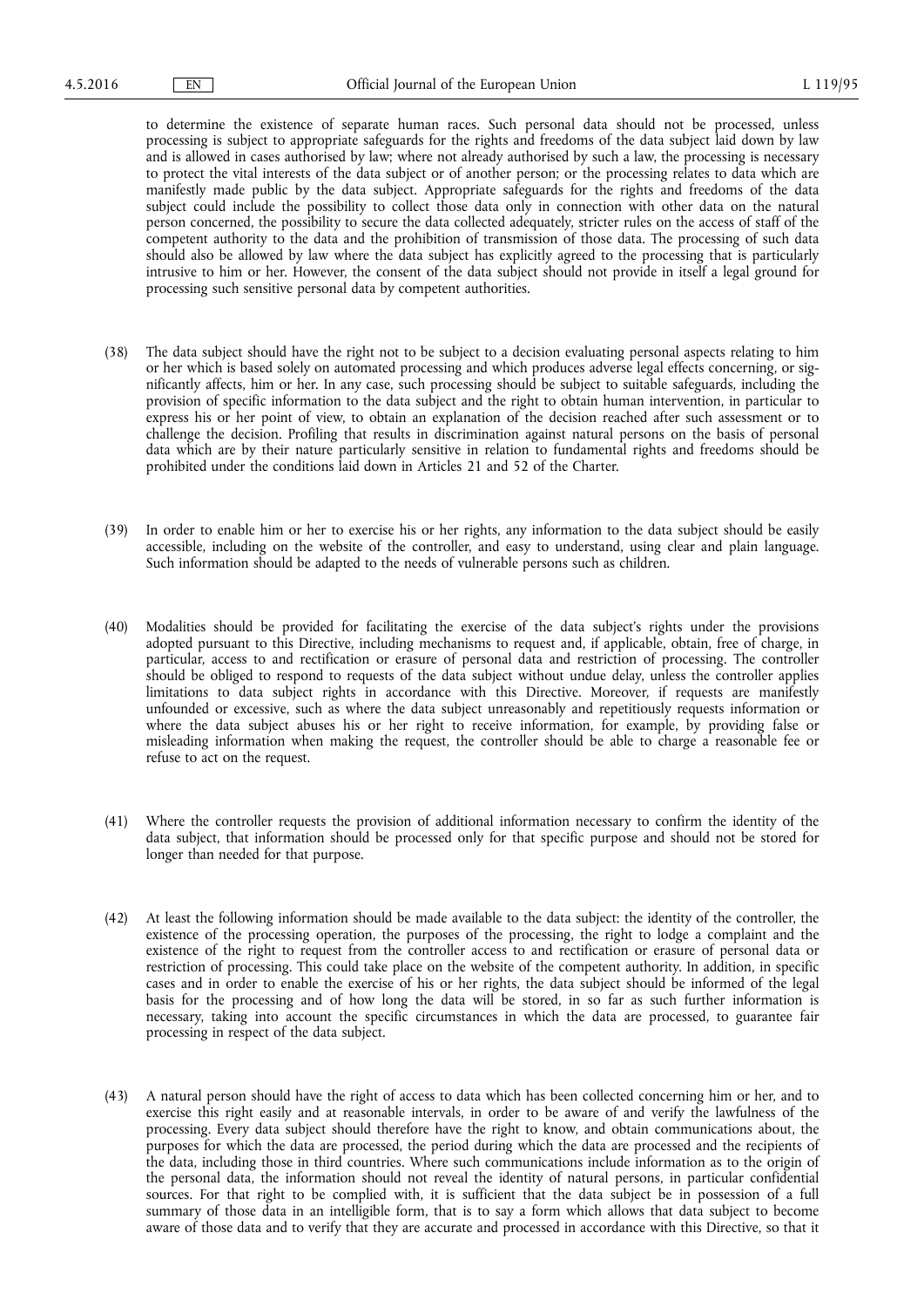to determine the existence of separate human races. Such personal data should not be processed, unless processing is subject to appropriate safeguards for the rights and freedoms of the data subject laid down by law and is allowed in cases authorised by law; where not already authorised by such a law, the processing is necessary to protect the vital interests of the data subject or of another person; or the processing relates to data which are manifestly made public by the data subject. Appropriate safeguards for the rights and freedoms of the data subject could include the possibility to collect those data only in connection with other data on the natural person concerned, the possibility to secure the data collected adequately, stricter rules on the access of staff of the competent authority to the data and the prohibition of transmission of those data. The processing of such data should also be allowed by law where the data subject has explicitly agreed to the processing that is particularly intrusive to him or her. However, the consent of the data subject should not provide in itself a legal ground for processing such sensitive personal data by competent authorities.

(38) The data subject should have the right not to be subject to a decision evaluating personal aspects relating to him or her which is based solely on automated processing and which produces adverse legal effects concerning, or significantly affects, him or her. In any case, such processing should be subject to suitable safeguards, including the provision of specific information to the data subject and the right to obtain human intervention, in particular to express his or her point of view, to obtain an explanation of the decision reached after such assessment or to challenge the decision. Profiling that results in discrimination against natural persons on the basis of personal data which are by their nature particularly sensitive in relation to fundamental rights and freedoms should be prohibited under the conditions laid down in Articles 21 and 52 of the Charter.

(39) In order to enable him or her to exercise his or her rights, any information to the data subject should be easily accessible, including on the website of the controller, and easy to understand, using clear and plain language. Such information should be adapted to the needs of vulnerable persons such as children.

(40) Modalities should be provided for facilitating the exercise of the data subject's rights under the provisions adopted pursuant to this Directive, including mechanisms to request and, if applicable, obtain, free of charge, in particular, access to and rectification or erasure of personal data and restriction of processing. The controller should be obliged to respond to requests of the data subject without undue delay, unless the controller applies limitations to data subject rights in accordance with this Directive. Moreover, if requests are manifestly unfounded or excessive, such as where the data subject unreasonably and repetitiously requests information or where the data subject abuses his or her right to receive information, for example, by providing false or misleading information when making the request, the controller should be able to charge a reasonable fee or refuse to act on the request.

(41) Where the controller requests the provision of additional information necessary to confirm the identity of the data subject, that information should be processed only for that specific purpose and should not be stored for longer than needed for that purpose.

(42) At least the following information should be made available to the data subject: the identity of the controller, the existence of the processing operation, the purposes of the processing, the right to lodge a complaint and the existence of the right to request from the controller access to and rectification or erasure of personal data or restriction of processing. This could take place on the website of the competent authority. In addition, in specific cases and in order to enable the exercise of his or her rights, the data subject should be informed of the legal basis for the processing and of how long the data will be stored, in so far as such further information is necessary, taking into account the specific circumstances in which the data are processed, to guarantee fair processing in respect of the data subject.

(43) A natural person should have the right of access to data which has been collected concerning him or her, and to exercise this right easily and at reasonable intervals, in order to be aware of and verify the lawfulness of the processing. Every data subject should therefore have the right to know, and obtain communications about, the purposes for which the data are processed, the period during which the data are processed and the recipients of the data, including those in third countries. Where such communications include information as to the origin of the personal data, the information should not reveal the identity of natural persons, in particular confidential sources. For that right to be complied with, it is sufficient that the data subject be in possession of a full summary of those data in an intelligible form, that is to say a form which allows that data subject to become aware of those data and to verify that they are accurate and processed in accordance with this Directive, so that it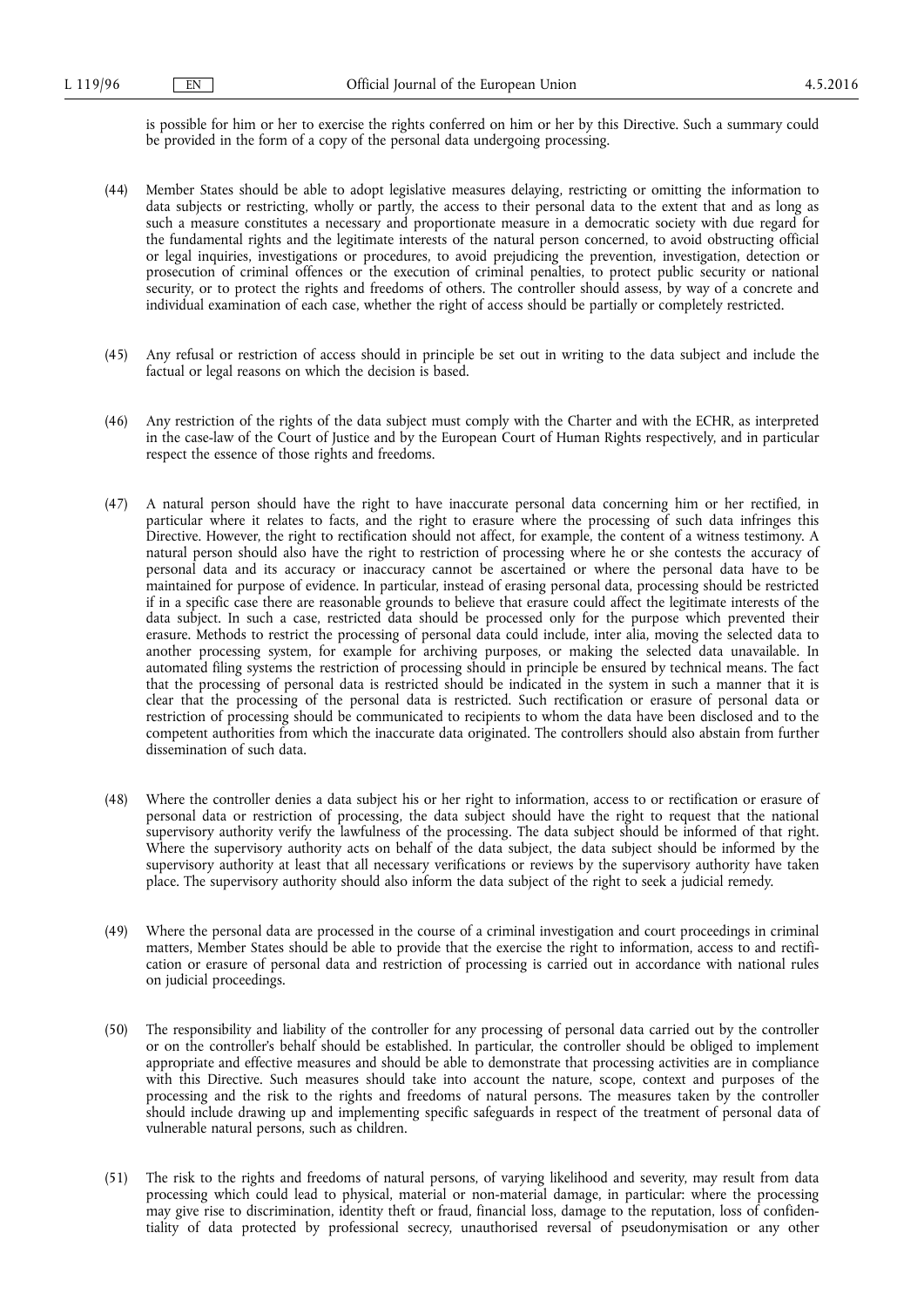is possible for him or her to exercise the rights conferred on him or her by this Directive. Such a summary could be provided in the form of a copy of the personal data undergoing processing.

(44) Member States should be able to adopt legislative measures delaying, restricting or omitting the information to data subjects or restricting, wholly or partly, the access to their personal data to the extent that and as long as such a measure constitutes a necessary and proportionate measure in a democratic society with due regard for the fundamental rights and the legitimate interests of the natural person concerned, to avoid obstructing official or legal inquiries, investigations or procedures, to avoid prejudicing the prevention, investigation, detection or prosecution of criminal offences or the execution of criminal penalties, to protect public security or national security, or to protect the rights and freedoms of others. The controller should assess, by way of a concrete and individual examination of each case, whether the right of access should be partially or completely restricted.

(45) Any refusal or restriction of access should in principle be set out in writing to the data subject and include the factual or legal reasons on which the decision is based.

(46) Any restriction of the rights of the data subject must comply with the Charter and with the ECHR, as interpreted in the case-law of the Court of Justice and by the European Court of Human Rights respectively, and in particular respect the essence of those rights and freedoms.

(47) A natural person should have the right to have inaccurate personal data concerning him or her rectified, in particular where it relates to facts, and the right to erasure where the processing of such data infringes this Directive. However, the right to rectification should not affect, for example, the content of a witness testimony. A natural person should also have the right to restriction of processing where he or she contests the accuracy of personal data and its accuracy or inaccuracy cannot be ascertained or where the personal data have to be maintained for purpose of evidence. In particular, instead of erasing personal data, processing should be restricted if in a specific case there are reasonable grounds to believe that erasure could affect the legitimate interests of the data subject. In such a case, restricted data should be processed only for the purpose which prevented their erasure. Methods to restrict the processing of personal data could include, inter alia, moving the selected data to another processing system, for example for archiving purposes, or making the selected data unavailable. In automated filing systems the restriction of processing should in principle be ensured by technical means. The fact that the processing of personal data is restricted should be indicated in the system in such a manner that it is clear that the processing of the personal data is restricted. Such rectification or erasure of personal data or restriction of processing should be communicated to recipients to whom the data have been disclosed and to the competent authorities from which the inaccurate data originated. The controllers should also abstain from further dissemination of such data.

(48) Where the controller denies a data subject his or her right to information, access to or rectification or erasure of personal data or restriction of processing, the data subject should have the right to request that the national supervisory authority verify the lawfulness of the processing. The data subject should be informed of that right. Where the supervisory authority acts on behalf of the data subject, the data subject should be informed by the supervisory authority at least that all necessary verifications or reviews by the supervisory authority have taken place. The supervisory authority should also inform the data subject of the right to seek a judicial remedy.

(49) Where the personal data are processed in the course of a criminal investigation and court proceedings in criminal matters, Member States should be able to provide that the exercise the right to information, access to and rectification or erasure of personal data and restriction of processing is carried out in accordance with national rules on judicial proceedings.

(50) The responsibility and liability of the controller for any processing of personal data carried out by the controller or on the controller's behalf should be established. In particular, the controller should be obliged to implement appropriate and effective measures and should be able to demonstrate that processing activities are in compliance with this Directive. Such measures should take into account the nature, scope, context and purposes of the processing and the risk to the rights and freedoms of natural persons. The measures taken by the controller should include drawing up and implementing specific safeguards in respect of the treatment of personal data of vulnerable natural persons, such as children.

(51) The risk to the rights and freedoms of natural persons, of varying likelihood and severity, may result from data processing which could lead to physical, material or non-material damage, in particular: where the processing may give rise to discrimination, identity theft or fraud, financial loss, damage to the reputation, loss of confidentiality of data protected by professional secrecy, unauthorised reversal of pseudonymisation or any other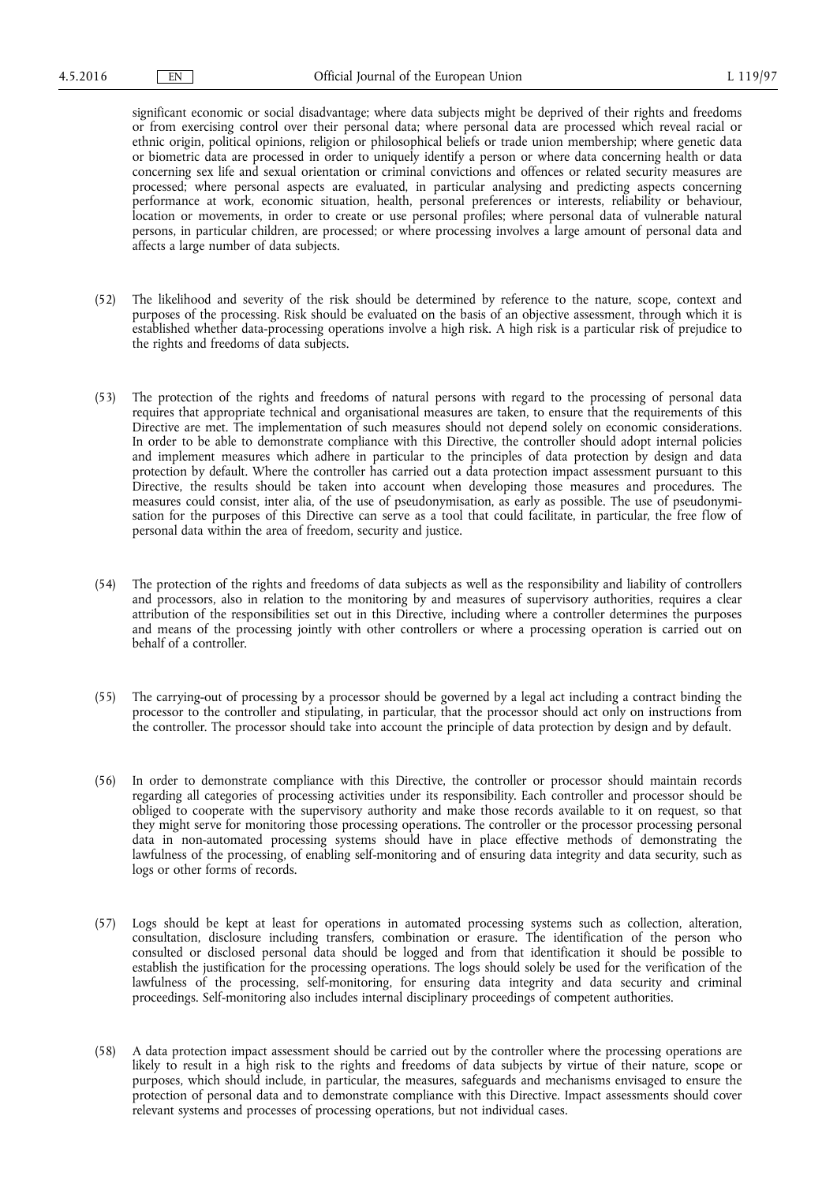significant economic or social disadvantage; where data subjects might be deprived of their rights and freedoms or from exercising control over their personal data; where personal data are processed which reveal racial or ethnic origin, political opinions, religion or philosophical beliefs or trade union membership; where genetic data or biometric data are processed in order to uniquely identify a person or where data concerning health or data concerning sex life and sexual orientation or criminal convictions and offences or related security measures are processed; where personal aspects are evaluated, in particular analysing and predicting aspects concerning performance at work, economic situation, health, personal preferences or interests, reliability or behaviour, location or movements, in order to create or use personal profiles; where personal data of vulnerable natural persons, in particular children, are processed; or where processing involves a large amount of personal data and affects a large number of data subjects.

(52) The likelihood and severity of the risk should be determined by reference to the nature, scope, context and purposes of the processing. Risk should be evaluated on the basis of an objective assessment, through which it is established whether data-processing operations involve a high risk. A high risk is a particular risk of prejudice to the rights and freedoms of data subjects.

(53) The protection of the rights and freedoms of natural persons with regard to the processing of personal data requires that appropriate technical and organisational measures are taken, to ensure that the requirements of this Directive are met. The implementation of such measures should not depend solely on economic considerations. In order to be able to demonstrate compliance with this Directive, the controller should adopt internal policies and implement measures which adhere in particular to the principles of data protection by design and data protection by default. Where the controller has carried out a data protection impact assessment pursuant to this Directive, the results should be taken into account when developing those measures and procedures. The measures could consist, inter alia, of the use of pseudonymisation, as early as possible. The use of pseudonymisation for the purposes of this Directive can serve as a tool that could facilitate, in particular, the free flow of personal data within the area of freedom, security and justice.

(54) The protection of the rights and freedoms of data subjects as well as the responsibility and liability of controllers and processors, also in relation to the monitoring by and measures of supervisory authorities, requires a clear attribution of the responsibilities set out in this Directive, including where a controller determines the purposes and means of the processing jointly with other controllers or where a processing operation is carried out on behalf of a controller.

(55) The carrying-out of processing by a processor should be governed by a legal act including a contract binding the processor to the controller and stipulating, in particular, that the processor should act only on instructions from the controller. The processor should take into account the principle of data protection by design and by default.

(56) In order to demonstrate compliance with this Directive, the controller or processor should maintain records regarding all categories of processing activities under its responsibility. Each controller and processor should be obliged to cooperate with the supervisory authority and make those records available to it on request, so that they might serve for monitoring those processing operations. The controller or the processor processing personal data in non-automated processing systems should have in place effective methods of demonstrating the lawfulness of the processing, of enabling self-monitoring and of ensuring data integrity and data security, such as logs or other forms of records.

(57) Logs should be kept at least for operations in automated processing systems such as collection, alteration, consultation, disclosure including transfers, combination or erasure. The identification of the person who consulted or disclosed personal data should be logged and from that identification it should be possible to establish the justification for the processing operations. The logs should solely be used for the verification of the lawfulness of the processing, self-monitoring, for ensuring data integrity and data security and criminal proceedings. Self-monitoring also includes internal disciplinary proceedings of competent authorities.

(58) A data protection impact assessment should be carried out by the controller where the processing operations are likely to result in a high risk to the rights and freedoms of data subjects by virtue of their nature, scope or purposes, which should include, in particular, the measures, safeguards and mechanisms envisaged to ensure the protection of personal data and to demonstrate compliance with this Directive. Impact assessments should cover relevant systems and processes of processing operations, but not individual cases.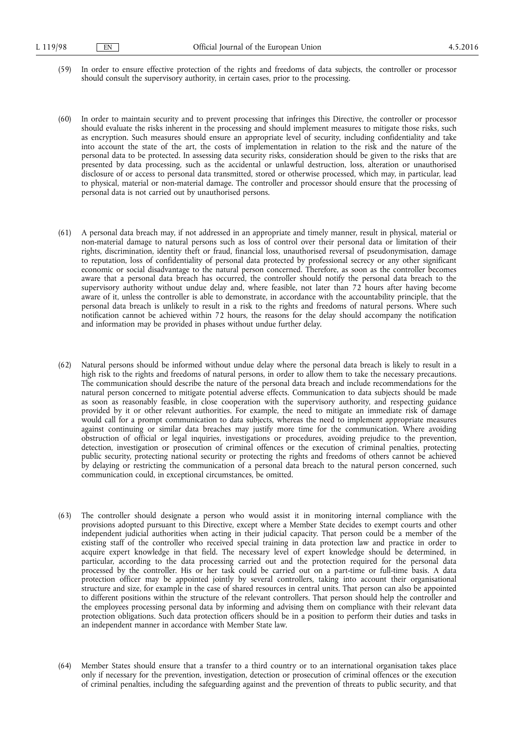(59) In order to ensure effective protection of the rights and freedoms of data subjects, the controller or processor should consult the supervisory authority, in certain cases, prior to the processing.

(60) In order to maintain security and to prevent processing that infringes this Directive, the controller or processor should evaluate the risks inherent in the processing and should implement measures to mitigate those risks, such as encryption. Such measures should ensure an appropriate level of security, including confidentiality and take into account the state of the art, the costs of implementation in relation to the risk and the nature of the personal data to be protected. In assessing data security risks, consideration should be given to the risks that are presented by data processing, such as the accidental or unlawful destruction, loss, alteration or unauthorised disclosure of or access to personal data transmitted, stored or otherwise processed, which may, in particular, lead to physical, material or non-material damage. The controller and processor should ensure that the processing of personal data is not carried out by unauthorised persons.

(61) A personal data breach may, if not addressed in an appropriate and timely manner, result in physical, material or non-material damage to natural persons such as loss of control over their personal data or limitation of their rights, discrimination, identity theft or fraud, financial loss, unauthorised reversal of pseudonymisation, damage to reputation, loss of confidentiality of personal data protected by professional secrecy or any other significant economic or social disadvantage to the natural person concerned. Therefore, as soon as the controller becomes aware that a personal data breach has occurred, the controller should notify the personal data breach to the supervisory authority without undue delay and, where feasible, not later than 72 hours after having become aware of it, unless the controller is able to demonstrate, in accordance with the accountability principle, that the personal data breach is unlikely to result in a risk to the rights and freedoms of natural persons. Where such notification cannot be achieved within 72 hours, the reasons for the delay should accompany the notification and information may be provided in phases without undue further delay.

(62) Natural persons should be informed without undue delay where the personal data breach is likely to result in a high risk to the rights and freedoms of natural persons, in order to allow them to take the necessary precautions. The communication should describe the nature of the personal data breach and include recommendations for the natural person concerned to mitigate potential adverse effects. Communication to data subjects should be made as soon as reasonably feasible, in close cooperation with the supervisory authority, and respecting guidance provided by it or other relevant authorities. For example, the need to mitigate an immediate risk of damage would call for a prompt communication to data subjects, whereas the need to implement appropriate measures against continuing or similar data breaches may justify more time for the communication. Where avoiding obstruction of official or legal inquiries, investigations or procedures, avoiding prejudice to the prevention, detection, investigation or prosecution of criminal offences or the execution of criminal penalties, protecting public security, protecting national security or protecting the rights and freedoms of others cannot be achieved by delaying or restricting the communication of a personal data breach to the natural person concerned, such communication could, in exceptional circumstances, be omitted.

(63) The controller should designate a person who would assist it in monitoring internal compliance with the provisions adopted pursuant to this Directive, except where a Member State decides to exempt courts and other independent judicial authorities when acting in their judicial capacity. That person could be a member of the existing staff of the controller who received special training in data protection law and practice in order to acquire expert knowledge in that field. The necessary level of expert knowledge should be determined, in particular, according to the data processing carried out and the protection required for the personal data processed by the controller. His or her task could be carried out on a part-time or full-time basis. A data protection officer may be appointed jointly by several controllers, taking into account their organisational structure and size, for example in the case of shared resources in central units. That person can also be appointed to different positions within the structure of the relevant controllers. That person should help the controller and the employees processing personal data by informing and advising them on compliance with their relevant data protection obligations. Such data protection officers should be in a position to perform their duties and tasks in an independent manner in accordance with Member State law.

(64) Member States should ensure that a transfer to a third country or to an international organisation takes place only if necessary for the prevention, investigation, detection or prosecution of criminal offences or the execution of criminal penalties, including the safeguarding against and the prevention of threats to public security, and that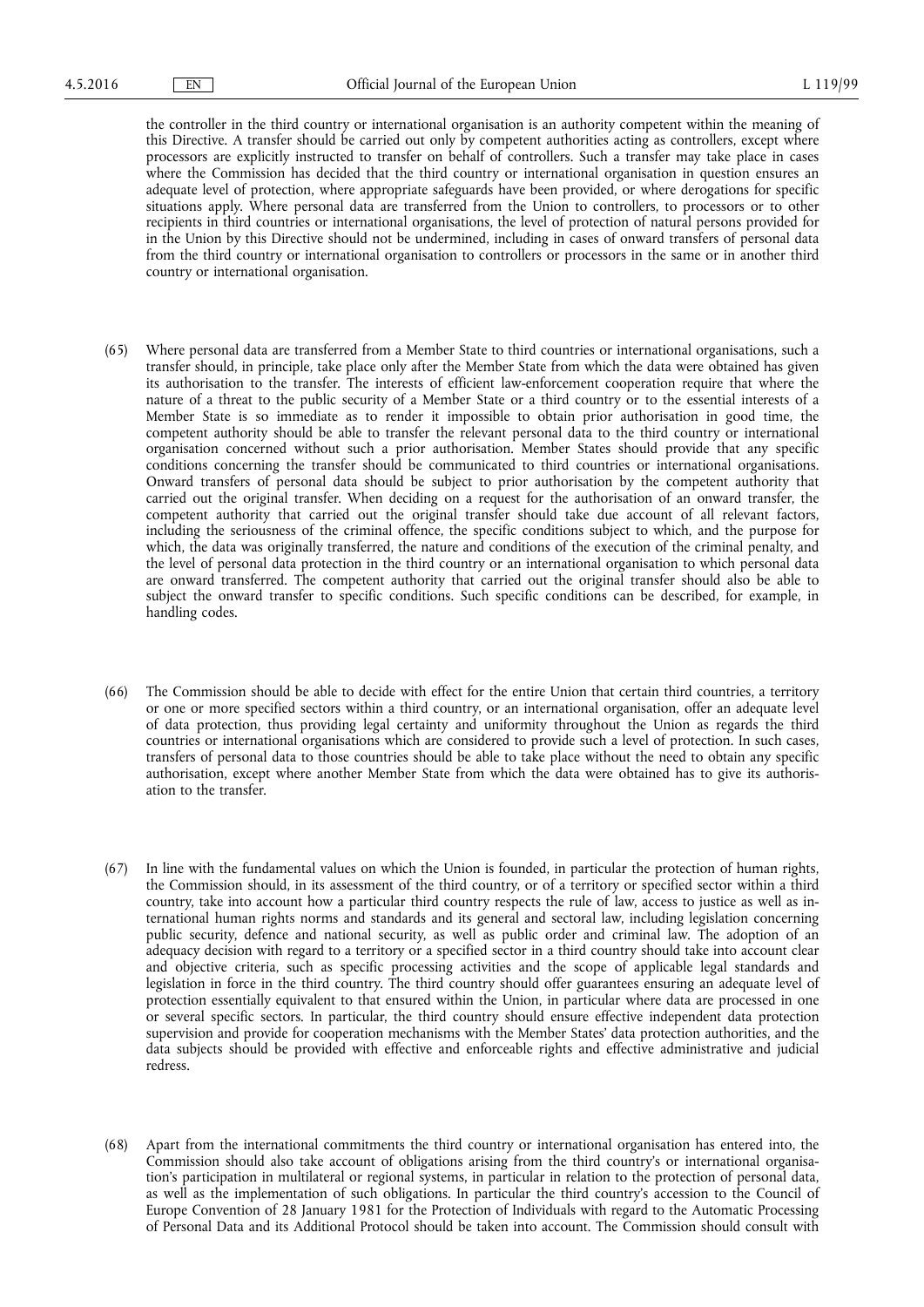the controller in the third country or international organisation is an authority competent within the meaning of this Directive. A transfer should be carried out only by competent authorities acting as controllers, except where processors are explicitly instructed to transfer on behalf of controllers. Such a transfer may take place in cases where the Commission has decided that the third country or international organisation in question ensures an adequate level of protection, where appropriate safeguards have been provided, or where derogations for specific situations apply. Where personal data are transferred from the Union to controllers, to processors or to other recipients in third countries or international organisations, the level of protection of natural persons provided for in the Union by this Directive should not be undermined, including in cases of onward transfers of personal data from the third country or international organisation to controllers or processors in the same or in another third country or international organisation.

(65) Where personal data are transferred from a Member State to third countries or international organisations, such a transfer should, in principle, take place only after the Member State from which the data were obtained has given its authorisation to the transfer. The interests of efficient law-enforcement cooperation require that where the nature of a threat to the public security of a Member State or a third country or to the essential interests of a Member State is so immediate as to render it impossible to obtain prior authorisation in good time, the competent authority should be able to transfer the relevant personal data to the third country or international organisation concerned without such a prior authorisation. Member States should provide that any specific conditions concerning the transfer should be communicated to third countries or international organisations. Onward transfers of personal data should be subject to prior authorisation by the competent authority that carried out the original transfer. When deciding on a request for the authorisation of an onward transfer, the competent authority that carried out the original transfer should take due account of all relevant factors, including the seriousness of the criminal offence, the specific conditions subject to which, and the purpose for which, the data was originally transferred, the nature and conditions of the execution of the criminal penalty, and the level of personal data protection in the third country or an international organisation to which personal data are onward transferred. The competent authority that carried out the original transfer should also be able to subject the onward transfer to specific conditions. Such specific conditions can be described, for example, in handling codes.

(66) The Commission should be able to decide with effect for the entire Union that certain third countries, a territory or one or more specified sectors within a third country, or an international organisation, offer an adequate level of data protection, thus providing legal certainty and uniformity throughout the Union as regards the third countries or international organisations which are considered to provide such a level of protection. In such cases, transfers of personal data to those countries should be able to take place without the need to obtain any specific authorisation, except where another Member State from which the data were obtained has to give its authorisation to the transfer.

(67) In line with the fundamental values on which the Union is founded, in particular the protection of human rights, the Commission should, in its assessment of the third country, or of a territory or specified sector within a third country, take into account how a particular third country respects the rule of law, access to justice as well as international human rights norms and standards and its general and sectoral law, including legislation concerning public security, defence and national security, as well as public order and criminal law. The adoption of an adequacy decision with regard to a territory or a specified sector in a third country should take into account clear and objective criteria, such as specific processing activities and the scope of applicable legal standards and legislation in force in the third country. The third country should offer guarantees ensuring an adequate level of protection essentially equivalent to that ensured within the Union, in particular where data are processed in one or several specific sectors. In particular, the third country should ensure effective independent data protection supervision and provide for cooperation mechanisms with the Member States' data protection authorities, and the data subjects should be provided with effective and enforceable rights and effective administrative and judicial redress.

(68) Apart from the international commitments the third country or international organisation has entered into, the Commission should also take account of obligations arising from the third country's or international organisation's participation in multilateral or regional systems, in particular in relation to the protection of personal data, as well as the implementation of such obligations. In particular the third country's accession to the Council of Europe Convention of 28 January 1981 for the Protection of Individuals with regard to the Automatic Processing of Personal Data and its Additional Protocol should be taken into account. The Commission should consult with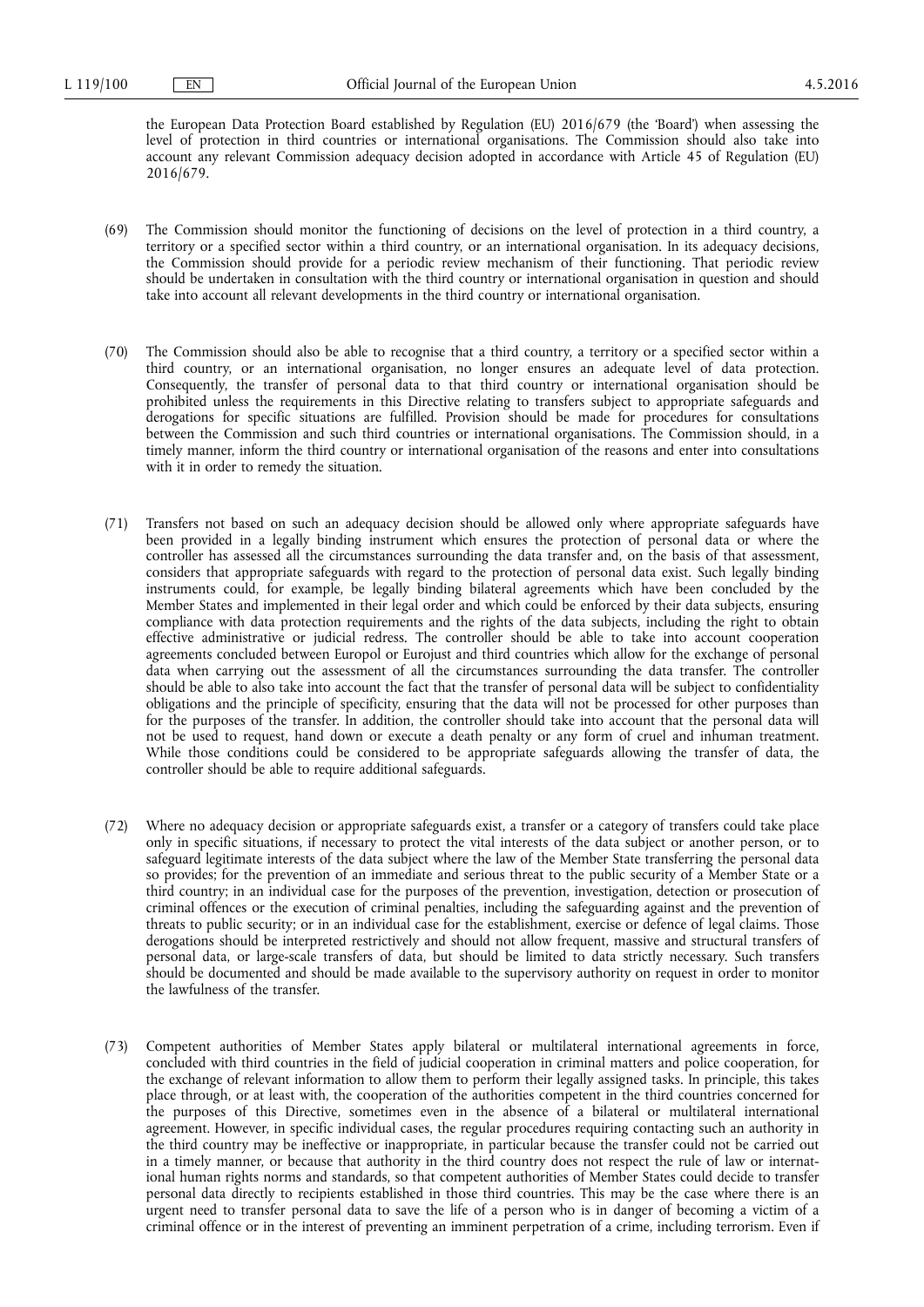the European Data Protection Board established by Regulation (EU) 2016/679 (the 'Board') when assessing the level of protection in third countries or international organisations. The Commission should also take into account any relevant Commission adequacy decision adopted in accordance with Article 45 of Regulation (EU) 2016/679.

(69) The Commission should monitor the functioning of decisions on the level of protection in a third country, a territory or a specified sector within a third country, or an international organisation. In its adequacy decisions, the Commission should provide for a periodic review mechanism of their functioning. That periodic review should be undertaken in consultation with the third country or international organisation in question and should take into account all relevant developments in the third country or international organisation.

(70) The Commission should also be able to recognise that a third country, a territory or a specified sector within a third country, or an international organisation, no longer ensures an adequate level of data protection. Consequently, the transfer of personal data to that third country or international organisation should be prohibited unless the requirements in this Directive relating to transfers subject to appropriate safeguards and derogations for specific situations are fulfilled. Provision should be made for procedures for consultations between the Commission and such third countries or international organisations. The Commission should, in a timely manner, inform the third country or international organisation of the reasons and enter into consultations with it in order to remedy the situation.

(71) Transfers not based on such an adequacy decision should be allowed only where appropriate safeguards have been provided in a legally binding instrument which ensures the protection of personal data or where the controller has assessed all the circumstances surrounding the data transfer and, on the basis of that assessment, considers that appropriate safeguards with regard to the protection of personal data exist. Such legally binding instruments could, for example, be legally binding bilateral agreements which have been concluded by the Member States and implemented in their legal order and which could be enforced by their data subjects, ensuring compliance with data protection requirements and the rights of the data subjects, including the right to obtain effective administrative or judicial redress. The controller should be able to take into account cooperation agreements concluded between Europol or Eurojust and third countries which allow for the exchange of personal data when carrying out the assessment of all the circumstances surrounding the data transfer. The controller should be able to also take into account the fact that the transfer of personal data will be subject to confidentiality obligations and the principle of specificity, ensuring that the data will not be processed for other purposes than for the purposes of the transfer. In addition, the controller should take into account that the personal data will not be used to request, hand down or execute a death penalty or any form of cruel and inhuman treatment. While those conditions could be considered to be appropriate safeguards allowing the transfer of data, the controller should be able to require additional safeguards.

(72) Where no adequacy decision or appropriate safeguards exist, a transfer or a category of transfers could take place only in specific situations, if necessary to protect the vital interests of the data subject or another person, or to safeguard legitimate interests of the data subject where the law of the Member State transferring the personal data so provides; for the prevention of an immediate and serious threat to the public security of a Member State or a third country; in an individual case for the purposes of the prevention, investigation, detection or prosecution of criminal offences or the execution of criminal penalties, including the safeguarding against and the prevention of threats to public security; or in an individual case for the establishment, exercise or defence of legal claims. Those derogations should be interpreted restrictively and should not allow frequent, massive and structural transfers of personal data, or large-scale transfers of data, but should be limited to data strictly necessary. Such transfers should be documented and should be made available to the supervisory authority on request in order to monitor the lawfulness of the transfer.

(73) Competent authorities of Member States apply bilateral or multilateral international agreements in force, concluded with third countries in the field of judicial cooperation in criminal matters and police cooperation, for the exchange of relevant information to allow them to perform their legally assigned tasks. In principle, this takes place through, or at least with, the cooperation of the authorities competent in the third countries concerned for the purposes of this Directive, sometimes even in the absence of a bilateral or multilateral international agreement. However, in specific individual cases, the regular procedures requiring contacting such an authority in the third country may be ineffective or inappropriate, in particular because the transfer could not be carried out in a timely manner, or because that authority in the third country does not respect the rule of law or international human rights norms and standards, so that competent authorities of Member States could decide to transfer personal data directly to recipients established in those third countries. This may be the case where there is an urgent need to transfer personal data to save the life of a person who is in danger of becoming a victim of a criminal offence or in the interest of preventing an imminent perpetration of a crime, including terrorism. Even if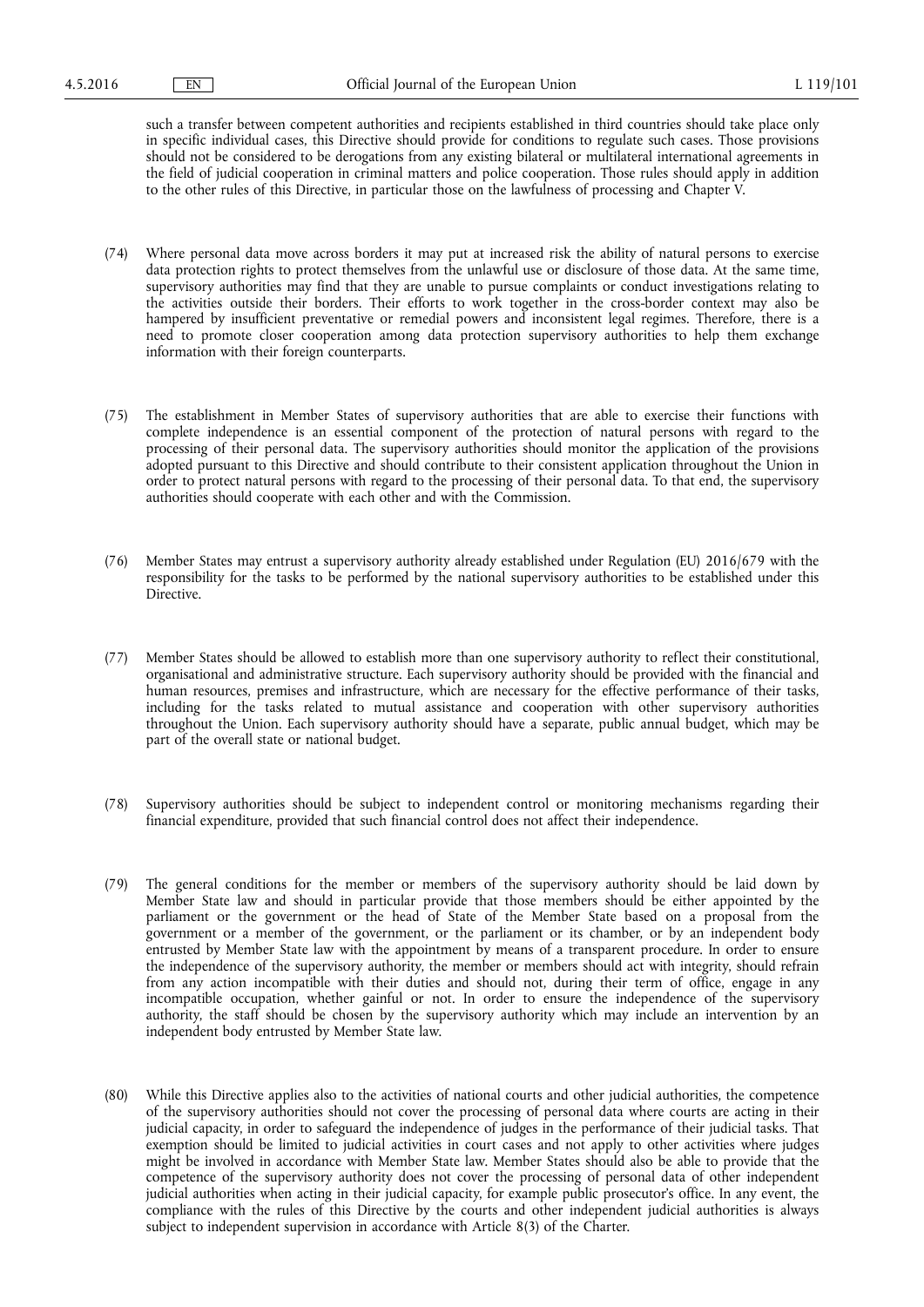such a transfer between competent authorities and recipients established in third countries should take place only in specific individual cases, this Directive should provide for conditions to regulate such cases. Those provisions should not be considered to be derogations from any existing bilateral or multilateral international agreements in the field of judicial cooperation in criminal matters and police cooperation. Those rules should apply in addition to the other rules of this Directive, in particular those on the lawfulness of processing and Chapter V.

(74) Where personal data move across borders it may put at increased risk the ability of natural persons to exercise data protection rights to protect themselves from the unlawful use or disclosure of those data. At the same time, supervisory authorities may find that they are unable to pursue complaints or conduct investigations relating to the activities outside their borders. Their efforts to work together in the cross-border context may also be hampered by insufficient preventative or remedial powers and inconsistent legal regimes. Therefore, there is a need to promote closer cooperation among data protection supervisory authorities to help them exchange information with their foreign counterparts.

(75) The establishment in Member States of supervisory authorities that are able to exercise their functions with complete independence is an essential component of the protection of natural persons with regard to the processing of their personal data. The supervisory authorities should monitor the application of the provisions adopted pursuant to this Directive and should contribute to their consistent application throughout the Union in order to protect natural persons with regard to the processing of their personal data. To that end, the supervisory authorities should cooperate with each other and with the Commission.

(76) Member States may entrust a supervisory authority already established under Regulation (EU) 2016/679 with the responsibility for the tasks to be performed by the national supervisory authorities to be established under this Directive.

(77) Member States should be allowed to establish more than one supervisory authority to reflect their constitutional, organisational and administrative structure. Each supervisory authority should be provided with the financial and human resources, premises and infrastructure, which are necessary for the effective performance of their tasks, including for the tasks related to mutual assistance and cooperation with other supervisory authorities throughout the Union. Each supervisory authority should have a separate, public annual budget, which may be part of the overall state or national budget.

(78) Supervisory authorities should be subject to independent control or monitoring mechanisms regarding their financial expenditure, provided that such financial control does not affect their independence.

(79) The general conditions for the member or members of the supervisory authority should be laid down by Member State law and should in particular provide that those members should be either appointed by the parliament or the government or the head of State of the Member State based on a proposal from the government or a member of the government, or the parliament or its chamber, or by an independent body entrusted by Member State law with the appointment by means of a transparent procedure. In order to ensure the independence of the supervisory authority, the member or members should act with integrity, should refrain from any action incompatible with their duties and should not, during their term of office, engage in any incompatible occupation, whether gainful or not. In order to ensure the independence of the supervisory authority, the staff should be chosen by the supervisory authority which may include an intervention by an independent body entrusted by Member State law.

(80) While this Directive applies also to the activities of national courts and other judicial authorities, the competence of the supervisory authorities should not cover the processing of personal data where courts are acting in their judicial capacity, in order to safeguard the independence of judges in the performance of their judicial tasks. That exemption should be limited to judicial activities in court cases and not apply to other activities where judges might be involved in accordance with Member State law. Member States should also be able to provide that the competence of the supervisory authority does not cover the processing of personal data of other independent judicial authorities when acting in their judicial capacity, for example public prosecutor's office. In any event, the compliance with the rules of this Directive by the courts and other independent judicial authorities is always subject to independent supervision in accordance with Article 8(3) of the Charter.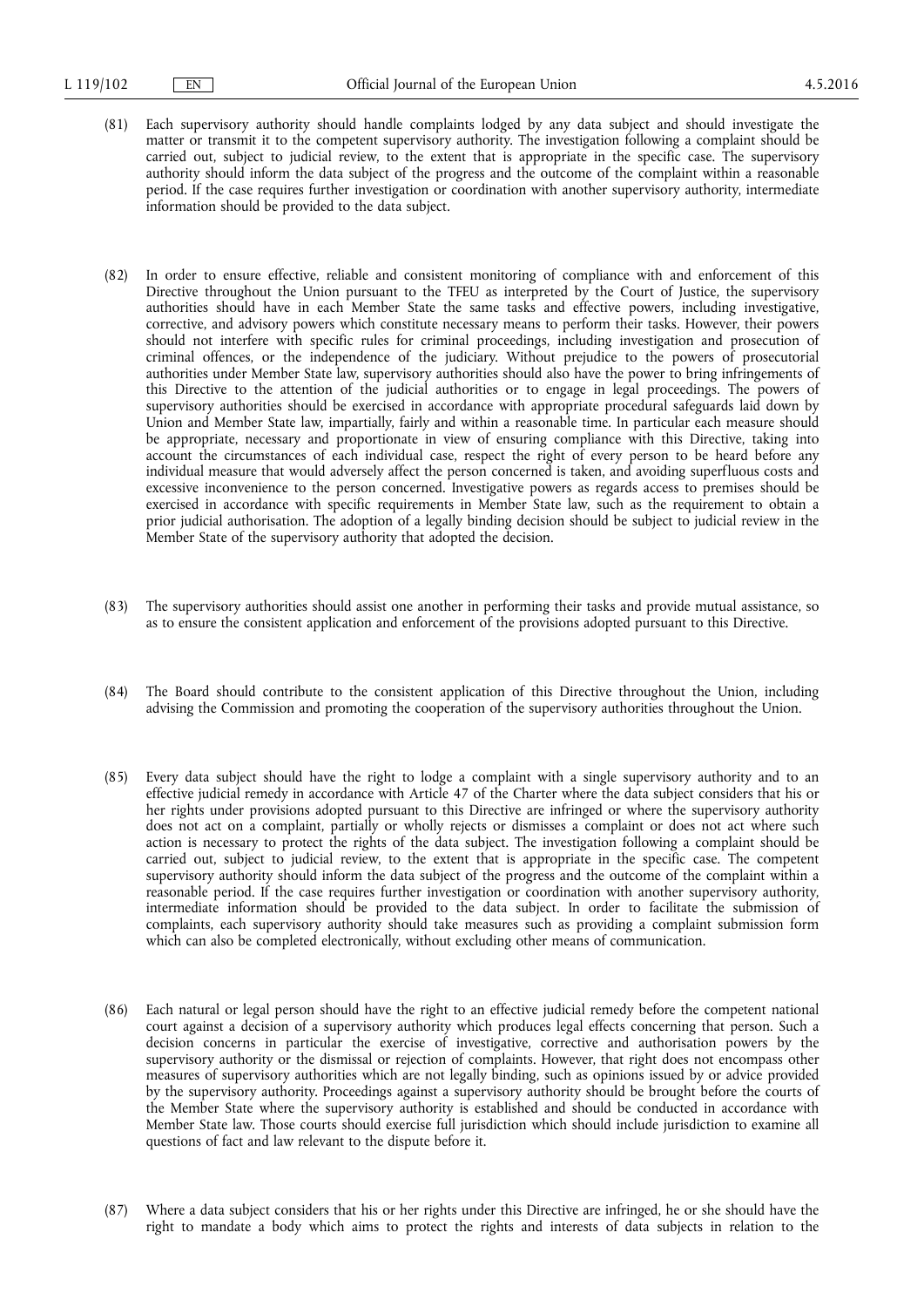(81) Each supervisory authority should handle complaints lodged by any data subject and should investigate the matter or transmit it to the competent supervisory authority. The investigation following a complaint should be carried out, subject to judicial review, to the extent that is appropriate in the specific case. The supervisory authority should inform the data subject of the progress and the outcome of the complaint within a reasonable period. If the case requires further investigation or coordination with another supervisory authority, intermediate information should be provided to the data subject.

(82) In order to ensure effective, reliable and consistent monitoring of compliance with and enforcement of this Directive throughout the Union pursuant to the TFEU as interpreted by the Court of Justice, the supervisory authorities should have in each Member State the same tasks and effective powers, including investigative, corrective, and advisory powers which constitute necessary means to perform their tasks. However, their powers should not interfere with specific rules for criminal proceedings, including investigation and prosecution of criminal offences, or the independence of the judiciary. Without prejudice to the powers of prosecutorial authorities under Member State law, supervisory authorities should also have the power to bring infringements of this Directive to the attention of the judicial authorities or to engage in legal proceedings. The powers of supervisory authorities should be exercised in accordance with appropriate procedural safeguards laid down by Union and Member State law, impartially, fairly and within a reasonable time. In particular each measure should be appropriate, necessary and proportionate in view of ensuring compliance with this Directive, taking into account the circumstances of each individual case, respect the right of every person to be heard before any individual measure that would adversely affect the person concerned is taken, and avoiding superfluous costs and excessive inconvenience to the person concerned. Investigative powers as regards access to premises should be exercised in accordance with specific requirements in Member State law, such as the requirement to obtain a prior judicial authorisation. The adoption of a legally binding decision should be subject to judicial review in the Member State of the supervisory authority that adopted the decision.

(83) The supervisory authorities should assist one another in performing their tasks and provide mutual assistance, so as to ensure the consistent application and enforcement of the provisions adopted pursuant to this Directive.

(84) The Board should contribute to the consistent application of this Directive throughout the Union, including advising the Commission and promoting the cooperation of the supervisory authorities throughout the Union.

(85) Every data subject should have the right to lodge a complaint with a single supervisory authority and to an effective judicial remedy in accordance with Article 47 of the Charter where the data subject considers that his or her rights under provisions adopted pursuant to this Directive are infringed or where the supervisory authority does not act on a complaint, partially or wholly rejects or dismisses a complaint or does not act where such action is necessary to protect the rights of the data subject. The investigation following a complaint should be carried out, subject to judicial review, to the extent that is appropriate in the specific case. The competent supervisory authority should inform the data subject of the progress and the outcome of the complaint within a reasonable period. If the case requires further investigation or coordination with another supervisory authority, intermediate information should be provided to the data subject. In order to facilitate the submission of complaints, each supervisory authority should take measures such as providing a complaint submission form which can also be completed electronically, without excluding other means of communication.

(86) Each natural or legal person should have the right to an effective judicial remedy before the competent national court against a decision of a supervisory authority which produces legal effects concerning that person. Such a decision concerns in particular the exercise of investigative, corrective and authorisation powers by the supervisory authority or the dismissal or rejection of complaints. However, that right does not encompass other measures of supervisory authorities which are not legally binding, such as opinions issued by or advice provided by the supervisory authority. Proceedings against a supervisory authority should be brought before the courts of the Member State where the supervisory authority is established and should be conducted in accordance with Member State law. Those courts should exercise full jurisdiction which should include jurisdiction to examine all questions of fact and law relevant to the dispute before it.

(87) Where a data subject considers that his or her rights under this Directive are infringed, he or she should have the right to mandate a body which aims to protect the rights and interests of data subjects in relation to the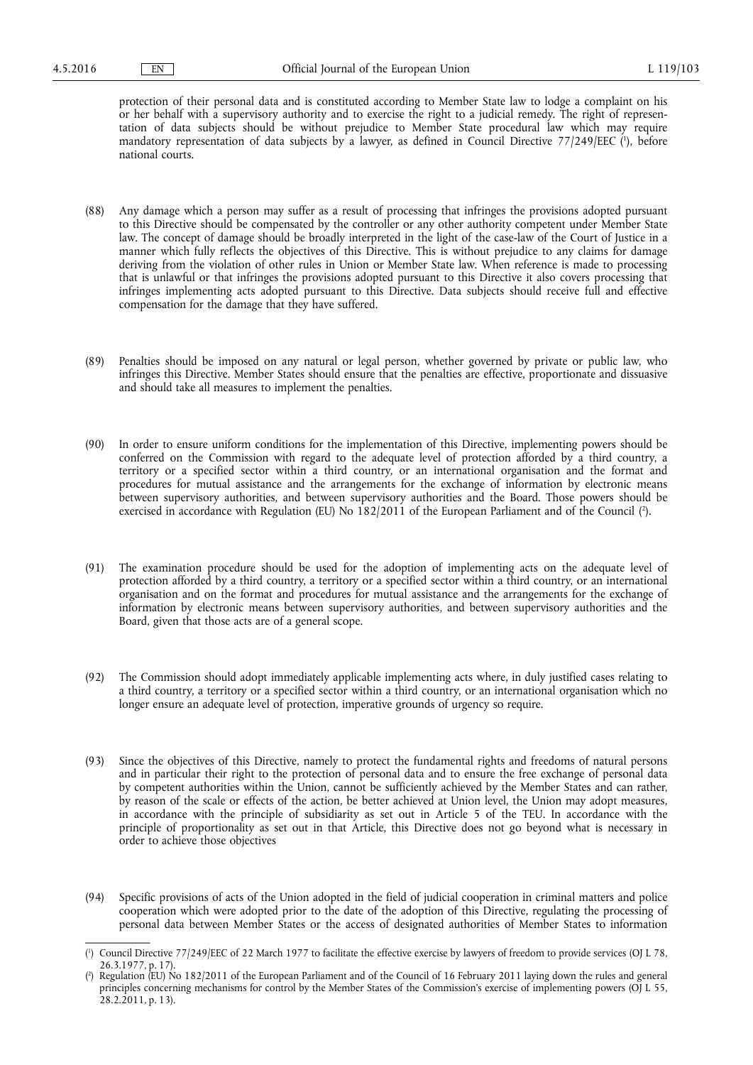protection of their personal data and is constituted according to Member State law to lodge a complaint on his or her behalf with a supervisory authority and to exercise the right to a judicial remedy. The right of representation of data subjects should be without prejudice to Member State procedural law which may require mandatory representation of data subjects by a lawyer, as defined in Council Directive 77/249/EEC ([1]), before national courts.

(88) Any damage which a person may suffer as a result of processing that infringes the provisions adopted pursuant to this Directive should be compensated by the controller or any other authority competent under Member State law. The concept of damage should be broadly interpreted in the light of the case-law of the Court of Justice in a manner which fully reflects the objectives of this Directive. This is without prejudice to any claims for damage deriving from the violation of other rules in Union or Member State law. When reference is made to processing that is unlawful or that infringes the provisions adopted pursuant to this Directive it also covers processing that infringes implementing acts adopted pursuant to this Directive. Data subjects should receive full and effective compensation for the damage that they have suffered.

(89) Penalties should be imposed on any natural or legal person, whether governed by private or public law, who infringes this Directive. Member States should ensure that the penalties are effective, proportionate and dissuasive and should take all measures to implement the penalties.

(90) In order to ensure uniform conditions for the implementation of this Directive, implementing powers should be conferred on the Commission with regard to the adequate level of protection afforded by a third country, a territory or a specified sector within a third country, or an international organisation and the format and procedures for mutual assistance and the arrangements for the exchange of information by electronic means between supervisory authorities, and between supervisory authorities and the Board. Those powers should be exercised in accordance with Regulation (EU) No 182/2011 of the European Parliament and of the Council ([2]).

(91) The examination procedure should be used for the adoption of implementing acts on the adequate level of protection afforded by a third country, a territory or a specified sector within a third country, or an international organisation and on the format and procedures for mutual assistance and the arrangements for the exchange of information by electronic means between supervisory authorities, and between supervisory authorities and the Board, given that those acts are of a general scope.

(92) The Commission should adopt immediately applicable implementing acts where, in duly justified cases relating to a third country, a territory or a specified sector within a third country, or an international organisation which no longer ensure an adequate level of protection, imperative grounds of urgency so require.

(93) Since the objectives of this Directive, namely to protect the fundamental rights and freedoms of natural persons and in particular their right to the protection of personal data and to ensure the free exchange of personal data by competent authorities within the Union, cannot be sufficiently achieved by the Member States and can rather, by reason of the scale or effects of the action, be better achieved at Union level, the Union may adopt measures, in accordance with the principle of subsidiarity as set out in Article 5 of the TEU. In accordance with the principle of proportionality as set out in that Article, this Directive does not go beyond what is necessary in order to achieve those objectives

(94) Specific provisions of acts of the Union adopted in the field of judicial cooperation in criminal matters and police cooperation which were adopted prior to the date of the adoption of this Directive, regulating the processing of personal data between Member States or the access of designated authorities of Member States to information

---

([1]) Council Directive 77/249/EEC of 22 March 1977 to facilitate the effective exercise by lawyers of freedom to provide services (OJ L 78, 26.3.1977, p. 17).

([2]) Regulation (EU) No 182/2011 of the European Parliament and of the Council of 16 February 2011 laying down the rules and general principles concerning mechanisms for control by the Member States of the Commission's exercise of implementing powers (OJ L 55, 28.2.2011, p. 13).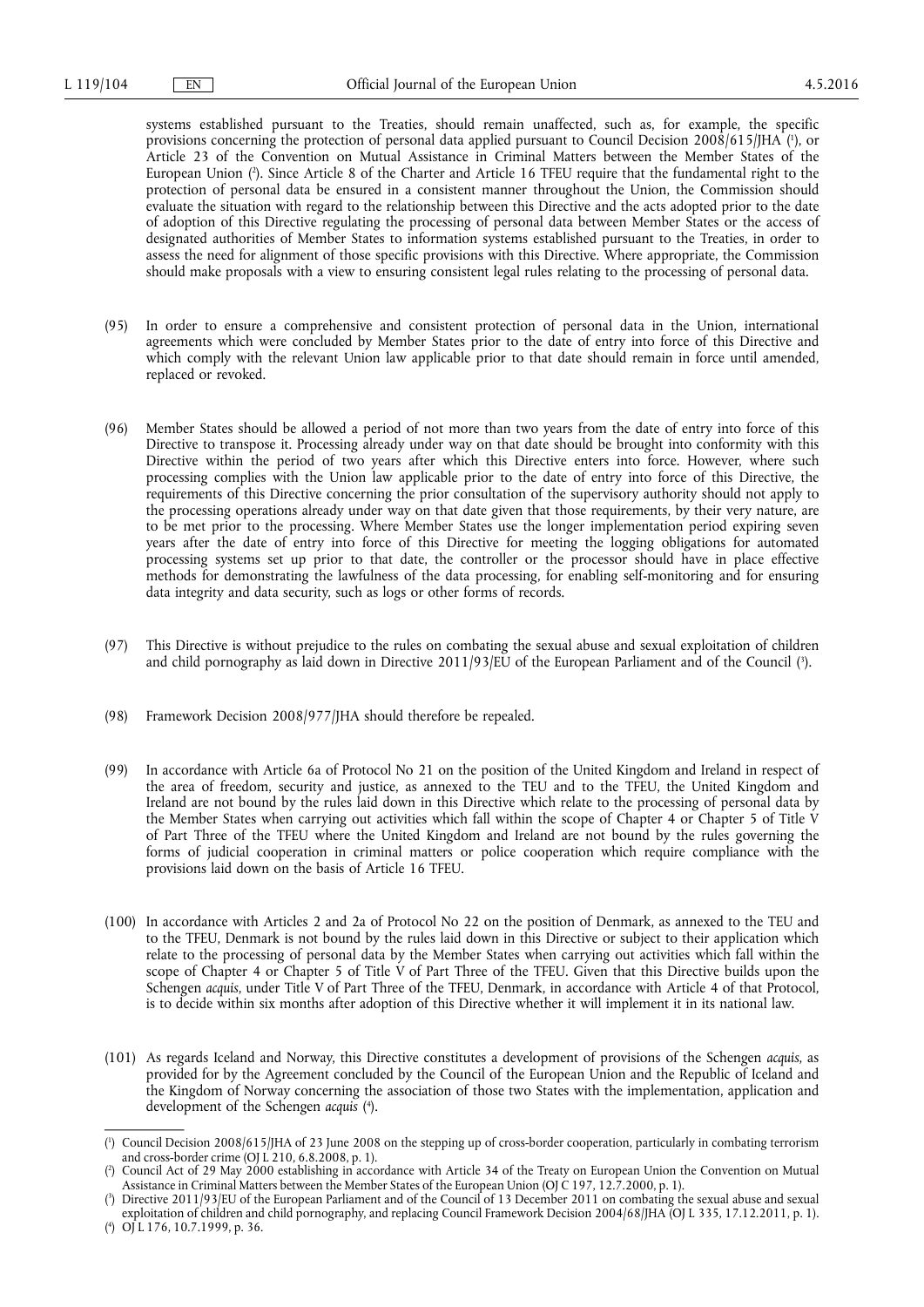systems established pursuant to the Treaties, should remain unaffected, such as, for example, the specific provisions concerning the protection of personal data applied pursuant to Council Decision 2008/615/JHA [1], or Article 23 of the Convention on Mutual Assistance in Criminal Matters between the Member States of the European Union [2]. Since Article 8 of the Charter and Article 16 TFEU require that the fundamental right to the protection of personal data be ensured in a consistent manner throughout the Union, the Commission should evaluate the situation with regard to the relationship between this Directive and the acts adopted prior to the date of adoption of this Directive regulating the processing of personal data between Member States or the access of designated authorities of Member States to information systems established pursuant to the Treaties, in order to assess the need for alignment of those specific provisions with this Directive. Where appropriate, the Commission should make proposals with a view to ensuring consistent legal rules relating to the processing of personal data.

(95) In order to ensure a comprehensive and consistent protection of personal data in the Union, international agreements which were concluded by Member States prior to the date of entry into force of this Directive and which comply with the relevant Union law applicable prior to that date should remain in force until amended, replaced or revoked.

(96) Member States should be allowed a period of not more than two years from the date of entry into force of this Directive to transpose it. Processing already under way on that date should be brought into conformity with this Directive within the period of two years after which this Directive enters into force. However, where such processing complies with the Union law applicable prior to the date of entry into force of this Directive, the requirements of this Directive concerning the prior consultation of the supervisory authority should not apply to the processing operations already under way on that date given that those requirements, by their very nature, are to be met prior to the processing. Where Member States use the longer implementation period expiring seven years after the date of entry into force of this Directive for meeting the logging obligations for automated processing systems set up prior to that date, the controller or the processor should have in place effective methods for demonstrating the lawfulness of the data processing, for enabling self-monitoring and for ensuring data integrity and data security, such as logs or other forms of records.

(97) This Directive is without prejudice to the rules on combating the sexual abuse and sexual exploitation of children and child pornography as laid down in Directive 2011/93/EU of the European Parliament and of the Council [3].

(98) Framework Decision 2008/977/JHA should therefore be repealed.

(99) In accordance with Article 6a of Protocol No 21 on the position of the United Kingdom and Ireland in respect of the area of freedom, security and justice, as annexed to the TEU and to the TFEU, the United Kingdom and Ireland are not bound by the rules laid down in this Directive which relate to the processing of personal data by the Member States when carrying out activities which fall within the scope of Chapter 4 or Chapter 5 of Title V of Part Three of the TFEU where the United Kingdom and Ireland are not bound by the rules governing the forms of judicial cooperation in criminal matters or police cooperation which require compliance with the provisions laid down on the basis of Article 16 TFEU.

(100) In accordance with Articles 2 and 2a of Protocol No 22 on the position of Denmark, as annexed to the TEU and to the TFEU, Denmark is not bound by the rules laid down in this Directive or subject to their application which relate to the processing of personal data by the Member States when carrying out activities which fall within the scope of Chapter 4 or Chapter 5 of Title V of Part Three of the TFEU. Given that this Directive builds upon the Schengen *acquis*, under Title V of Part Three of the TFEU, Denmark, in accordance with Article 4 of that Protocol, is to decide within six months after adoption of this Directive whether it will implement it in its national law.

(101) As regards Iceland and Norway, this Directive constitutes a development of provisions of the Schengen *acquis*, as provided for by the Agreement concluded by the Council of the European Union and the Republic of Iceland and the Kingdom of Norway concerning the association of those two States with the implementation, application and development of the Schengen *acquis* [4].

---

[1] Council Decision 2008/615/JHA of 23 June 2008 on the stepping up of cross-border cooperation, particularly in combating terrorism and cross-border crime (OJ L 210, 6.8.2008, p. 1).

[2] Council Act of 29 May 2000 establishing in accordance with Article 34 of the Treaty on European Union the Convention on Mutual Assistance in Criminal Matters between the Member States of the European Union (OJ C 197, 12.7.2000, p. 1).

[3] Directive 2011/93/EU of the European Parliament and of the Council of 13 December 2011 on combating the sexual abuse and sexual exploitation of children and child pornography, and replacing Council Framework Decision 2004/68/JHA (OJ L 335, 17.12.2011, p. 1).

[4] OJ L 176, 10.7.1999, p. 36.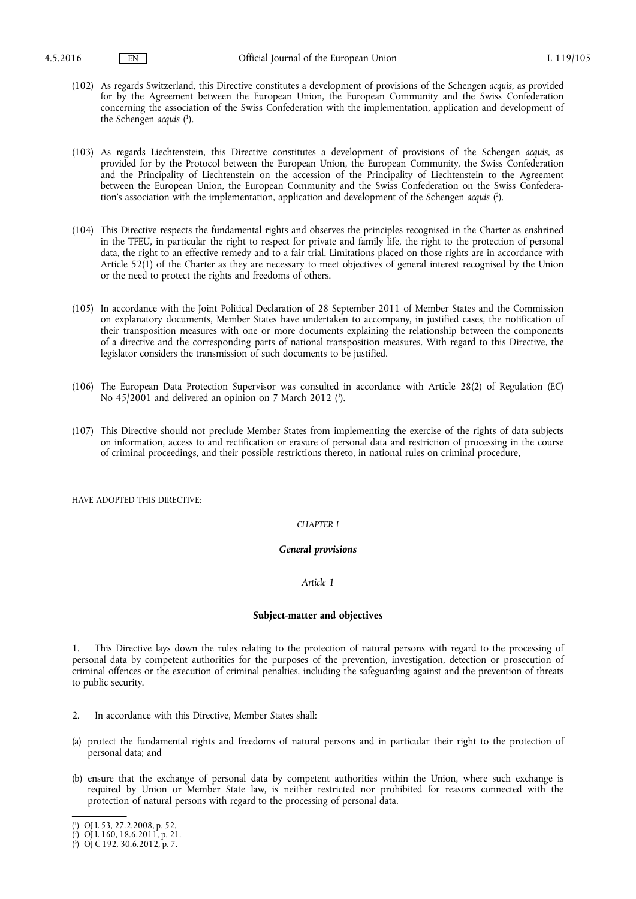(102) As regards Switzerland, this Directive constitutes a development of provisions of the Schengen *acquis*, as provided for by the Agreement between the European Union, the European Community and the Swiss Confederation concerning the association of the Swiss Confederation with the implementation, application and development of the Schengen *acquis* [1].

(103) As regards Liechtenstein, this Directive constitutes a development of provisions of the Schengen *acquis*, as provided for by the Protocol between the European Union, the European Community, the Swiss Confederation and the Principality of Liechtenstein on the accession of the Principality of Liechtenstein to the Agreement between the European Union, the European Community and the Swiss Confederation on the Swiss Confederation's association with the implementation, application and development of the Schengen *acquis* [2].

(104) This Directive respects the fundamental rights and observes the principles recognised in the Charter as enshrined in the TFEU, in particular the right to respect for private and family life, the right to the protection of personal data, the right to an effective remedy and to a fair trial. Limitations placed on those rights are in accordance with Article 52(1) of the Charter as they are necessary to meet objectives of general interest recognised by the Union or the need to protect the rights and freedoms of others.

(105) In accordance with the Joint Political Declaration of 28 September 2011 of Member States and the Commission on explanatory documents, Member States have undertaken to accompany, in justified cases, the notification of their transposition measures with one or more documents explaining the relationship between the components of a directive and the corresponding parts of national transposition measures. With regard to this Directive, the legislator considers the transmission of such documents to be justified.

(106) The European Data Protection Supervisor was consulted in accordance with Article 28(2) of Regulation (EC) No 45/2001 and delivered an opinion on 7 March 2012 [3].

(107) This Directive should not preclude Member States from implementing the exercise of the rights of data subjects on information, access to and rectification or erasure of personal data and restriction of processing in the course of criminal proceedings, and their possible restrictions thereto, in national rules on criminal procedure,

HAVE ADOPTED THIS DIRECTIVE:

## *CHAPTER I*

## ***General provisions***

### *Article 1*

### **Subject-matter and objectives**

1. This Directive lays down the rules relating to the protection of natural persons with regard to the processing of personal data by competent authorities for the purposes of the prevention, investigation, detection or prosecution of criminal offences or the execution of criminal penalties, including the safeguarding against and the prevention of threats to public security.

2. In accordance with this Directive, Member States shall:

(a) protect the fundamental rights and freedoms of natural persons and in particular their right to the protection of personal data; and

(b) ensure that the exchange of personal data by competent authorities within the Union, where such exchange is required by Union or Member State law, is neither restricted nor prohibited for reasons connected with the protection of natural persons with regard to the processing of personal data.

---

[1] OJ L 53, 27.2.2008, p. 52.

[2] OJ L 160, 18.6.2011, p. 21.

[3] OJ C 192, 30.6.2012, p. 7.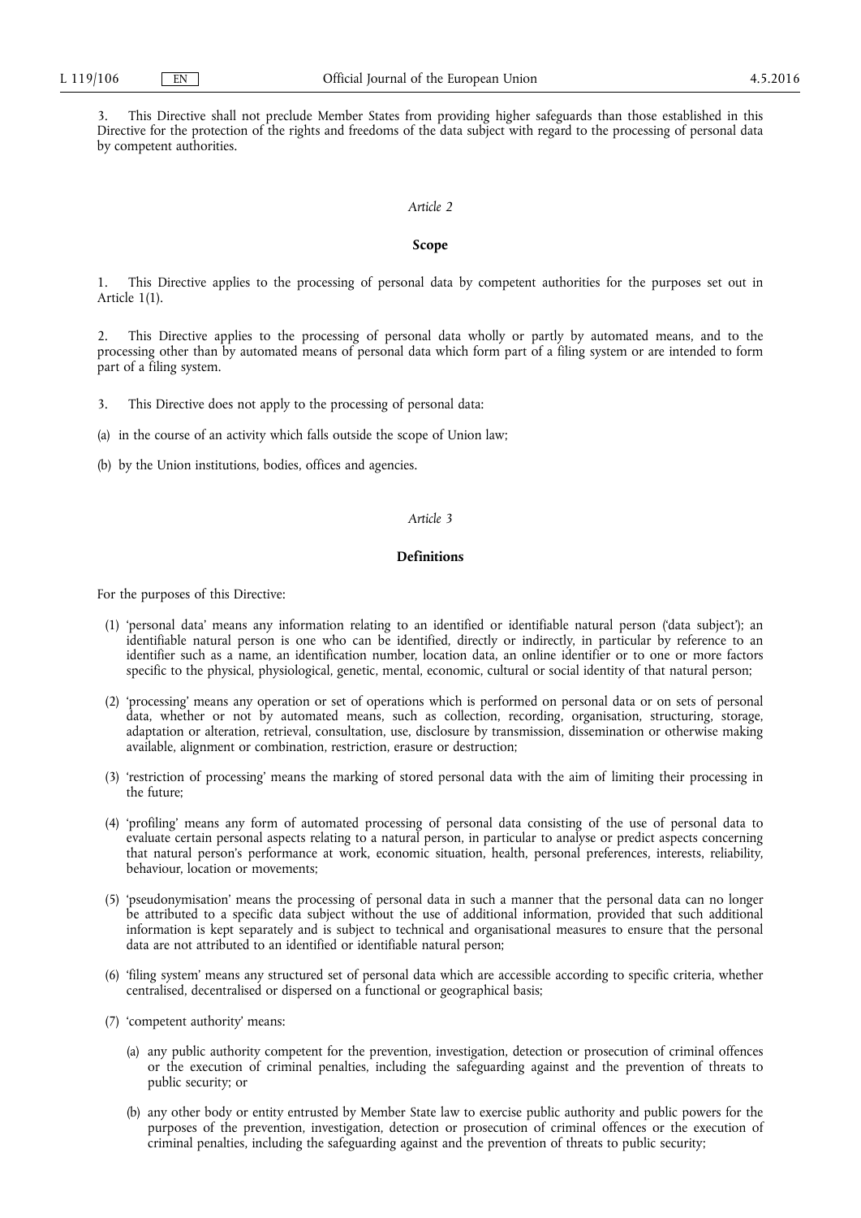3. This Directive shall not preclude Member States from providing higher safeguards than those established in this Directive for the protection of the rights and freedoms of the data subject with regard to the processing of personal data by competent authorities.

*Article 2*

**Scope**

1. This Directive applies to the processing of personal data by competent authorities for the purposes set out in Article 1(1).

2. This Directive applies to the processing of personal data wholly or partly by automated means, and to the processing other than by automated means of personal data which form part of a filing system or are intended to form part of a filing system.

3. This Directive does not apply to the processing of personal data:

(a) in the course of an activity which falls outside the scope of Union law;

(b) by the Union institutions, bodies, offices and agencies.

*Article 3*

**Definitions**

For the purposes of this Directive:

(1) 'personal data' means any information relating to an identified or identifiable natural person ('data subject'); an identifiable natural person is one who can be identified, directly or indirectly, in particular by reference to an identifier such as a name, an identification number, location data, an online identifier or to one or more factors specific to the physical, physiological, genetic, mental, economic, cultural or social identity of that natural person;

(2) 'processing' means any operation or set of operations which is performed on personal data or on sets of personal data, whether or not by automated means, such as collection, recording, organisation, structuring, storage, adaptation or alteration, retrieval, consultation, use, disclosure by transmission, dissemination or otherwise making available, alignment or combination, restriction, erasure or destruction;

(3) 'restriction of processing' means the marking of stored personal data with the aim of limiting their processing in the future;

(4) 'profiling' means any form of automated processing of personal data consisting of the use of personal data to evaluate certain personal aspects relating to a natural person, in particular to analyse or predict aspects concerning that natural person's performance at work, economic situation, health, personal preferences, interests, reliability, behaviour, location or movements;

(5) 'pseudonymisation' means the processing of personal data in such a manner that the personal data can no longer be attributed to a specific data subject without the use of additional information, provided that such additional information is kept separately and is subject to technical and organisational measures to ensure that the personal data are not attributed to an identified or identifiable natural person;

(6) 'filing system' means any structured set of personal data which are accessible according to specific criteria, whether centralised, decentralised or dispersed on a functional or geographical basis;

(7) 'competent authority' means:

(a) any public authority competent for the prevention, investigation, detection or prosecution of criminal offences or the execution of criminal penalties, including the safeguarding against and the prevention of threats to public security; or

(b) any other body or entity entrusted by Member State law to exercise public authority and public powers for the purposes of the prevention, investigation, detection or prosecution of criminal offences or the execution of criminal penalties, including the safeguarding against and the prevention of threats to public security;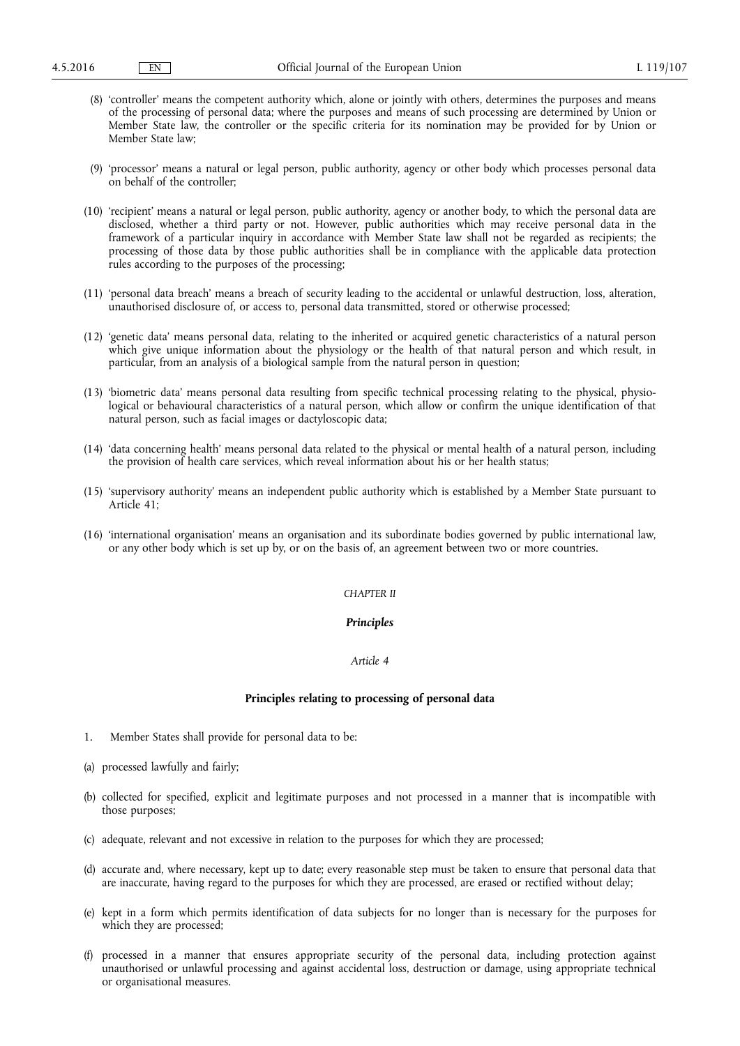(8) 'controller' means the competent authority which, alone or jointly with others, determines the purposes and means of the processing of personal data; where the purposes and means of such processing are determined by Union or Member State law, the controller or the specific criteria for its nomination may be provided for by Union or Member State law;

(9) 'processor' means a natural or legal person, public authority, agency or other body which processes personal data on behalf of the controller;

(10) 'recipient' means a natural or legal person, public authority, agency or another body, to which the personal data are disclosed, whether a third party or not. However, public authorities which may receive personal data in the framework of a particular inquiry in accordance with Member State law shall not be regarded as recipients; the processing of those data by those public authorities shall be in compliance with the applicable data protection rules according to the purposes of the processing;

(11) 'personal data breach' means a breach of security leading to the accidental or unlawful destruction, loss, alteration, unauthorised disclosure of, or access to, personal data transmitted, stored or otherwise processed;

(12) 'genetic data' means personal data, relating to the inherited or acquired genetic characteristics of a natural person which give unique information about the physiology or the health of that natural person and which result, in particular, from an analysis of a biological sample from the natural person in question;

(13) 'biometric data' means personal data resulting from specific technical processing relating to the physical, physiological or behavioural characteristics of a natural person, which allow or confirm the unique identification of that natural person, such as facial images or dactyloscopic data;

(14) 'data concerning health' means personal data related to the physical or mental health of a natural person, including the provision of health care services, which reveal information about his or her health status;

(15) 'supervisory authority' means an independent public authority which is established by a Member State pursuant to Article 41;

(16) 'international organisation' means an organisation and its subordinate bodies governed by public international law, or any other body which is set up by, or on the basis of, an agreement between two or more countries.

## *CHAPTER II*

## ***Principles***

### *Article 4*

### **Principles relating to processing of personal data**

1. Member States shall provide for personal data to be:

(a) processed lawfully and fairly;

(b) collected for specified, explicit and legitimate purposes and not processed in a manner that is incompatible with those purposes;

(c) adequate, relevant and not excessive in relation to the purposes for which they are processed;

(d) accurate and, where necessary, kept up to date; every reasonable step must be taken to ensure that personal data that are inaccurate, having regard to the purposes for which they are processed, are erased or rectified without delay;

(e) kept in a form which permits identification of data subjects for no longer than is necessary for the purposes for which they are processed;

(f) processed in a manner that ensures appropriate security of the personal data, including protection against unauthorised or unlawful processing and against accidental loss, destruction or damage, using appropriate technical or organisational measures.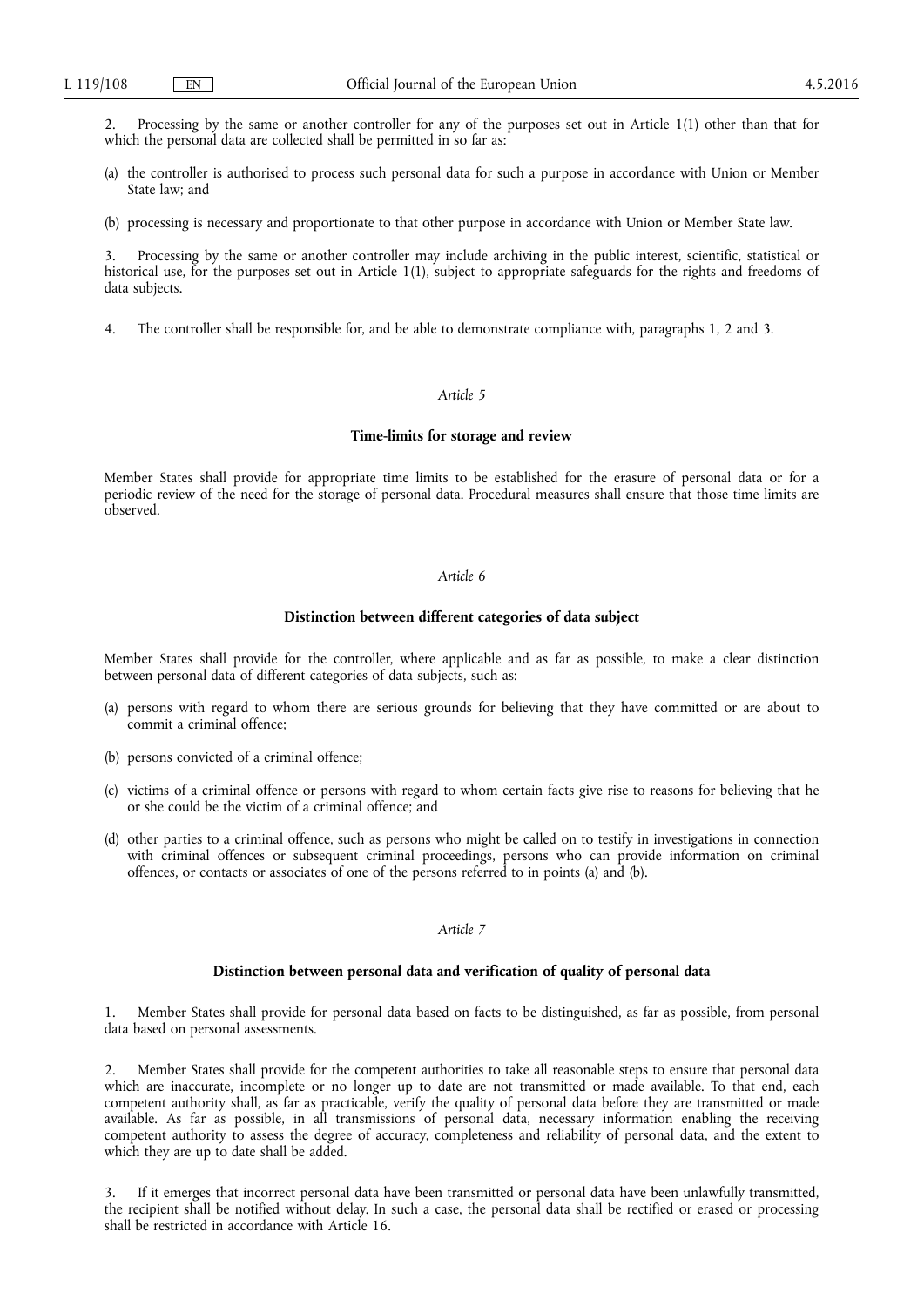2. Processing by the same or another controller for any of the purposes set out in Article 1(1) other than that for which the personal data are collected shall be permitted in so far as:

(a) the controller is authorised to process such personal data for such a purpose in accordance with Union or Member State law; and

(b) processing is necessary and proportionate to that other purpose in accordance with Union or Member State law.

3. Processing by the same or another controller may include archiving in the public interest, scientific, statistical or historical use, for the purposes set out in Article 1(1), subject to appropriate safeguards for the rights and freedoms of data subjects.

4. The controller shall be responsible for, and be able to demonstrate compliance with, paragraphs 1, 2 and 3.

*Article 5*

**Time-limits for storage and review**

Member States shall provide for appropriate time limits to be established for the erasure of personal data or for a periodic review of the need for the storage of personal data. Procedural measures shall ensure that those time limits are observed.

*Article 6*

**Distinction between different categories of data subject**

Member States shall provide for the controller, where applicable and as far as possible, to make a clear distinction between personal data of different categories of data subjects, such as:

(a) persons with regard to whom there are serious grounds for believing that they have committed or are about to commit a criminal offence;

(b) persons convicted of a criminal offence;

(c) victims of a criminal offence or persons with regard to whom certain facts give rise to reasons for believing that he or she could be the victim of a criminal offence; and

(d) other parties to a criminal offence, such as persons who might be called on to testify in investigations in connection with criminal offences or subsequent criminal proceedings, persons who can provide information on criminal offences, or contacts or associates of one of the persons referred to in points (a) and (b).

*Article 7*

**Distinction between personal data and verification of quality of personal data**

1. Member States shall provide for personal data based on facts to be distinguished, as far as possible, from personal data based on personal assessments.

2. Member States shall provide for the competent authorities to take all reasonable steps to ensure that personal data which are inaccurate, incomplete or no longer up to date are not transmitted or made available. To that end, each competent authority shall, as far as practicable, verify the quality of personal data before they are transmitted or made available. As far as possible, in all transmissions of personal data, necessary information enabling the receiving competent authority to assess the degree of accuracy, completeness and reliability of personal data, and the extent to which they are up to date shall be added.

3. If it emerges that incorrect personal data have been transmitted or personal data have been unlawfully transmitted, the recipient shall be notified without delay. In such a case, the personal data shall be rectified or erased or processing shall be restricted in accordance with Article 16.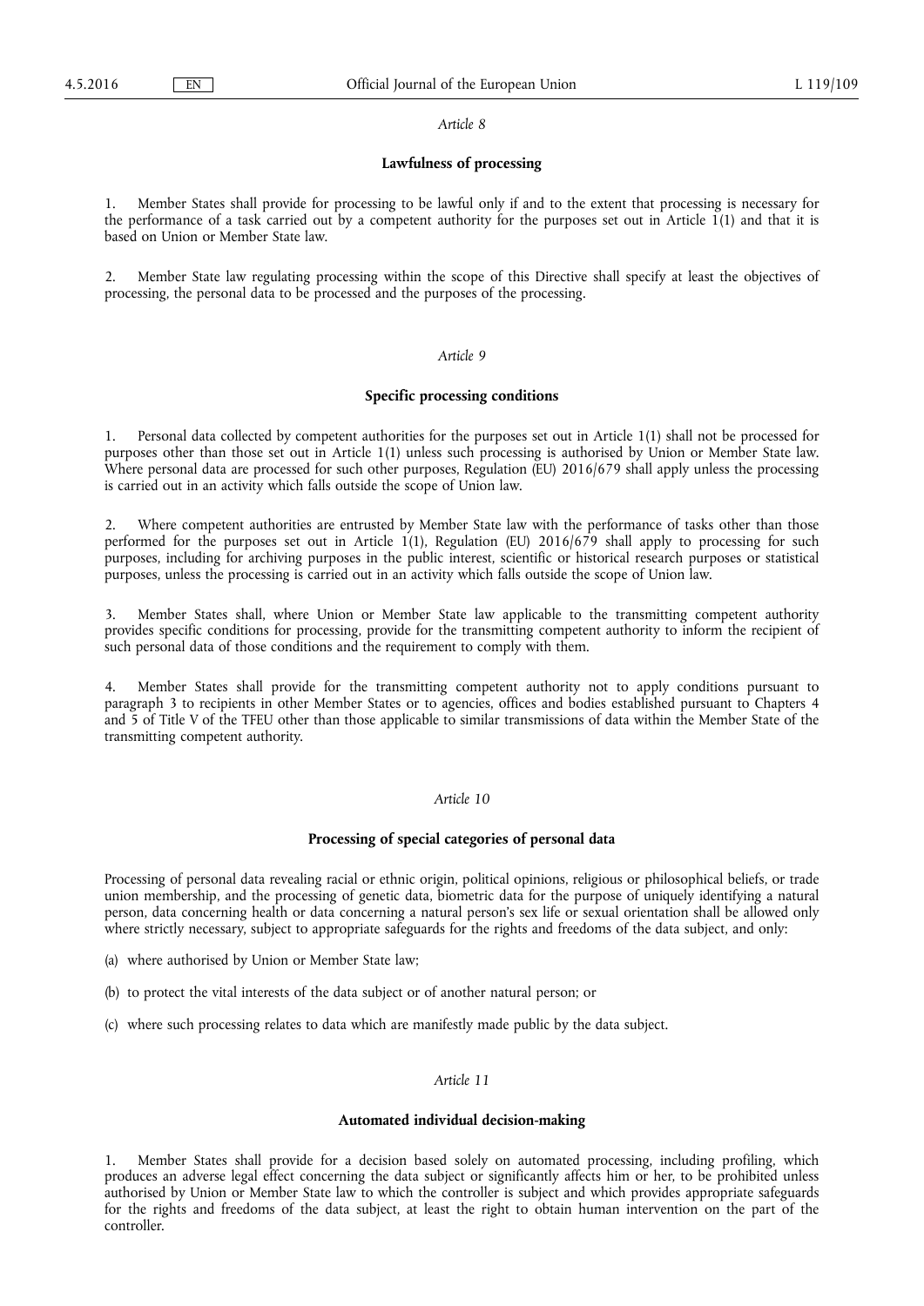*Article 8*

**Lawfulness of processing**

1. Member States shall provide for processing to be lawful only if and to the extent that processing is necessary for the performance of a task carried out by a competent authority for the purposes set out in Article 1(1) and that it is based on Union or Member State law.

2. Member State law regulating processing within the scope of this Directive shall specify at least the objectives of processing, the personal data to be processed and the purposes of the processing.

*Article 9*

**Specific processing conditions**

1. Personal data collected by competent authorities for the purposes set out in Article 1(1) shall not be processed for purposes other than those set out in Article 1(1) unless such processing is authorised by Union or Member State law. Where personal data are processed for such other purposes, Regulation (EU) 2016/679 shall apply unless the processing is carried out in an activity which falls outside the scope of Union law.

2. Where competent authorities are entrusted by Member State law with the performance of tasks other than those performed for the purposes set out in Article 1(1), Regulation (EU) 2016/679 shall apply to processing for such purposes, including for archiving purposes in the public interest, scientific or historical research purposes or statistical purposes, unless the processing is carried out in an activity which falls outside the scope of Union law.

3. Member States shall, where Union or Member State law applicable to the transmitting competent authority provides specific conditions for processing, provide for the transmitting competent authority to inform the recipient of such personal data of those conditions and the requirement to comply with them.

4. Member States shall provide for the transmitting competent authority not to apply conditions pursuant to paragraph 3 to recipients in other Member States or to agencies, offices and bodies established pursuant to Chapters 4 and 5 of Title V of the TFEU other than those applicable to similar transmissions of data within the Member State of the transmitting competent authority.

*Article 10*

**Processing of special categories of personal data**

Processing of personal data revealing racial or ethnic origin, political opinions, religious or philosophical beliefs, or trade union membership, and the processing of genetic data, biometric data for the purpose of uniquely identifying a natural person, data concerning health or data concerning a natural person's sex life or sexual orientation shall be allowed only where strictly necessary, subject to appropriate safeguards for the rights and freedoms of the data subject, and only:

(a) where authorised by Union or Member State law;

(b) to protect the vital interests of the data subject or of another natural person; or

(c) where such processing relates to data which are manifestly made public by the data subject.

*Article 11*

**Automated individual decision-making**

1. Member States shall provide for a decision based solely on automated processing, including profiling, which produces an adverse legal effect concerning the data subject or significantly affects him or her, to be prohibited unless authorised by Union or Member State law to which the controller is subject and which provides appropriate safeguards for the rights and freedoms of the data subject, at least the right to obtain human intervention on the part of the controller.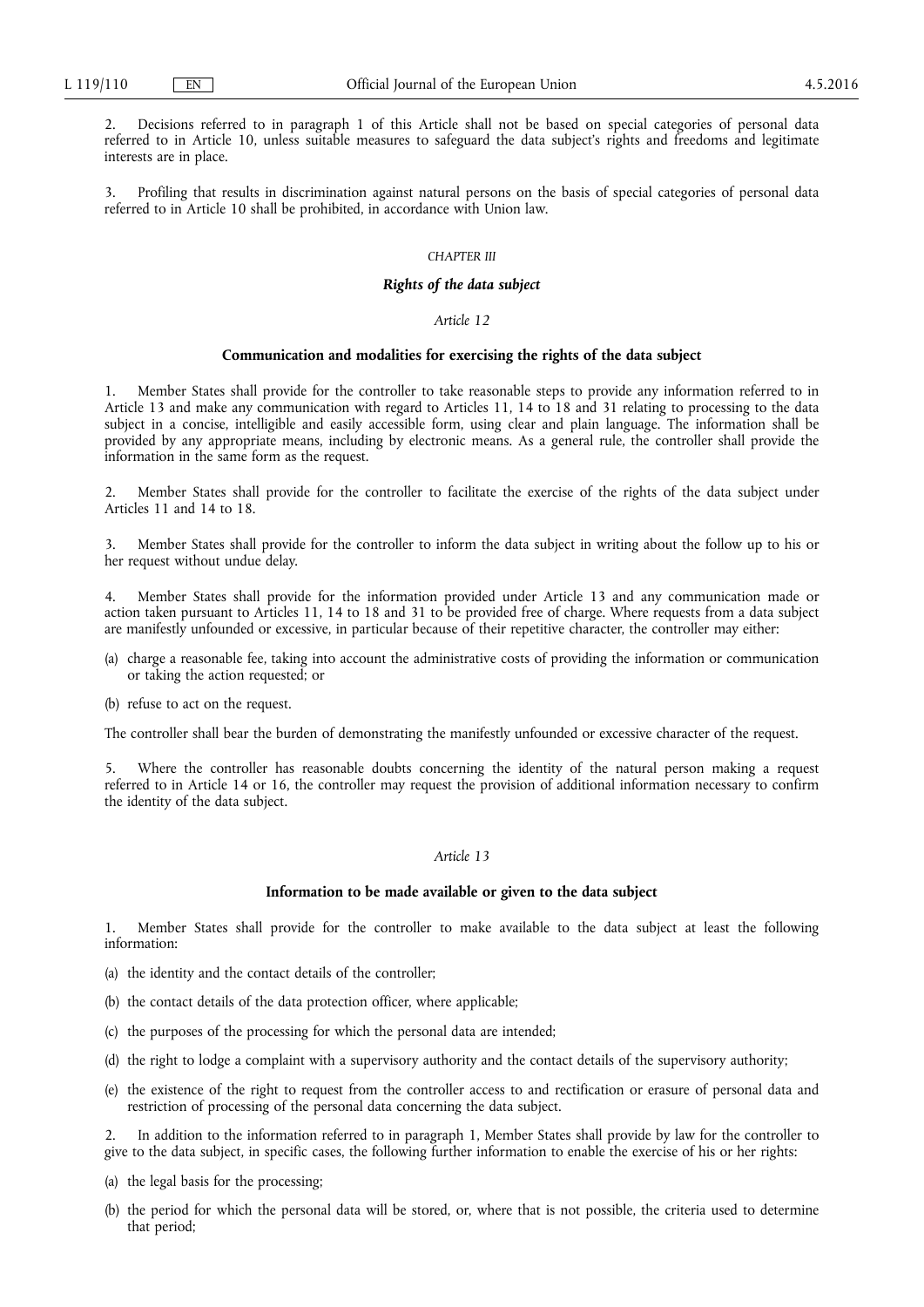2. Decisions referred to in paragraph 1 of this Article shall not be based on special categories of personal data referred to in Article 10, unless suitable measures to safeguard the data subject's rights and freedoms and legitimate interests are in place.

3. Profiling that results in discrimination against natural persons on the basis of special categories of personal data referred to in Article 10 shall be prohibited, in accordance with Union law.

## *CHAPTER III*

## ***Rights of the data subject***

### *Article 12*

### **Communication and modalities for exercising the rights of the data subject**

1. Member States shall provide for the controller to take reasonable steps to provide any information referred to in Article 13 and make any communication with regard to Articles 11, 14 to 18 and 31 relating to processing to the data subject in a concise, intelligible and easily accessible form, using clear and plain language. The information shall be provided by any appropriate means, including by electronic means. As a general rule, the controller shall provide the information in the same form as the request.

2. Member States shall provide for the controller to facilitate the exercise of the rights of the data subject under Articles 11 and 14 to 18.

3. Member States shall provide for the controller to inform the data subject in writing about the follow up to his or her request without undue delay.

4. Member States shall provide for the information provided under Article 13 and any communication made or action taken pursuant to Articles 11, 14 to 18 and 31 to be provided free of charge. Where requests from a data subject are manifestly unfounded or excessive, in particular because of their repetitive character, the controller may either:

(a) charge a reasonable fee, taking into account the administrative costs of providing the information or communication or taking the action requested; or

(b) refuse to act on the request.

The controller shall bear the burden of demonstrating the manifestly unfounded or excessive character of the request.

5. Where the controller has reasonable doubts concerning the identity of the natural person making a request referred to in Article 14 or 16, the controller may request the provision of additional information necessary to confirm the identity of the data subject.

### *Article 13*

### **Information to be made available or given to the data subject**

1. Member States shall provide for the controller to make available to the data subject at least the following information:

(a) the identity and the contact details of the controller;

(b) the contact details of the data protection officer, where applicable;

(c) the purposes of the processing for which the personal data are intended;

(d) the right to lodge a complaint with a supervisory authority and the contact details of the supervisory authority;

(e) the existence of the right to request from the controller access to and rectification or erasure of personal data and restriction of processing of the personal data concerning the data subject.

2. In addition to the information referred to in paragraph 1, Member States shall provide by law for the controller to give to the data subject, in specific cases, the following further information to enable the exercise of his or her rights:

(a) the legal basis for the processing;

(b) the period for which the personal data will be stored, or, where that is not possible, the criteria used to determine that period;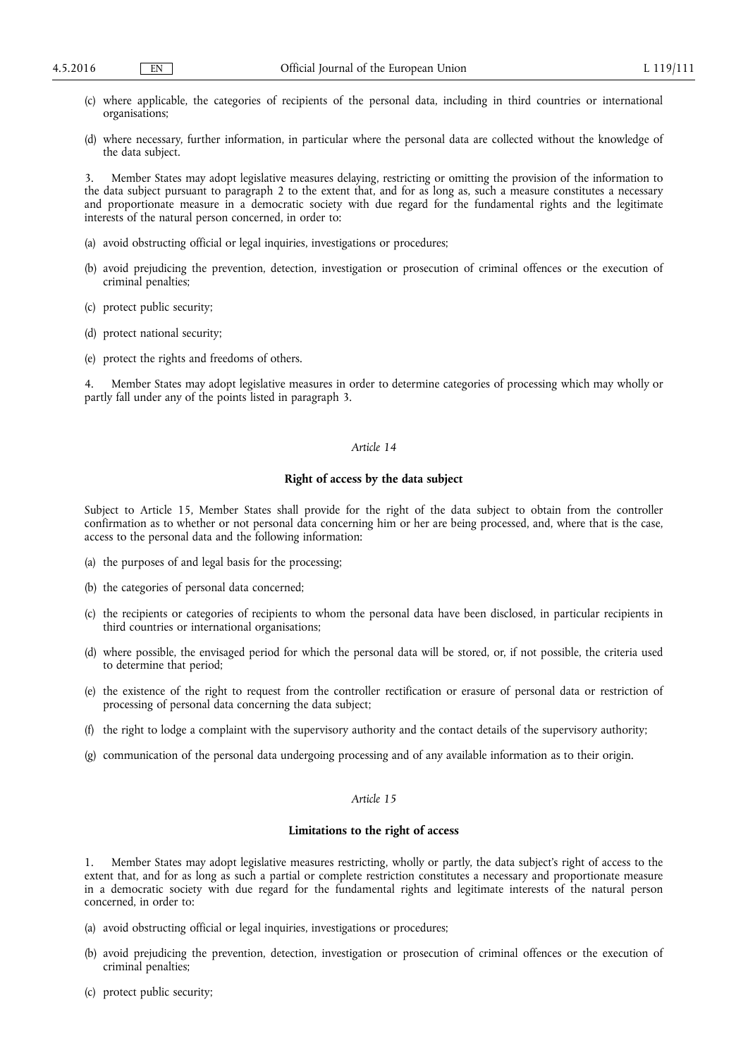(c) where applicable, the categories of recipients of the personal data, including in third countries or international organisations;

(d) where necessary, further information, in particular where the personal data are collected without the knowledge of the data subject.

3. Member States may adopt legislative measures delaying, restricting or omitting the provision of the information to the data subject pursuant to paragraph 2 to the extent that, and for as long as, such a measure constitutes a necessary and proportionate measure in a democratic society with due regard for the fundamental rights and the legitimate interests of the natural person concerned, in order to:

(a) avoid obstructing official or legal inquiries, investigations or procedures;

(b) avoid prejudicing the prevention, detection, investigation or prosecution of criminal offences or the execution of criminal penalties;

(c) protect public security;

(d) protect national security;

(e) protect the rights and freedoms of others.

4. Member States may adopt legislative measures in order to determine categories of processing which may wholly or partly fall under any of the points listed in paragraph 3.

*Article 14*

**Right of access by the data subject**

Subject to Article 15, Member States shall provide for the right of the data subject to obtain from the controller confirmation as to whether or not personal data concerning him or her are being processed, and, where that is the case, access to the personal data and the following information:

(a) the purposes of and legal basis for the processing;

(b) the categories of personal data concerned;

(c) the recipients or categories of recipients to whom the personal data have been disclosed, in particular recipients in third countries or international organisations;

(d) where possible, the envisaged period for which the personal data will be stored, or, if not possible, the criteria used to determine that period;

(e) the existence of the right to request from the controller rectification or erasure of personal data or restriction of processing of personal data concerning the data subject;

(f) the right to lodge a complaint with the supervisory authority and the contact details of the supervisory authority;

(g) communication of the personal data undergoing processing and of any available information as to their origin.

*Article 15*

**Limitations to the right of access**

1. Member States may adopt legislative measures restricting, wholly or partly, the data subject's right of access to the extent that, and for as long as such a partial or complete restriction constitutes a necessary and proportionate measure in a democratic society with due regard for the fundamental rights and legitimate interests of the natural person concerned, in order to:

(a) avoid obstructing official or legal inquiries, investigations or procedures;

(b) avoid prejudicing the prevention, detection, investigation or prosecution of criminal offences or the execution of criminal penalties;

(c) protect public security;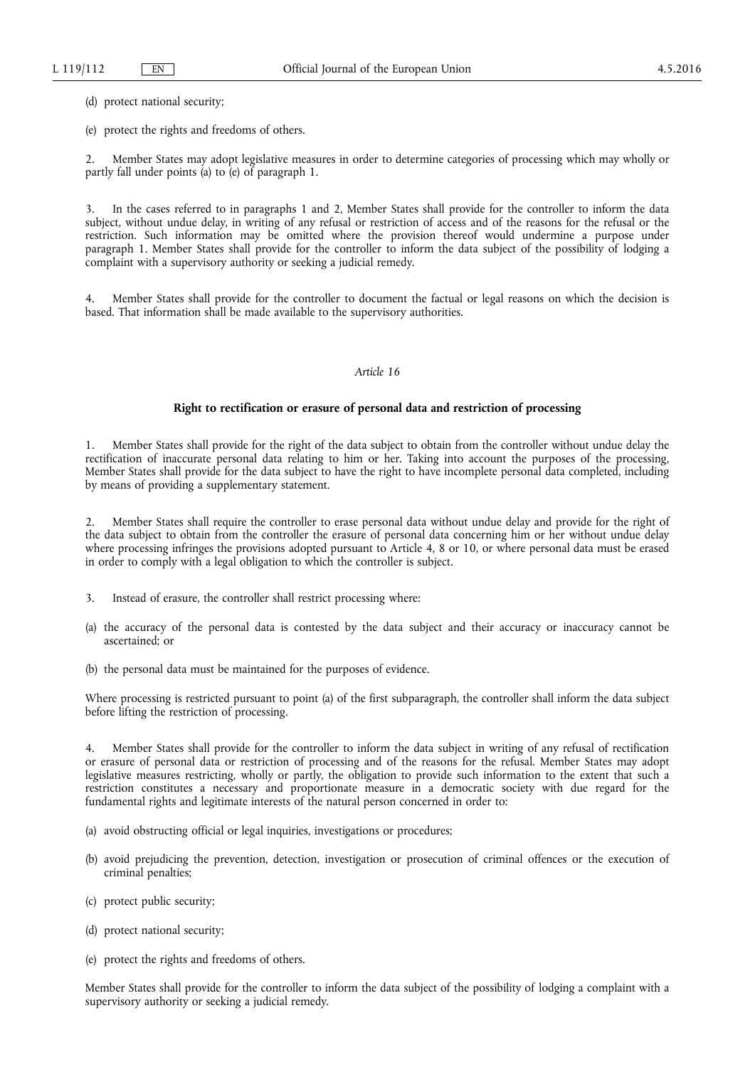(d) protect national security;

(e) protect the rights and freedoms of others.

2. Member States may adopt legislative measures in order to determine categories of processing which may wholly or partly fall under points (a) to (e) of paragraph 1.

3. In the cases referred to in paragraphs 1 and 2, Member States shall provide for the controller to inform the data subject, without undue delay, in writing of any refusal or restriction of access and of the reasons for the refusal or the restriction. Such information may be omitted where the provision thereof would undermine a purpose under paragraph 1. Member States shall provide for the controller to inform the data subject of the possibility of lodging a complaint with a supervisory authority or seeking a judicial remedy.

4. Member States shall provide for the controller to document the factual or legal reasons on which the decision is based. That information shall be made available to the supervisory authorities.

*Article 16*

**Right to rectification or erasure of personal data and restriction of processing**

1. Member States shall provide for the right of the data subject to obtain from the controller without undue delay the rectification of inaccurate personal data relating to him or her. Taking into account the purposes of the processing, Member States shall provide for the data subject to have the right to have incomplete personal data completed, including by means of providing a supplementary statement.

2. Member States shall require the controller to erase personal data without undue delay and provide for the right of the data subject to obtain from the controller the erasure of personal data concerning him or her without undue delay where processing infringes the provisions adopted pursuant to Article 4, 8 or 10, or where personal data must be erased in order to comply with a legal obligation to which the controller is subject.

3. Instead of erasure, the controller shall restrict processing where:

(a) the accuracy of the personal data is contested by the data subject and their accuracy or inaccuracy cannot be ascertained; or

(b) the personal data must be maintained for the purposes of evidence.

Where processing is restricted pursuant to point (a) of the first subparagraph, the controller shall inform the data subject before lifting the restriction of processing.

4. Member States shall provide for the controller to inform the data subject in writing of any refusal of rectification or erasure of personal data or restriction of processing and of the reasons for the refusal. Member States may adopt legislative measures restricting, wholly or partly, the obligation to provide such information to the extent that such a restriction constitutes a necessary and proportionate measure in a democratic society with due regard for the fundamental rights and legitimate interests of the natural person concerned in order to:

(a) avoid obstructing official or legal inquiries, investigations or procedures;

(b) avoid prejudicing the prevention, detection, investigation or prosecution of criminal offences or the execution of criminal penalties;

(c) protect public security;

(d) protect national security;

(e) protect the rights and freedoms of others.

Member States shall provide for the controller to inform the data subject of the possibility of lodging a complaint with a supervisory authority or seeking a judicial remedy.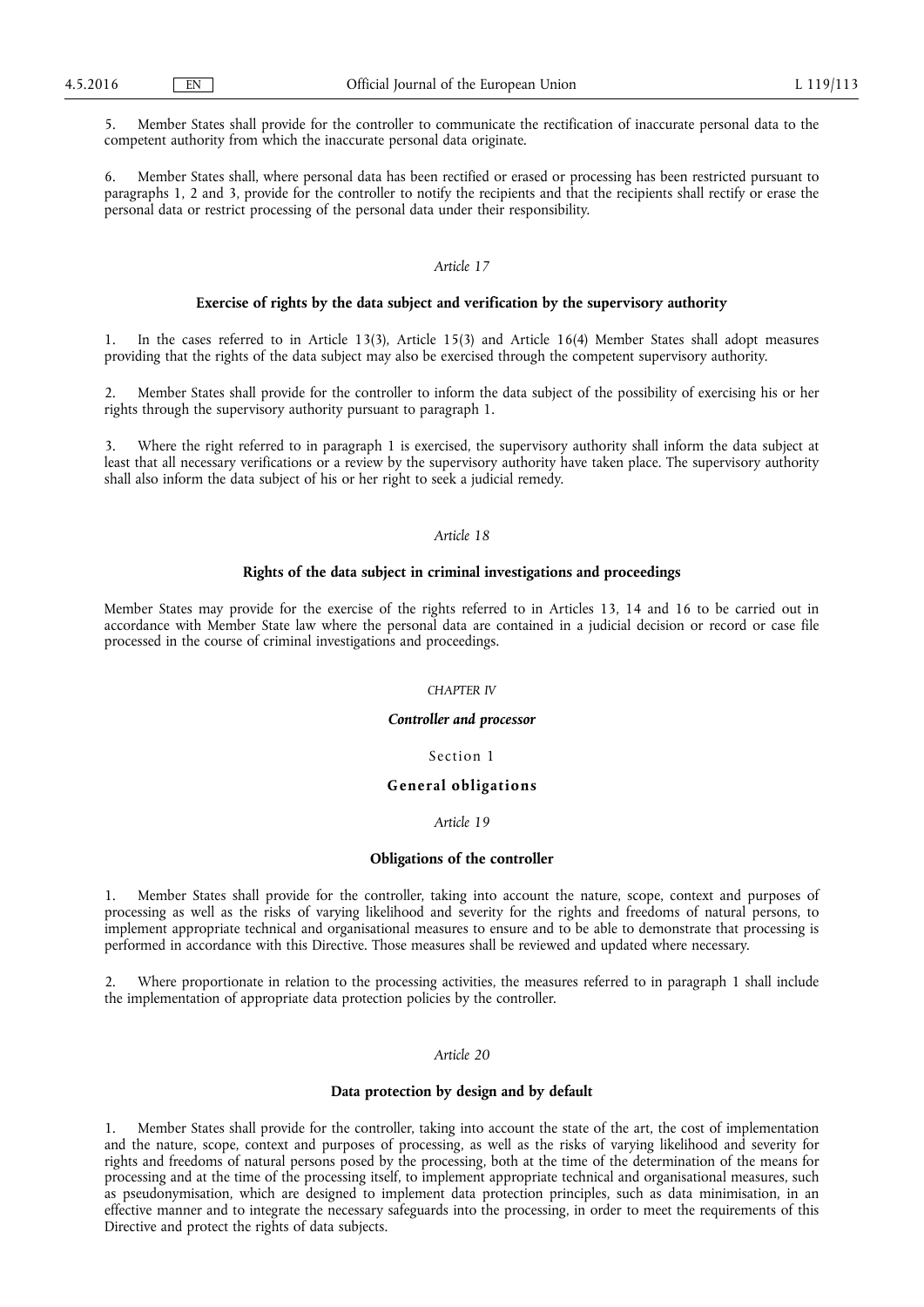5. Member States shall provide for the controller to communicate the rectification of inaccurate personal data to the competent authority from which the inaccurate personal data originate.

6. Member States shall, where personal data has been rectified or erased or processing has been restricted pursuant to paragraphs 1, 2 and 3, provide for the controller to notify the recipients and that the recipients shall rectify or erase the personal data or restrict processing of the personal data under their responsibility.

*Article 17*

**Exercise of rights by the data subject and verification by the supervisory authority**

1. In the cases referred to in Article 13(3), Article 15(3) and Article 16(4) Member States shall adopt measures providing that the rights of the data subject may also be exercised through the competent supervisory authority.

2. Member States shall provide for the controller to inform the data subject of the possibility of exercising his or her rights through the supervisory authority pursuant to paragraph 1.

3. Where the right referred to in paragraph 1 is exercised, the supervisory authority shall inform the data subject at least that all necessary verifications or a review by the supervisory authority have taken place. The supervisory authority shall also inform the data subject of his or her right to seek a judicial remedy.

*Article 18*

**Rights of the data subject in criminal investigations and proceedings**

Member States may provide for the exercise of the rights referred to in Articles 13, 14 and 16 to be carried out in accordance with Member State law where the personal data are contained in a judicial decision or record or case file processed in the course of criminal investigations and proceedings.

CHAPTER IV

***Controller and processor***

Section 1

**General obligations**

*Article 19*

**Obligations of the controller**

1. Member States shall provide for the controller, taking into account the nature, scope, context and purposes of processing as well as the risks of varying likelihood and severity for the rights and freedoms of natural persons, to implement appropriate technical and organisational measures to ensure and to be able to demonstrate that processing is performed in accordance with this Directive. Those measures shall be reviewed and updated where necessary.

2. Where proportionate in relation to the processing activities, the measures referred to in paragraph 1 shall include the implementation of appropriate data protection policies by the controller.

*Article 20*

**Data protection by design and by default**

1. Member States shall provide for the controller, taking into account the state of the art, the cost of implementation and the nature, scope, context and purposes of processing, as well as the risks of varying likelihood and severity for rights and freedoms of natural persons posed by the processing, both at the time of the determination of the means for processing and at the time of the processing itself, to implement appropriate technical and organisational measures, such as pseudonymisation, which are designed to implement data protection principles, such as data minimisation, in an effective manner and to integrate the necessary safeguards into the processing, in order to meet the requirements of this Directive and protect the rights of data subjects.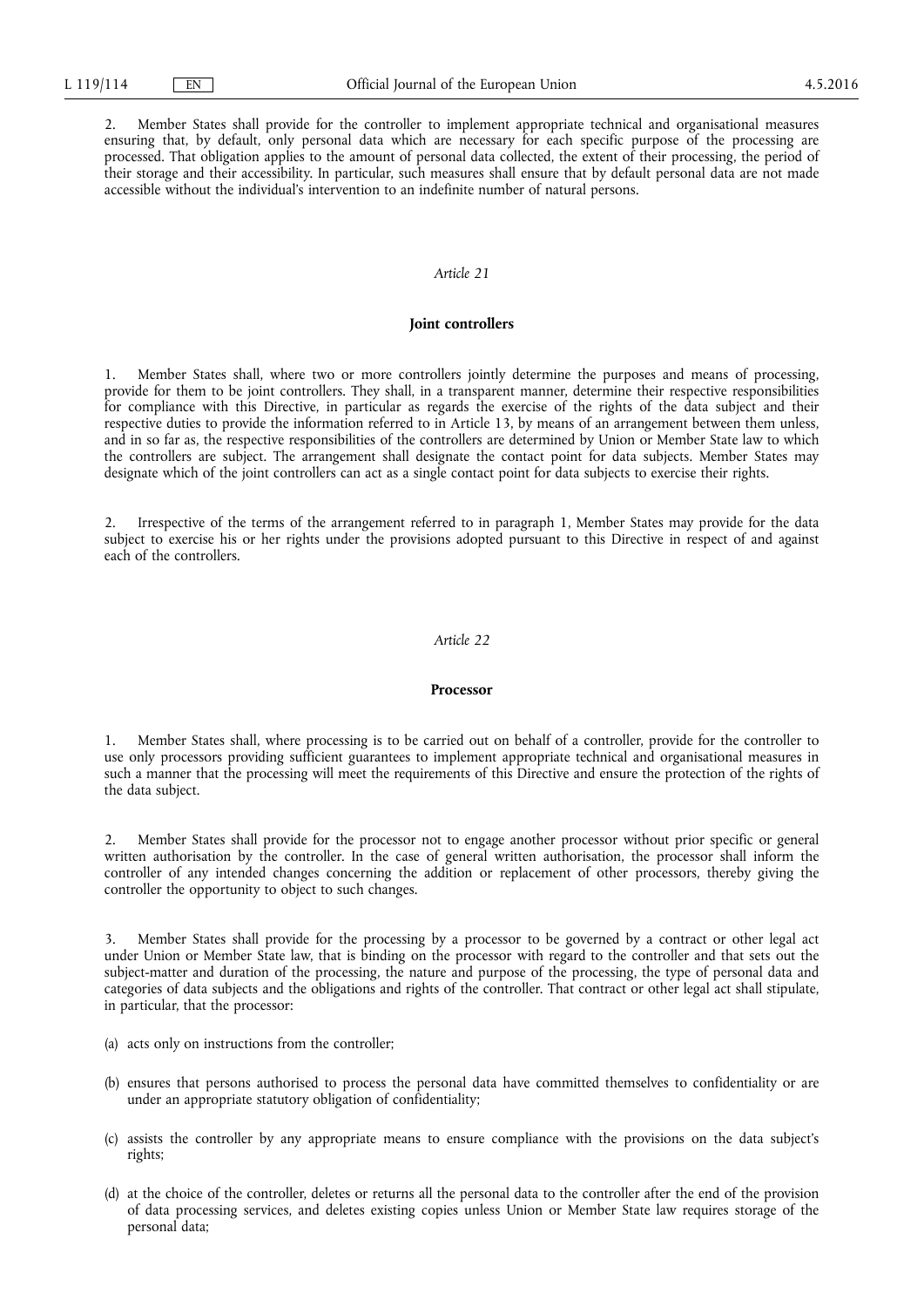2. Member States shall provide for the controller to implement appropriate technical and organisational measures ensuring that, by default, only personal data which are necessary for each specific purpose of the processing are processed. That obligation applies to the amount of personal data collected, the extent of their processing, the period of their storage and their accessibility. In particular, such measures shall ensure that by default personal data are not made accessible without the individual's intervention to an indefinite number of natural persons.

*Article 21*

**Joint controllers**

1. Member States shall, where two or more controllers jointly determine the purposes and means of processing, provide for them to be joint controllers. They shall, in a transparent manner, determine their respective responsibilities for compliance with this Directive, in particular as regards the exercise of the rights of the data subject and their respective duties to provide the information referred to in Article 13, by means of an arrangement between them unless, and in so far as, the respective responsibilities of the controllers are determined by Union or Member State law to which the controllers are subject. The arrangement shall designate the contact point for data subjects. Member States may designate which of the joint controllers can act as a single contact point for data subjects to exercise their rights.

2. Irrespective of the terms of the arrangement referred to in paragraph 1, Member States may provide for the data subject to exercise his or her rights under the provisions adopted pursuant to this Directive in respect of and against each of the controllers.

*Article 22*

**Processor**

1. Member States shall, where processing is to be carried out on behalf of a controller, provide for the controller to use only processors providing sufficient guarantees to implement appropriate technical and organisational measures in such a manner that the processing will meet the requirements of this Directive and ensure the protection of the rights of the data subject.

2. Member States shall provide for the processor not to engage another processor without prior specific or general written authorisation by the controller. In the case of general written authorisation, the processor shall inform the controller of any intended changes concerning the addition or replacement of other processors, thereby giving the controller the opportunity to object to such changes.

3. Member States shall provide for the processing by a processor to be governed by a contract or other legal act under Union or Member State law, that is binding on the processor with regard to the controller and that sets out the subject-matter and duration of the processing, the nature and purpose of the processing, the type of personal data and categories of data subjects and the obligations and rights of the controller. That contract or other legal act shall stipulate, in particular, that the processor:

(a) acts only on instructions from the controller;

(b) ensures that persons authorised to process the personal data have committed themselves to confidentiality or are under an appropriate statutory obligation of confidentiality;

(c) assists the controller by any appropriate means to ensure compliance with the provisions on the data subject's rights;

(d) at the choice of the controller, deletes or returns all the personal data to the controller after the end of the provision of data processing services, and deletes existing copies unless Union or Member State law requires storage of the personal data;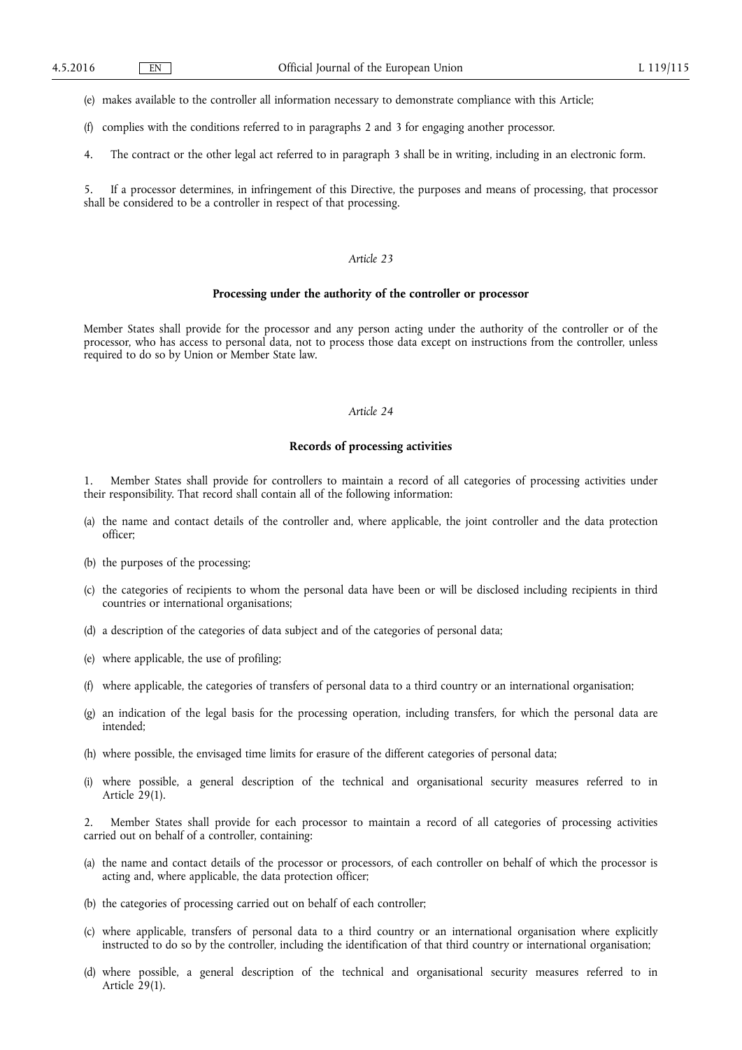(e) makes available to the controller all information necessary to demonstrate compliance with this Article;

(f) complies with the conditions referred to in paragraphs 2 and 3 for engaging another processor.

4. The contract or the other legal act referred to in paragraph 3 shall be in writing, including in an electronic form.

5. If a processor determines, in infringement of this Directive, the purposes and means of processing, that processor shall be considered to be a controller in respect of that processing.

*Article 23*

**Processing under the authority of the controller or processor**

Member States shall provide for the processor and any person acting under the authority of the controller or of the processor, who has access to personal data, not to process those data except on instructions from the controller, unless required to do so by Union or Member State law.

*Article 24*

**Records of processing activities**

1. Member States shall provide for controllers to maintain a record of all categories of processing activities under their responsibility. That record shall contain all of the following information:

(a) the name and contact details of the controller and, where applicable, the joint controller and the data protection officer;

(b) the purposes of the processing;

(c) the categories of recipients to whom the personal data have been or will be disclosed including recipients in third countries or international organisations;

(d) a description of the categories of data subject and of the categories of personal data;

(e) where applicable, the use of profiling;

(f) where applicable, the categories of transfers of personal data to a third country or an international organisation;

(g) an indication of the legal basis for the processing operation, including transfers, for which the personal data are intended;

(h) where possible, the envisaged time limits for erasure of the different categories of personal data;

(i) where possible, a general description of the technical and organisational security measures referred to in Article 29(1).

2. Member States shall provide for each processor to maintain a record of all categories of processing activities carried out on behalf of a controller, containing:

(a) the name and contact details of the processor or processors, of each controller on behalf of which the processor is acting and, where applicable, the data protection officer;

(b) the categories of processing carried out on behalf of each controller;

(c) where applicable, transfers of personal data to a third country or an international organisation where explicitly instructed to do so by the controller, including the identification of that third country or international organisation;

(d) where possible, a general description of the technical and organisational security measures referred to in Article 29(1).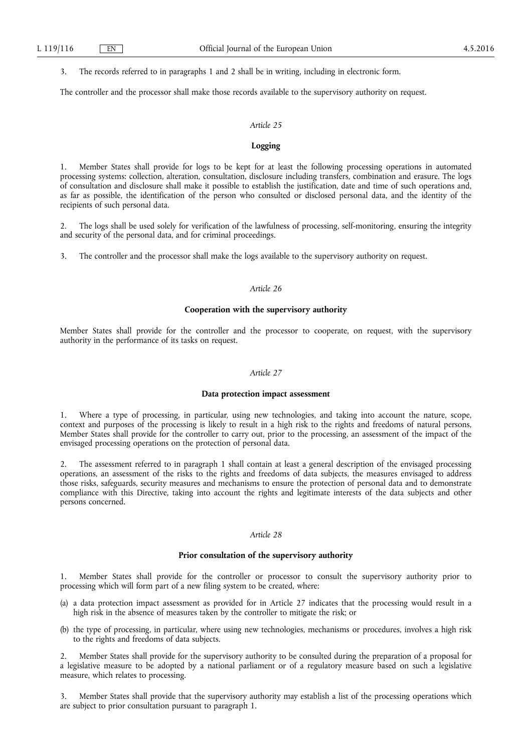3. The records referred to in paragraphs 1 and 2 shall be in writing, including in electronic form.

The controller and the processor shall make those records available to the supervisory authority on request.

*Article 25*

**Logging**

1. Member States shall provide for logs to be kept for at least the following processing operations in automated processing systems: collection, alteration, consultation, disclosure including transfers, combination and erasure. The logs of consultation and disclosure shall make it possible to establish the justification, date and time of such operations and, as far as possible, the identification of the person who consulted or disclosed personal data, and the identity of the recipients of such personal data.

2. The logs shall be used solely for verification of the lawfulness of processing, self-monitoring, ensuring the integrity and security of the personal data, and for criminal proceedings.

3. The controller and the processor shall make the logs available to the supervisory authority on request.

*Article 26*

**Cooperation with the supervisory authority**

Member States shall provide for the controller and the processor to cooperate, on request, with the supervisory authority in the performance of its tasks on request.

*Article 27*

**Data protection impact assessment**

1. Where a type of processing, in particular, using new technologies, and taking into account the nature, scope, context and purposes of the processing is likely to result in a high risk to the rights and freedoms of natural persons, Member States shall provide for the controller to carry out, prior to the processing, an assessment of the impact of the envisaged processing operations on the protection of personal data.

2. The assessment referred to in paragraph 1 shall contain at least a general description of the envisaged processing operations, an assessment of the risks to the rights and freedoms of data subjects, the measures envisaged to address those risks, safeguards, security measures and mechanisms to ensure the protection of personal data and to demonstrate compliance with this Directive, taking into account the rights and legitimate interests of the data subjects and other persons concerned.

*Article 28*

**Prior consultation of the supervisory authority**

1. Member States shall provide for the controller or processor to consult the supervisory authority prior to processing which will form part of a new filing system to be created, where:

(a) a data protection impact assessment as provided for in Article 27 indicates that the processing would result in a high risk in the absence of measures taken by the controller to mitigate the risk; or

(b) the type of processing, in particular, where using new technologies, mechanisms or procedures, involves a high risk to the rights and freedoms of data subjects.

2. Member States shall provide for the supervisory authority to be consulted during the preparation of a proposal for a legislative measure to be adopted by a national parliament or of a regulatory measure based on such a legislative measure, which relates to processing.

3. Member States shall provide that the supervisory authority may establish a list of the processing operations which are subject to prior consultation pursuant to paragraph 1.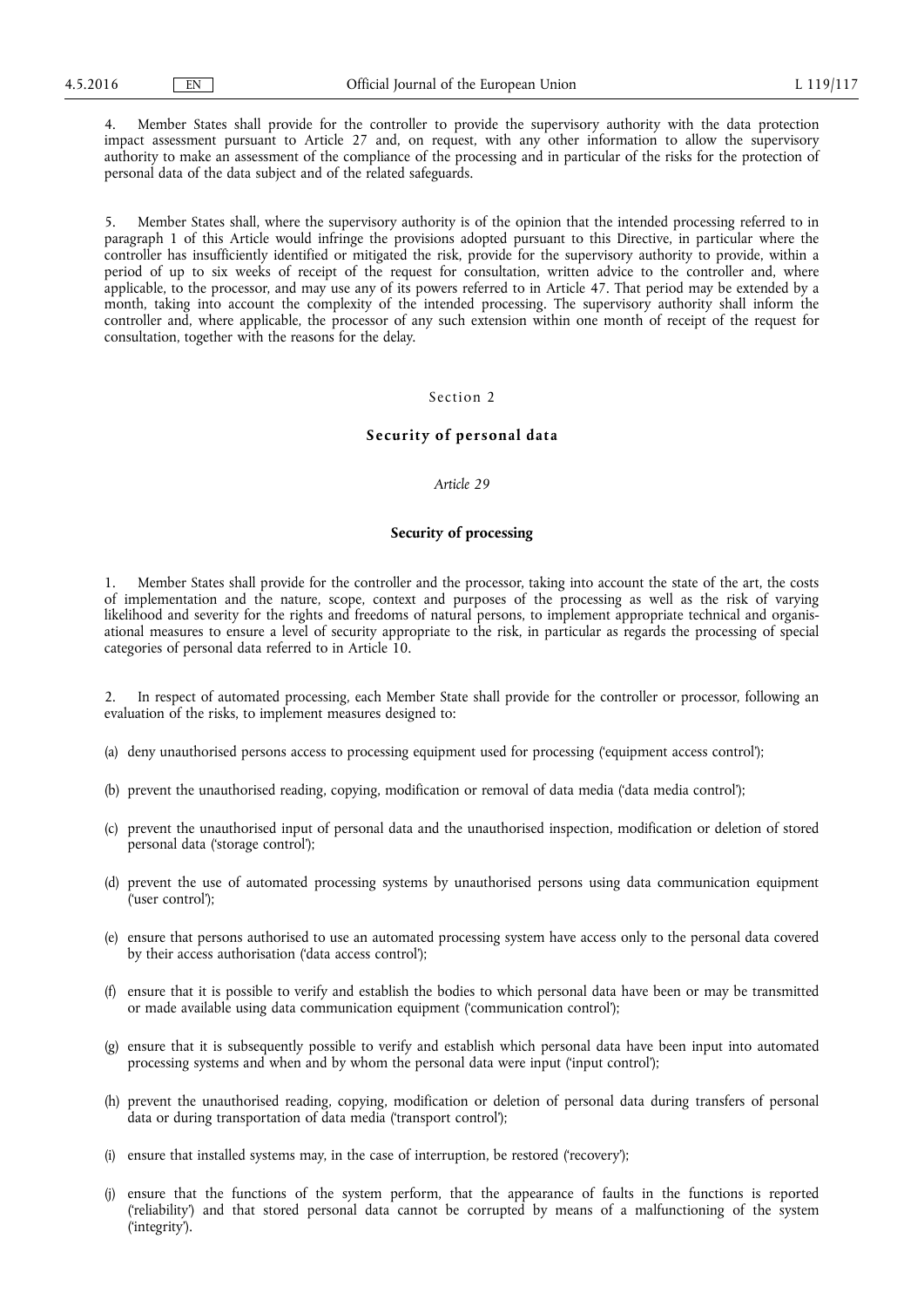4. Member States shall provide for the controller to provide the supervisory authority with the data protection impact assessment pursuant to Article 27 and, on request, with any other information to allow the supervisory authority to make an assessment of the compliance of the processing and in particular of the risks for the protection of personal data of the data subject and of the related safeguards.

5. Member States shall, where the supervisory authority is of the opinion that the intended processing referred to in paragraph 1 of this Article would infringe the provisions adopted pursuant to this Directive, in particular where the controller has insufficiently identified or mitigated the risk, provide for the supervisory authority to provide, within a period of up to six weeks of receipt of the request for consultation, written advice to the controller and, where applicable, to the processor, and may use any of its powers referred to in Article 47. That period may be extended by a month, taking into account the complexity of the intended processing. The supervisory authority shall inform the controller and, where applicable, the processor of any such extension within one month of receipt of the request for consultation, together with the reasons for the delay.

## Section 2

## **Security of personal data**

### *Article 29*

### **Security of processing**

1. Member States shall provide for the controller and the processor, taking into account the state of the art, the costs of implementation and the nature, scope, context and purposes of the processing as well as the risk of varying likelihood and severity for the rights and freedoms of natural persons, to implement appropriate technical and organisational measures to ensure a level of security appropriate to the risk, in particular as regards the processing of special categories of personal data referred to in Article 10.

2. In respect of automated processing, each Member State shall provide for the controller or processor, following an evaluation of the risks, to implement measures designed to:

(a) deny unauthorised persons access to processing equipment used for processing ('equipment access control');

(b) prevent the unauthorised reading, copying, modification or removal of data media ('data media control');

(c) prevent the unauthorised input of personal data and the unauthorised inspection, modification or deletion of stored personal data ('storage control');

(d) prevent the use of automated processing systems by unauthorised persons using data communication equipment ('user control');

(e) ensure that persons authorised to use an automated processing system have access only to the personal data covered by their access authorisation ('data access control');

(f) ensure that it is possible to verify and establish the bodies to which personal data have been or may be transmitted or made available using data communication equipment ('communication control');

(g) ensure that it is subsequently possible to verify and establish which personal data have been input into automated processing systems and when and by whom the personal data were input ('input control');

(h) prevent the unauthorised reading, copying, modification or deletion of personal data during transfers of personal data or during transportation of data media ('transport control');

(i) ensure that installed systems may, in the case of interruption, be restored ('recovery');

(j) ensure that the functions of the system perform, that the appearance of faults in the functions is reported ('reliability') and that stored personal data cannot be corrupted by means of a malfunctioning of the system ('integrity').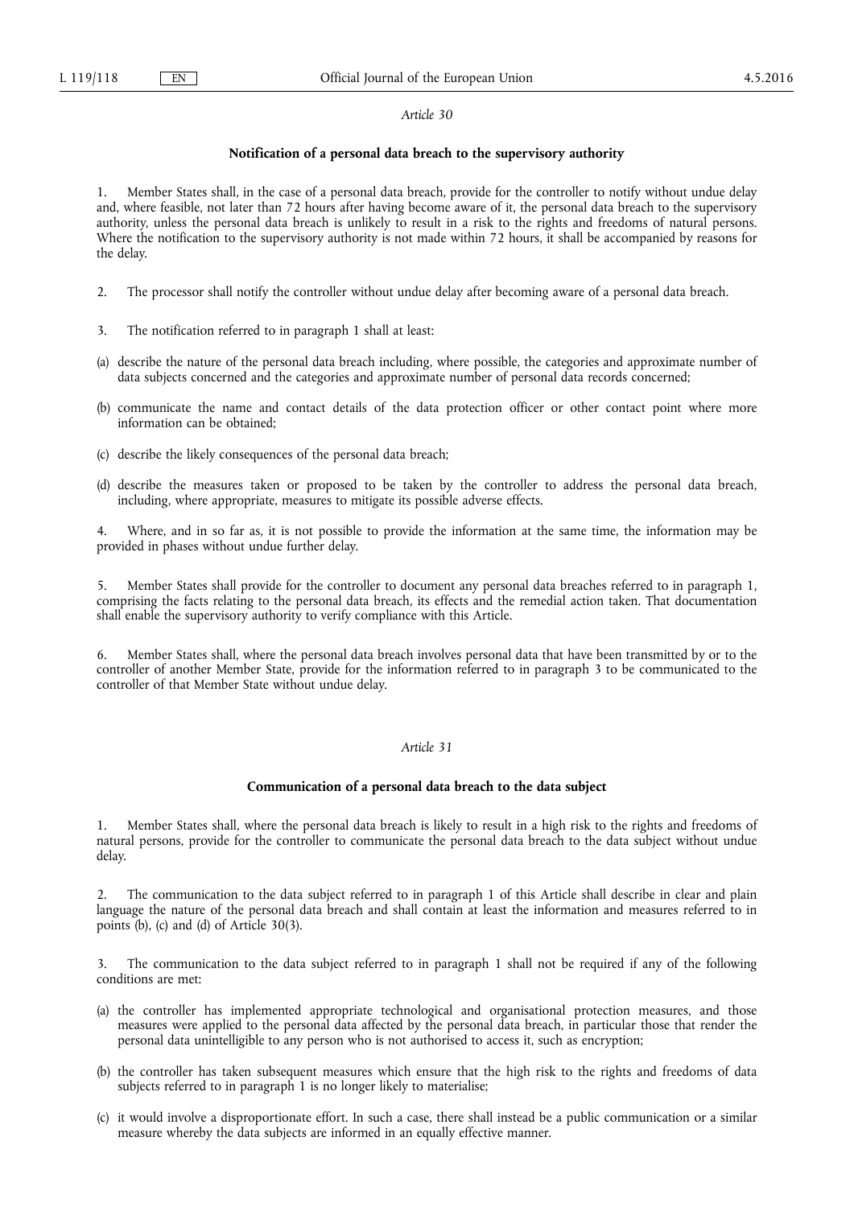*Article 30*

**Notification of a personal data breach to the supervisory authority**

1. Member States shall, in the case of a personal data breach, provide for the controller to notify without undue delay and, where feasible, not later than 72 hours after having become aware of it, the personal data breach to the supervisory authority, unless the personal data breach is unlikely to result in a risk to the rights and freedoms of natural persons. Where the notification to the supervisory authority is not made within 72 hours, it shall be accompanied by reasons for the delay.

2. The processor shall notify the controller without undue delay after becoming aware of a personal data breach.

3. The notification referred to in paragraph 1 shall at least:

(a) describe the nature of the personal data breach including, where possible, the categories and approximate number of data subjects concerned and the categories and approximate number of personal data records concerned;

(b) communicate the name and contact details of the data protection officer or other contact point where more information can be obtained;

(c) describe the likely consequences of the personal data breach;

(d) describe the measures taken or proposed to be taken by the controller to address the personal data breach, including, where appropriate, measures to mitigate its possible adverse effects.

4. Where, and in so far as, it is not possible to provide the information at the same time, the information may be provided in phases without undue further delay.

5. Member States shall provide for the controller to document any personal data breaches referred to in paragraph 1, comprising the facts relating to the personal data breach, its effects and the remedial action taken. That documentation shall enable the supervisory authority to verify compliance with this Article.

6. Member States shall, where the personal data breach involves personal data that have been transmitted by or to the controller of another Member State, provide for the information referred to in paragraph 3 to be communicated to the controller of that Member State without undue delay.

*Article 31*

**Communication of a personal data breach to the data subject**

1. Member States shall, where the personal data breach is likely to result in a high risk to the rights and freedoms of natural persons, provide for the controller to communicate the personal data breach to the data subject without undue delay.

2. The communication to the data subject referred to in paragraph 1 of this Article shall describe in clear and plain language the nature of the personal data breach and shall contain at least the information and measures referred to in points (b), (c) and (d) of Article 30(3).

3. The communication to the data subject referred to in paragraph 1 shall not be required if any of the following conditions are met:

(a) the controller has implemented appropriate technological and organisational protection measures, and those measures were applied to the personal data affected by the personal data breach, in particular those that render the personal data unintelligible to any person who is not authorised to access it, such as encryption;

(b) the controller has taken subsequent measures which ensure that the high risk to the rights and freedoms of data subjects referred to in paragraph 1 is no longer likely to materialise;

(c) it would involve a disproportionate effort. In such a case, there shall instead be a public communication or a similar measure whereby the data subjects are informed in an equally effective manner.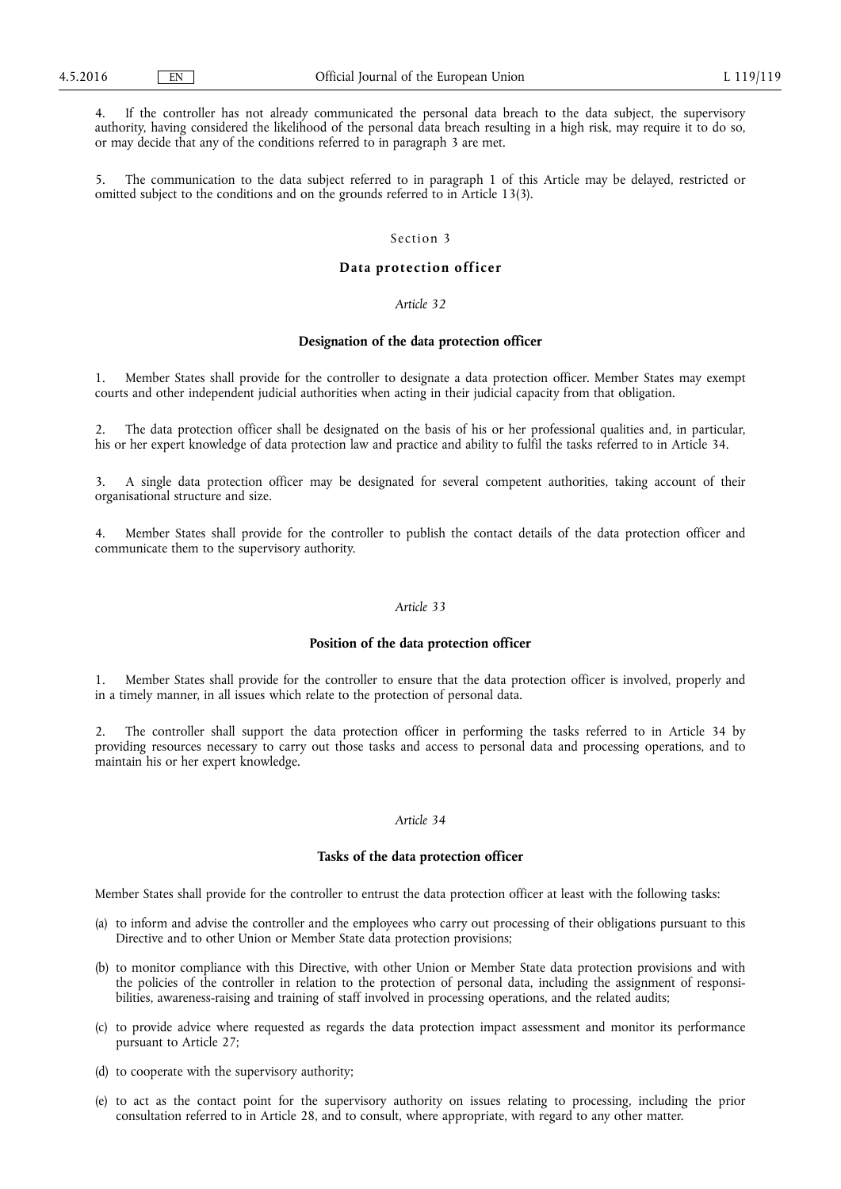4. If the controller has not already communicated the personal data breach to the data subject, the supervisory authority, having considered the likelihood of the personal data breach resulting in a high risk, may require it to do so, or may decide that any of the conditions referred to in paragraph 3 are met.

5. The communication to the data subject referred to in paragraph 1 of this Article may be delayed, restricted or omitted subject to the conditions and on the grounds referred to in Article 13(3).

## Section 3

## **Data protection officer**

### *Article 32*

### **Designation of the data protection officer**

1. Member States shall provide for the controller to designate a data protection officer. Member States may exempt courts and other independent judicial authorities when acting in their judicial capacity from that obligation.

2. The data protection officer shall be designated on the basis of his or her professional qualities and, in particular, his or her expert knowledge of data protection law and practice and ability to fulfil the tasks referred to in Article 34.

3. A single data protection officer may be designated for several competent authorities, taking account of their organisational structure and size.

4. Member States shall provide for the controller to publish the contact details of the data protection officer and communicate them to the supervisory authority.

### *Article 33*

### **Position of the data protection officer**

1. Member States shall provide for the controller to ensure that the data protection officer is involved, properly and in a timely manner, in all issues which relate to the protection of personal data.

2. The controller shall support the data protection officer in performing the tasks referred to in Article 34 by providing resources necessary to carry out those tasks and access to personal data and processing operations, and to maintain his or her expert knowledge.

### *Article 34*

### **Tasks of the data protection officer**

Member States shall provide for the controller to entrust the data protection officer at least with the following tasks:

(a) to inform and advise the controller and the employees who carry out processing of their obligations pursuant to this Directive and to other Union or Member State data protection provisions;

(b) to monitor compliance with this Directive, with other Union or Member State data protection provisions and with the policies of the controller in relation to the protection of personal data, including the assignment of responsibilities, awareness-raising and training of staff involved in processing operations, and the related audits;

(c) to provide advice where requested as regards the data protection impact assessment and monitor its performance pursuant to Article 27;

(d) to cooperate with the supervisory authority;

(e) to act as the contact point for the supervisory authority on issues relating to processing, including the prior consultation referred to in Article 28, and to consult, where appropriate, with regard to any other matter.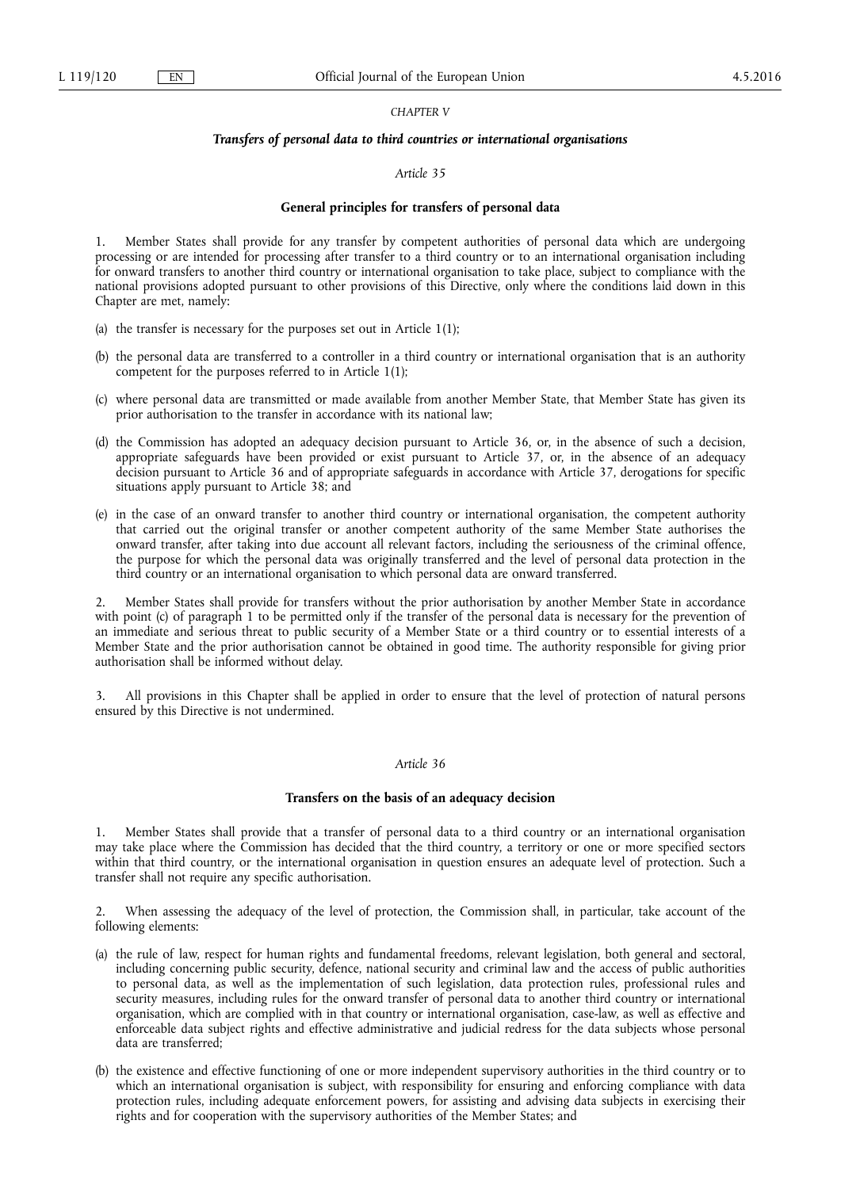*CHAPTER V*

***Transfers of personal data to third countries or international organisations***

*Article 35*

**General principles for transfers of personal data**

1. Member States shall provide for any transfer by competent authorities of personal data which are undergoing processing or are intended for processing after transfer to a third country or to an international organisation including for onward transfers to another third country or international organisation to take place, subject to compliance with the national provisions adopted pursuant to other provisions of this Directive, only where the conditions laid down in this Chapter are met, namely:

(a) the transfer is necessary for the purposes set out in Article 1(1);

(b) the personal data are transferred to a controller in a third country or international organisation that is an authority competent for the purposes referred to in Article 1(1);

(c) where personal data are transmitted or made available from another Member State, that Member State has given its prior authorisation to the transfer in accordance with its national law;

(d) the Commission has adopted an adequacy decision pursuant to Article 36, or, in the absence of such a decision, appropriate safeguards have been provided or exist pursuant to Article 37, or, in the absence of an adequacy decision pursuant to Article 36 and of appropriate safeguards in accordance with Article 37, derogations for specific situations apply pursuant to Article 38; and

(e) in the case of an onward transfer to another third country or international organisation, the competent authority that carried out the original transfer or another competent authority of the same Member State authorises the onward transfer, after taking into due account all relevant factors, including the seriousness of the criminal offence, the purpose for which the personal data was originally transferred and the level of personal data protection in the third country or an international organisation to which personal data are onward transferred.

2. Member States shall provide for transfers without the prior authorisation by another Member State in accordance with point (c) of paragraph 1 to be permitted only if the transfer of the personal data is necessary for the prevention of an immediate and serious threat to public security of a Member State or a third country or to essential interests of a Member State and the prior authorisation cannot be obtained in good time. The authority responsible for giving prior authorisation shall be informed without delay.

3. All provisions in this Chapter shall be applied in order to ensure that the level of protection of natural persons ensured by this Directive is not undermined.

*Article 36*

**Transfers on the basis of an adequacy decision**

1. Member States shall provide that a transfer of personal data to a third country or an international organisation may take place where the Commission has decided that the third country, a territory or one or more specified sectors within that third country, or the international organisation in question ensures an adequate level of protection. Such a transfer shall not require any specific authorisation.

2. When assessing the adequacy of the level of protection, the Commission shall, in particular, take account of the following elements:

(a) the rule of law, respect for human rights and fundamental freedoms, relevant legislation, both general and sectoral, including concerning public security, defence, national security and criminal law and the access of public authorities to personal data, as well as the implementation of such legislation, data protection rules, professional rules and security measures, including rules for the onward transfer of personal data to another third country or international organisation, which are complied with in that country or international organisation, case-law, as well as effective and enforceable data subject rights and effective administrative and judicial redress for the data subjects whose personal data are transferred;

(b) the existence and effective functioning of one or more independent supervisory authorities in the third country or to which an international organisation is subject, with responsibility for ensuring and enforcing compliance with data protection rules, including adequate enforcement powers, for assisting and advising data subjects in exercising their rights and for cooperation with the supervisory authorities of the Member States; and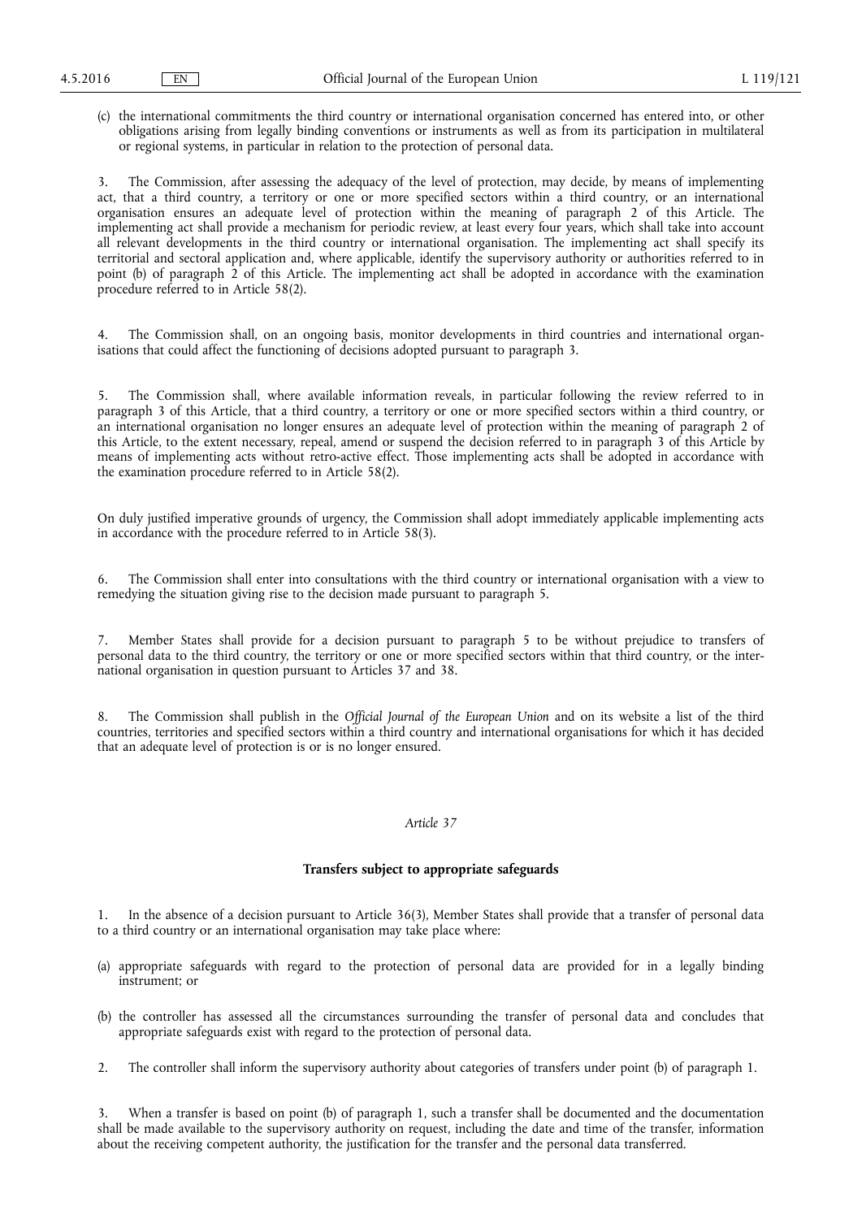(c) the international commitments the third country or international organisation concerned has entered into, or other obligations arising from legally binding conventions or instruments as well as from its participation in multilateral or regional systems, in particular in relation to the protection of personal data.

3. The Commission, after assessing the adequacy of the level of protection, may decide, by means of implementing act, that a third country, a territory or one or more specified sectors within a third country, or an international organisation ensures an adequate level of protection within the meaning of paragraph 2 of this Article. The implementing act shall provide a mechanism for periodic review, at least every four years, which shall take into account all relevant developments in the third country or international organisation. The implementing act shall specify its territorial and sectoral application and, where applicable, identify the supervisory authority or authorities referred to in point (b) of paragraph 2 of this Article. The implementing act shall be adopted in accordance with the examination procedure referred to in Article 58(2).

4. The Commission shall, on an ongoing basis, monitor developments in third countries and international organisations that could affect the functioning of decisions adopted pursuant to paragraph 3.

5. The Commission shall, where available information reveals, in particular following the review referred to in paragraph 3 of this Article, that a third country, a territory or one or more specified sectors within a third country, or an international organisation no longer ensures an adequate level of protection within the meaning of paragraph 2 of this Article, to the extent necessary, repeal, amend or suspend the decision referred to in paragraph 3 of this Article by means of implementing acts without retro-active effect. Those implementing acts shall be adopted in accordance with the examination procedure referred to in Article 58(2).

On duly justified imperative grounds of urgency, the Commission shall adopt immediately applicable implementing acts in accordance with the procedure referred to in Article 58(3).

6. The Commission shall enter into consultations with the third country or international organisation with a view to remedying the situation giving rise to the decision made pursuant to paragraph 5.

7. Member States shall provide for a decision pursuant to paragraph 5 to be without prejudice to transfers of personal data to the third country, the territory or one or more specified sectors within that third country, or the international organisation in question pursuant to Articles 37 and 38.

8. The Commission shall publish in the *Official Journal of the European Union* and on its website a list of the third countries, territories and specified sectors within a third country and international organisations for which it has decided that an adequate level of protection is or is no longer ensured.

*Article 37*

**Transfers subject to appropriate safeguards**

1. In the absence of a decision pursuant to Article 36(3), Member States shall provide that a transfer of personal data to a third country or an international organisation may take place where:

(a) appropriate safeguards with regard to the protection of personal data are provided for in a legally binding instrument; or

(b) the controller has assessed all the circumstances surrounding the transfer of personal data and concludes that appropriate safeguards exist with regard to the protection of personal data.

2. The controller shall inform the supervisory authority about categories of transfers under point (b) of paragraph 1.

3. When a transfer is based on point (b) of paragraph 1, such a transfer shall be documented and the documentation shall be made available to the supervisory authority on request, including the date and time of the transfer, information about the receiving competent authority, the justification for the transfer and the personal data transferred.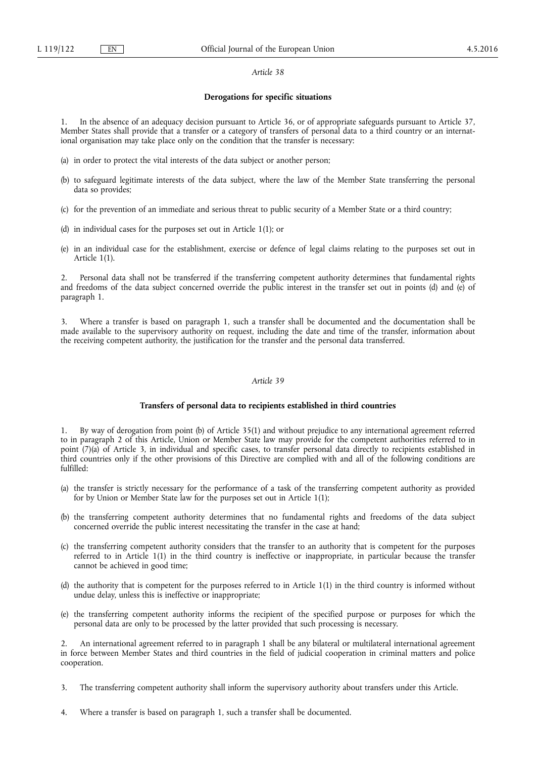*Article 38*

**Derogations for specific situations**

1. In the absence of an adequacy decision pursuant to Article 36, or of appropriate safeguards pursuant to Article 37, Member States shall provide that a transfer or a category of transfers of personal data to a third country or an international organisation may take place only on the condition that the transfer is necessary:

(a) in order to protect the vital interests of the data subject or another person;

(b) to safeguard legitimate interests of the data subject, where the law of the Member State transferring the personal data so provides;

(c) for the prevention of an immediate and serious threat to public security of a Member State or a third country;

(d) in individual cases for the purposes set out in Article 1(1); or

(e) in an individual case for the establishment, exercise or defence of legal claims relating to the purposes set out in Article 1(1).

2. Personal data shall not be transferred if the transferring competent authority determines that fundamental rights and freedoms of the data subject concerned override the public interest in the transfer set out in points (d) and (e) of paragraph 1.

3. Where a transfer is based on paragraph 1, such a transfer shall be documented and the documentation shall be made available to the supervisory authority on request, including the date and time of the transfer, information about the receiving competent authority, the justification for the transfer and the personal data transferred.

*Article 39*

**Transfers of personal data to recipients established in third countries**

1. By way of derogation from point (b) of Article 35(1) and without prejudice to any international agreement referred to in paragraph 2 of this Article, Union or Member State law may provide for the competent authorities referred to in point (7)(a) of Article 3, in individual and specific cases, to transfer personal data directly to recipients established in third countries only if the other provisions of this Directive are complied with and all of the following conditions are fulfilled:

(a) the transfer is strictly necessary for the performance of a task of the transferring competent authority as provided for by Union or Member State law for the purposes set out in Article 1(1);

(b) the transferring competent authority determines that no fundamental rights and freedoms of the data subject concerned override the public interest necessitating the transfer in the case at hand;

(c) the transferring competent authority considers that the transfer to an authority that is competent for the purposes referred to in Article 1(1) in the third country is ineffective or inappropriate, in particular because the transfer cannot be achieved in good time;

(d) the authority that is competent for the purposes referred to in Article 1(1) in the third country is informed without undue delay, unless this is ineffective or inappropriate;

(e) the transferring competent authority informs the recipient of the specified purpose or purposes for which the personal data are only to be processed by the latter provided that such processing is necessary.

2. An international agreement referred to in paragraph 1 shall be any bilateral or multilateral international agreement in force between Member States and third countries in the field of judicial cooperation in criminal matters and police cooperation.

3. The transferring competent authority shall inform the supervisory authority about transfers under this Article.

4. Where a transfer is based on paragraph 1, such a transfer shall be documented.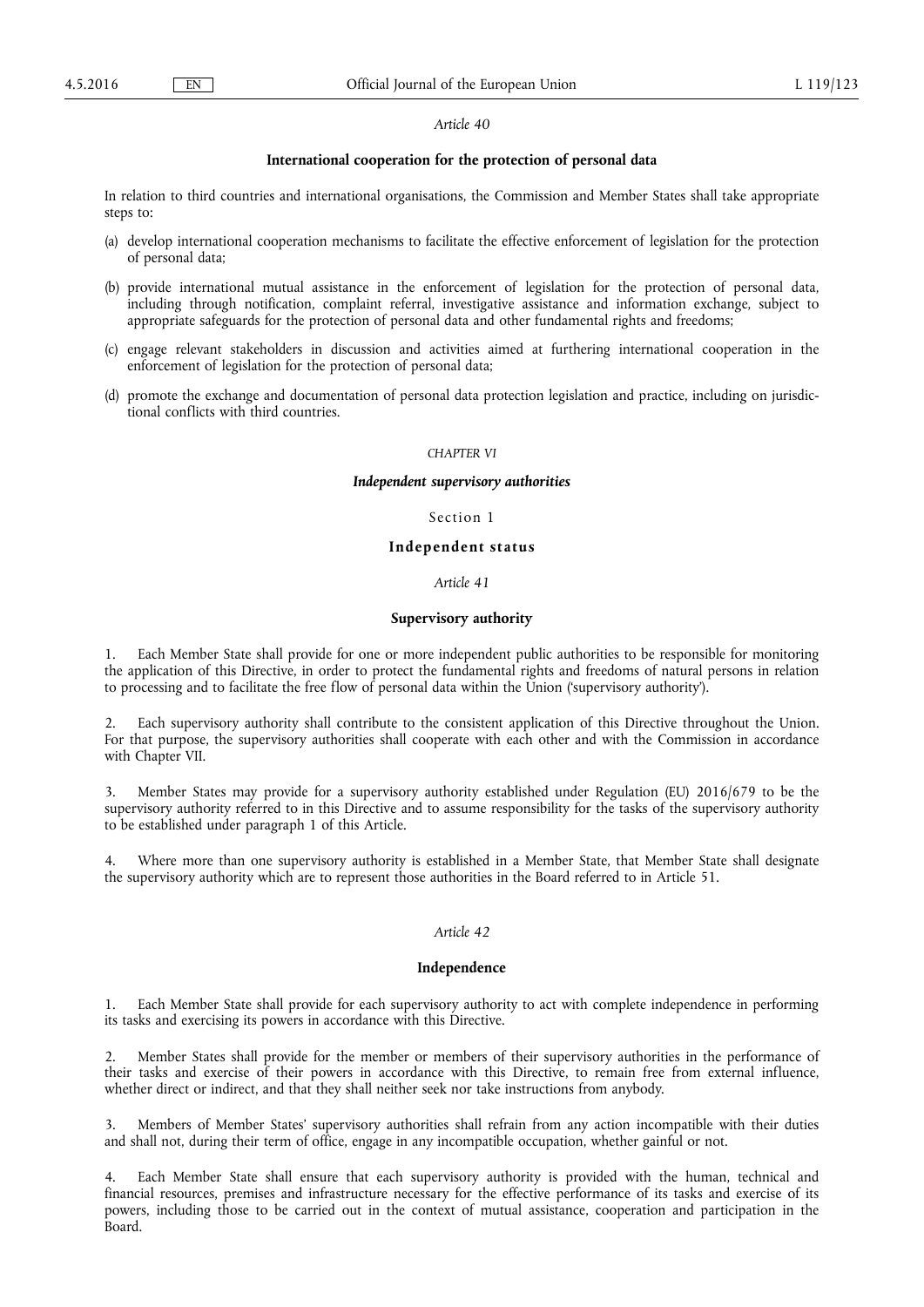*Article 40*

**International cooperation for the protection of personal data**

In relation to third countries and international organisations, the Commission and Member States shall take appropriate steps to:

(a) develop international cooperation mechanisms to facilitate the effective enforcement of legislation for the protection of personal data;

(b) provide international mutual assistance in the enforcement of legislation for the protection of personal data, including through notification, complaint referral, investigative assistance and information exchange, subject to appropriate safeguards for the protection of personal data and other fundamental rights and freedoms;

(c) engage relevant stakeholders in discussion and activities aimed at furthering international cooperation in the enforcement of legislation for the protection of personal data;

(d) promote the exchange and documentation of personal data protection legislation and practice, including on jurisdictional conflicts with third countries.

*CHAPTER VI*

***Independent supervisory authorities***

Section 1

**Independent status**

*Article 41*

**Supervisory authority**

1. Each Member State shall provide for one or more independent public authorities to be responsible for monitoring the application of this Directive, in order to protect the fundamental rights and freedoms of natural persons in relation to processing and to facilitate the free flow of personal data within the Union ('supervisory authority').

2. Each supervisory authority shall contribute to the consistent application of this Directive throughout the Union. For that purpose, the supervisory authorities shall cooperate with each other and with the Commission in accordance with Chapter VII.

3. Member States may provide for a supervisory authority established under Regulation (EU) 2016/679 to be the supervisory authority referred to in this Directive and to assume responsibility for the tasks of the supervisory authority to be established under paragraph 1 of this Article.

4. Where more than one supervisory authority is established in a Member State, that Member State shall designate the supervisory authority which are to represent those authorities in the Board referred to in Article 51.

*Article 42*

**Independence**

1. Each Member State shall provide for each supervisory authority to act with complete independence in performing its tasks and exercising its powers in accordance with this Directive.

2. Member States shall provide for the member or members of their supervisory authorities in the performance of their tasks and exercise of their powers in accordance with this Directive, to remain free from external influence, whether direct or indirect, and that they shall neither seek nor take instructions from anybody.

3. Members of Member States' supervisory authorities shall refrain from any action incompatible with their duties and shall not, during their term of office, engage in any incompatible occupation, whether gainful or not.

4. Each Member State shall ensure that each supervisory authority is provided with the human, technical and financial resources, premises and infrastructure necessary for the effective performance of its tasks and exercise of its powers, including those to be carried out in the context of mutual assistance, cooperation and participation in the Board.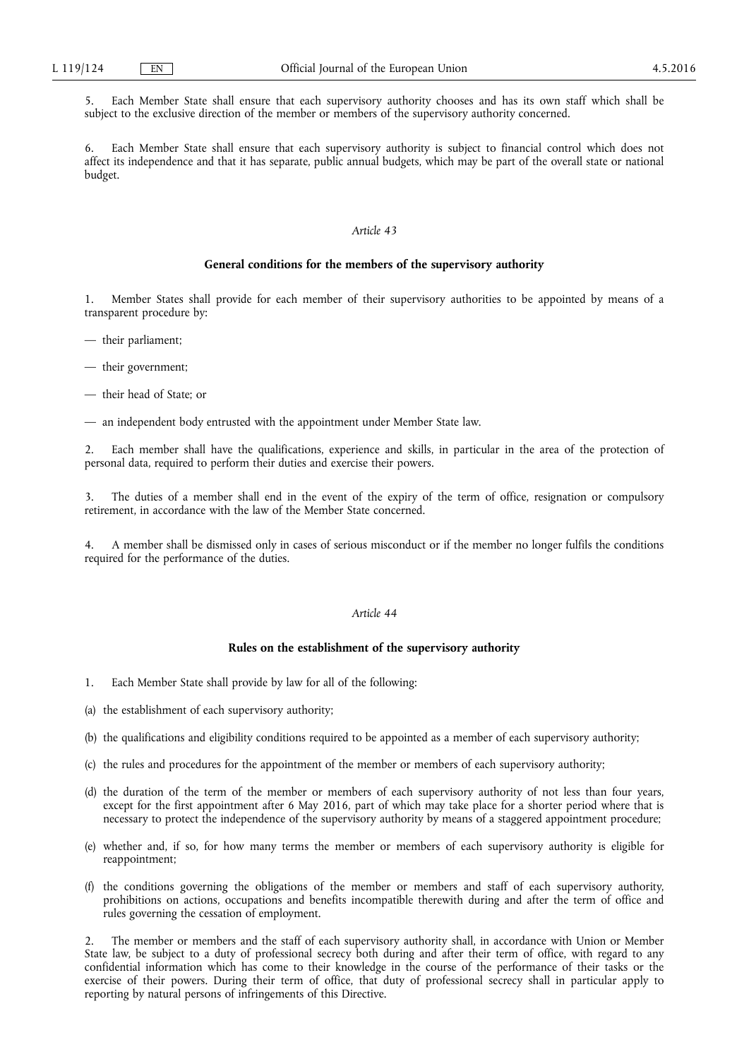5. Each Member State shall ensure that each supervisory authority chooses and has its own staff which shall be subject to the exclusive direction of the member or members of the supervisory authority concerned.

6. Each Member State shall ensure that each supervisory authority is subject to financial control which does not affect its independence and that it has separate, public annual budgets, which may be part of the overall state or national budget.

*Article 43*

**General conditions for the members of the supervisory authority**

1. Member States shall provide for each member of their supervisory authorities to be appointed by means of a transparent procedure by:

— their parliament;

— their government;

— their head of State; or

— an independent body entrusted with the appointment under Member State law.

2. Each member shall have the qualifications, experience and skills, in particular in the area of the protection of personal data, required to perform their duties and exercise their powers.

3. The duties of a member shall end in the event of the expiry of the term of office, resignation or compulsory retirement, in accordance with the law of the Member State concerned.

4. A member shall be dismissed only in cases of serious misconduct or if the member no longer fulfils the conditions required for the performance of the duties.

*Article 44*

**Rules on the establishment of the supervisory authority**

1. Each Member State shall provide by law for all of the following:

(a) the establishment of each supervisory authority;

(b) the qualifications and eligibility conditions required to be appointed as a member of each supervisory authority;

(c) the rules and procedures for the appointment of the member or members of each supervisory authority;

(d) the duration of the term of the member or members of each supervisory authority of not less than four years, except for the first appointment after 6 May 2016, part of which may take place for a shorter period where that is necessary to protect the independence of the supervisory authority by means of a staggered appointment procedure;

(e) whether and, if so, for how many terms the member or members of each supervisory authority is eligible for reappointment;

(f) the conditions governing the obligations of the member or members and staff of each supervisory authority, prohibitions on actions, occupations and benefits incompatible therewith during and after the term of office and rules governing the cessation of employment.

2. The member or members and the staff of each supervisory authority shall, in accordance with Union or Member State law, be subject to a duty of professional secrecy both during and after their term of office, with regard to any confidential information which has come to their knowledge in the course of the performance of their tasks or the exercise of their powers. During their term of office, that duty of professional secrecy shall in particular apply to reporting by natural persons of infringements of this Directive.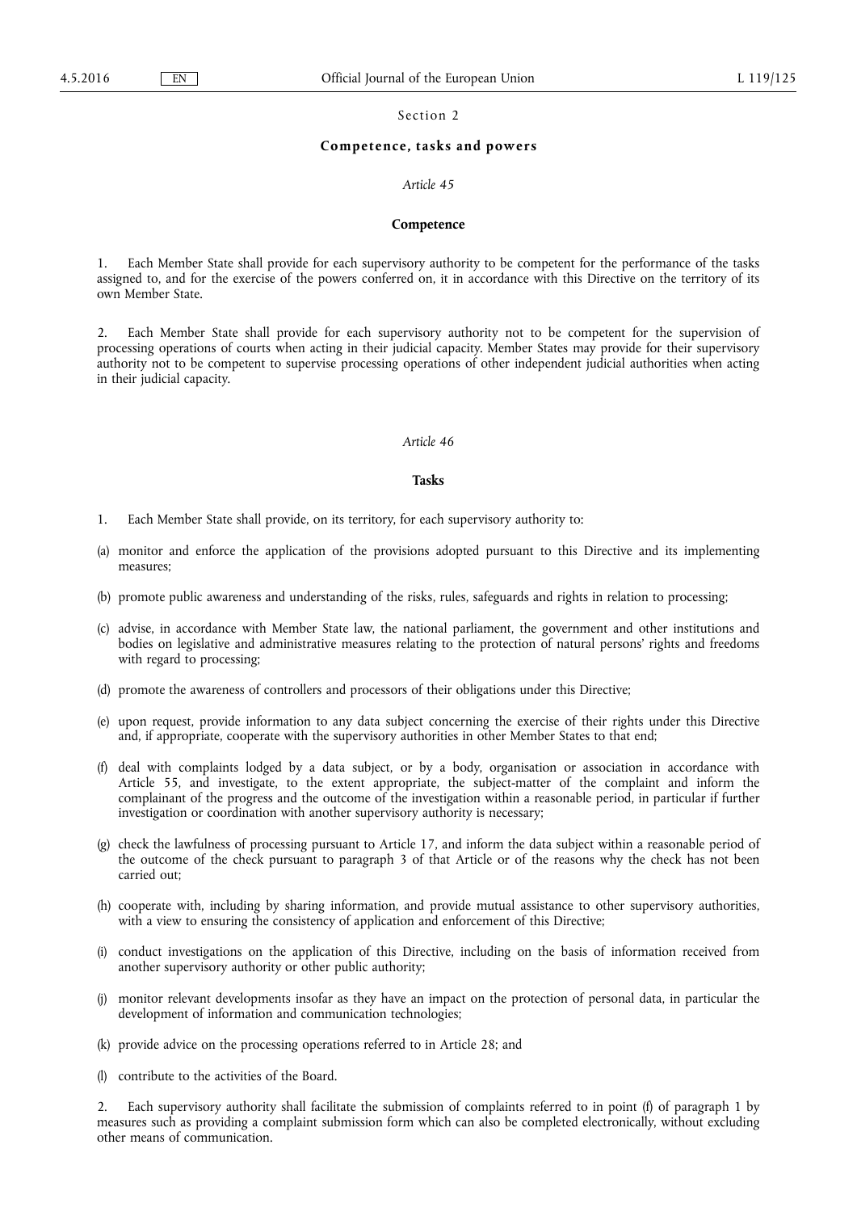## Section 2

### Competence, tasks and powers

*Article 45*

#### Competence

1. Each Member State shall provide for each supervisory authority to be competent for the performance of the tasks assigned to, and for the exercise of the powers conferred on, it in accordance with this Directive on the territory of its own Member State.

2. Each Member State shall provide for each supervisory authority not to be competent for the supervision of processing operations of courts when acting in their judicial capacity. Member States may provide for their supervisory authority not to be competent to supervise processing operations of other independent judicial authorities when acting in their judicial capacity.

*Article 46*

#### Tasks

1. Each Member State shall provide, on its territory, for each supervisory authority to:

(a) monitor and enforce the application of the provisions adopted pursuant to this Directive and its implementing measures;

(b) promote public awareness and understanding of the risks, rules, safeguards and rights in relation to processing;

(c) advise, in accordance with Member State law, the national parliament, the government and other institutions and bodies on legislative and administrative measures relating to the protection of natural persons' rights and freedoms with regard to processing;

(d) promote the awareness of controllers and processors of their obligations under this Directive;

(e) upon request, provide information to any data subject concerning the exercise of their rights under this Directive and, if appropriate, cooperate with the supervisory authorities in other Member States to that end;

(f) deal with complaints lodged by a data subject, or by a body, organisation or association in accordance with Article 55, and investigate, to the extent appropriate, the subject-matter of the complaint and inform the complainant of the progress and the outcome of the investigation within a reasonable period, in particular if further investigation or coordination with another supervisory authority is necessary;

(g) check the lawfulness of processing pursuant to Article 17, and inform the data subject within a reasonable period of the outcome of the check pursuant to paragraph 3 of that Article or of the reasons why the check has not been carried out;

(h) cooperate with, including by sharing information, and provide mutual assistance to other supervisory authorities, with a view to ensuring the consistency of application and enforcement of this Directive;

(i) conduct investigations on the application of this Directive, including on the basis of information received from another supervisory authority or other public authority;

(j) monitor relevant developments insofar as they have an impact on the protection of personal data, in particular the development of information and communication technologies;

(k) provide advice on the processing operations referred to in Article 28; and

(l) contribute to the activities of the Board.

2. Each supervisory authority shall facilitate the submission of complaints referred to in point (f) of paragraph 1 by measures such as providing a complaint submission form which can also be completed electronically, without excluding other means of communication.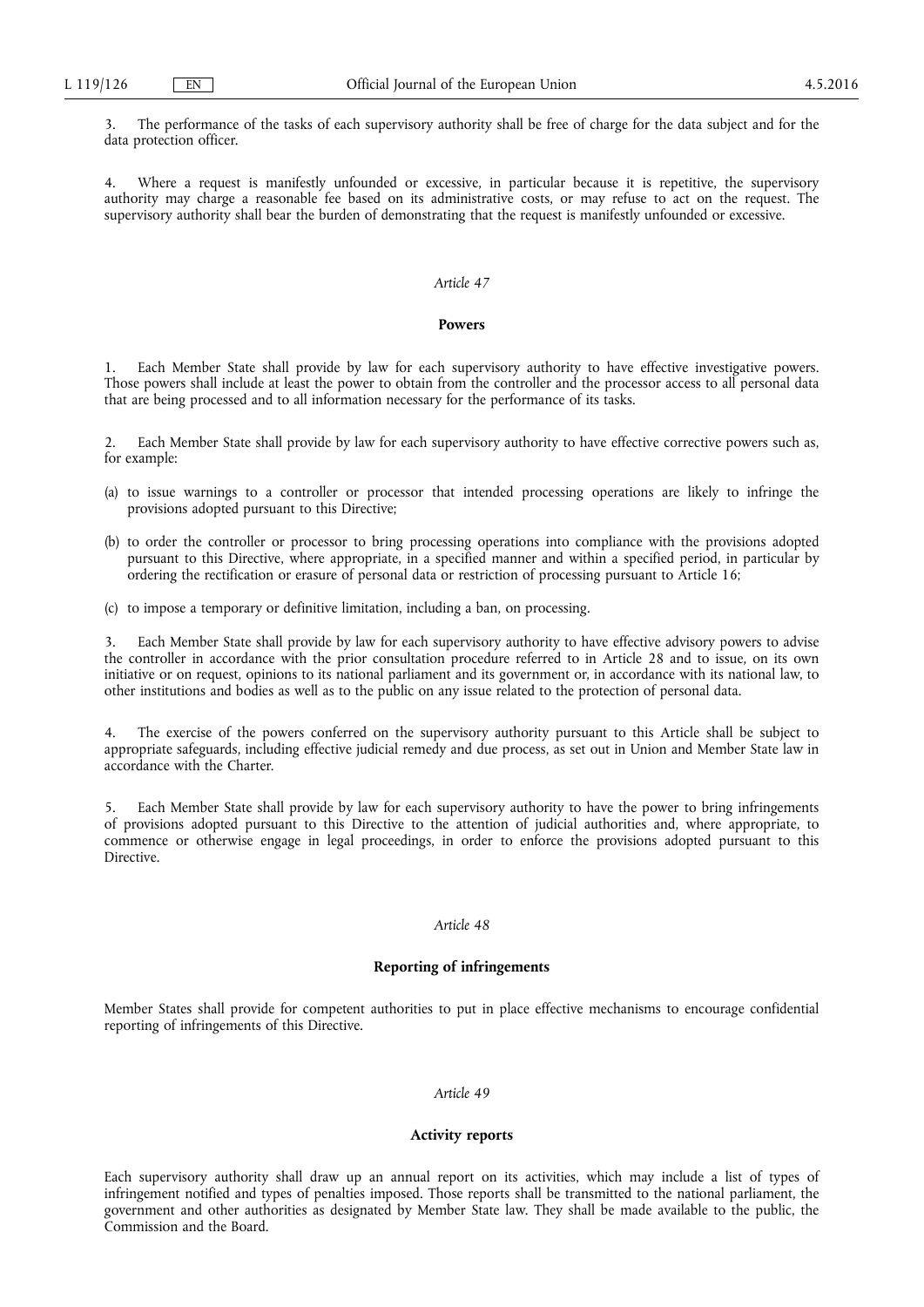3. The performance of the tasks of each supervisory authority shall be free of charge for the data subject and for the data protection officer.

4. Where a request is manifestly unfounded or excessive, in particular because it is repetitive, the supervisory authority may charge a reasonable fee based on its administrative costs, or may refuse to act on the request. The supervisory authority shall bear the burden of demonstrating that the request is manifestly unfounded or excessive.

*Article 47*

**Powers**

1. Each Member State shall provide by law for each supervisory authority to have effective investigative powers. Those powers shall include at least the power to obtain from the controller and the processor access to all personal data that are being processed and to all information necessary for the performance of its tasks.

2. Each Member State shall provide by law for each supervisory authority to have effective corrective powers such as, for example:

(a) to issue warnings to a controller or processor that intended processing operations are likely to infringe the provisions adopted pursuant to this Directive;

(b) to order the controller or processor to bring processing operations into compliance with the provisions adopted pursuant to this Directive, where appropriate, in a specified manner and within a specified period, in particular by ordering the rectification or erasure of personal data or restriction of processing pursuant to Article 16;

(c) to impose a temporary or definitive limitation, including a ban, on processing.

3. Each Member State shall provide by law for each supervisory authority to have effective advisory powers to advise the controller in accordance with the prior consultation procedure referred to in Article 28 and to issue, on its own initiative or on request, opinions to its national parliament and its government or, in accordance with its national law, to other institutions and bodies as well as to the public on any issue related to the protection of personal data.

4. The exercise of the powers conferred on the supervisory authority pursuant to this Article shall be subject to appropriate safeguards, including effective judicial remedy and due process, as set out in Union and Member State law in accordance with the Charter.

5. Each Member State shall provide by law for each supervisory authority to have the power to bring infringements of provisions adopted pursuant to this Directive to the attention of judicial authorities and, where appropriate, to commence or otherwise engage in legal proceedings, in order to enforce the provisions adopted pursuant to this Directive.

*Article 48*

**Reporting of infringements**

Member States shall provide for competent authorities to put in place effective mechanisms to encourage confidential reporting of infringements of this Directive.

*Article 49*

**Activity reports**

Each supervisory authority shall draw up an annual report on its activities, which may include a list of types of infringement notified and types of penalties imposed. Those reports shall be transmitted to the national parliament, the government and other authorities as designated by Member State law. They shall be made available to the public, the Commission and the Board.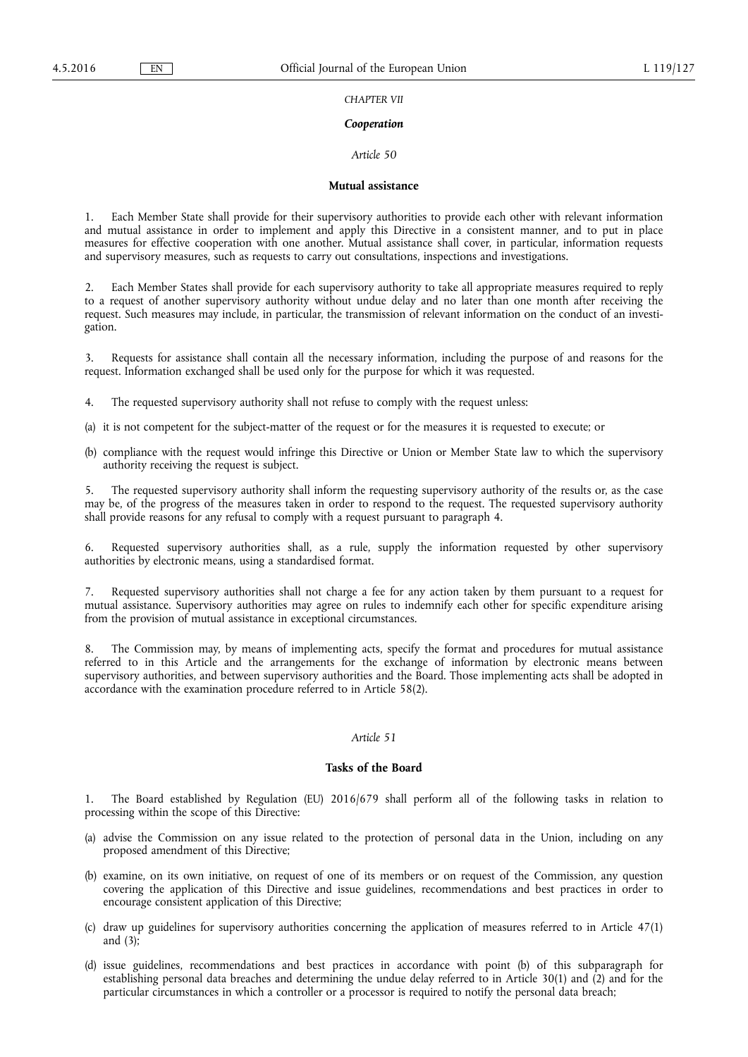*CHAPTER VII*

***Cooperation***

*Article 50*

**Mutual assistance**

1. Each Member State shall provide for their supervisory authorities to provide each other with relevant information and mutual assistance in order to implement and apply this Directive in a consistent manner, and to put in place measures for effective cooperation with one another. Mutual assistance shall cover, in particular, information requests and supervisory measures, such as requests to carry out consultations, inspections and investigations.

2. Each Member States shall provide for each supervisory authority to take all appropriate measures required to reply to a request of another supervisory authority without undue delay and no later than one month after receiving the request. Such measures may include, in particular, the transmission of relevant information on the conduct of an investigation.

3. Requests for assistance shall contain all the necessary information, including the purpose of and reasons for the request. Information exchanged shall be used only for the purpose for which it was requested.

4. The requested supervisory authority shall not refuse to comply with the request unless:

(a) it is not competent for the subject-matter of the request or for the measures it is requested to execute; or

(b) compliance with the request would infringe this Directive or Union or Member State law to which the supervisory authority receiving the request is subject.

5. The requested supervisory authority shall inform the requesting supervisory authority of the results or, as the case may be, of the progress of the measures taken in order to respond to the request. The requested supervisory authority shall provide reasons for any refusal to comply with a request pursuant to paragraph 4.

6. Requested supervisory authorities shall, as a rule, supply the information requested by other supervisory authorities by electronic means, using a standardised format.

7. Requested supervisory authorities shall not charge a fee for any action taken by them pursuant to a request for mutual assistance. Supervisory authorities may agree on rules to indemnify each other for specific expenditure arising from the provision of mutual assistance in exceptional circumstances.

8. The Commission may, by means of implementing acts, specify the format and procedures for mutual assistance referred to in this Article and the arrangements for the exchange of information by electronic means between supervisory authorities, and between supervisory authorities and the Board. Those implementing acts shall be adopted in accordance with the examination procedure referred to in Article 58(2).

*Article 51*

**Tasks of the Board**

1. The Board established by Regulation (EU) 2016/679 shall perform all of the following tasks in relation to processing within the scope of this Directive:

(a) advise the Commission on any issue related to the protection of personal data in the Union, including on any proposed amendment of this Directive;

(b) examine, on its own initiative, on request of one of its members or on request of the Commission, any question covering the application of this Directive and issue guidelines, recommendations and best practices in order to encourage consistent application of this Directive;

(c) draw up guidelines for supervisory authorities concerning the application of measures referred to in Article 47(1) and (3);

(d) issue guidelines, recommendations and best practices in accordance with point (b) of this subparagraph for establishing personal data breaches and determining the undue delay referred to in Article 30(1) and (2) and for the particular circumstances in which a controller or a processor is required to notify the personal data breach;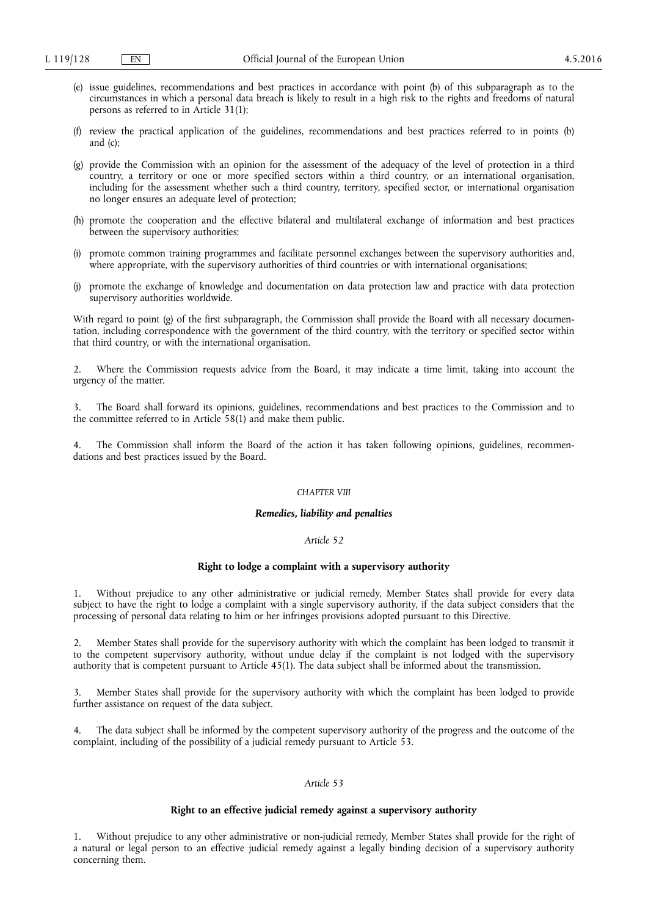(e) issue guidelines, recommendations and best practices in accordance with point (b) of this subparagraph as to the circumstances in which a personal data breach is likely to result in a high risk to the rights and freedoms of natural persons as referred to in Article 31(1);

(f) review the practical application of the guidelines, recommendations and best practices referred to in points (b) and (c);

(g) provide the Commission with an opinion for the assessment of the adequacy of the level of protection in a third country, a territory or one or more specified sectors within a third country, or an international organisation, including for the assessment whether such a third country, territory, specified sector, or international organisation no longer ensures an adequate level of protection;

(h) promote the cooperation and the effective bilateral and multilateral exchange of information and best practices between the supervisory authorities;

(i) promote common training programmes and facilitate personnel exchanges between the supervisory authorities and, where appropriate, with the supervisory authorities of third countries or with international organisations;

(j) promote the exchange of knowledge and documentation on data protection law and practice with data protection supervisory authorities worldwide.

With regard to point (g) of the first subparagraph, the Commission shall provide the Board with all necessary documentation, including correspondence with the government of the third country, with the territory or specified sector within that third country, or with the international organisation.

2. Where the Commission requests advice from the Board, it may indicate a time limit, taking into account the urgency of the matter.

3. The Board shall forward its opinions, guidelines, recommendations and best practices to the Commission and to the committee referred to in Article 58(1) and make them public.

4. The Commission shall inform the Board of the action it has taken following opinions, guidelines, recommendations and best practices issued by the Board.

## *CHAPTER VIII*

## ***Remedies, liability and penalties***

### *Article 52*

### **Right to lodge a complaint with a supervisory authority**

1. Without prejudice to any other administrative or judicial remedy, Member States shall provide for every data subject to have the right to lodge a complaint with a single supervisory authority, if the data subject considers that the processing of personal data relating to him or her infringes provisions adopted pursuant to this Directive.

2. Member States shall provide for the supervisory authority with which the complaint has been lodged to transmit it to the competent supervisory authority, without undue delay if the complaint is not lodged with the supervisory authority that is competent pursuant to Article 45(1). The data subject shall be informed about the transmission.

3. Member States shall provide for the supervisory authority with which the complaint has been lodged to provide further assistance on request of the data subject.

4. The data subject shall be informed by the competent supervisory authority of the progress and the outcome of the complaint, including of the possibility of a judicial remedy pursuant to Article 53.

### *Article 53*

### **Right to an effective judicial remedy against a supervisory authority**

1. Without prejudice to any other administrative or non-judicial remedy, Member States shall provide for the right of a natural or legal person to an effective judicial remedy against a legally binding decision of a supervisory authority concerning them.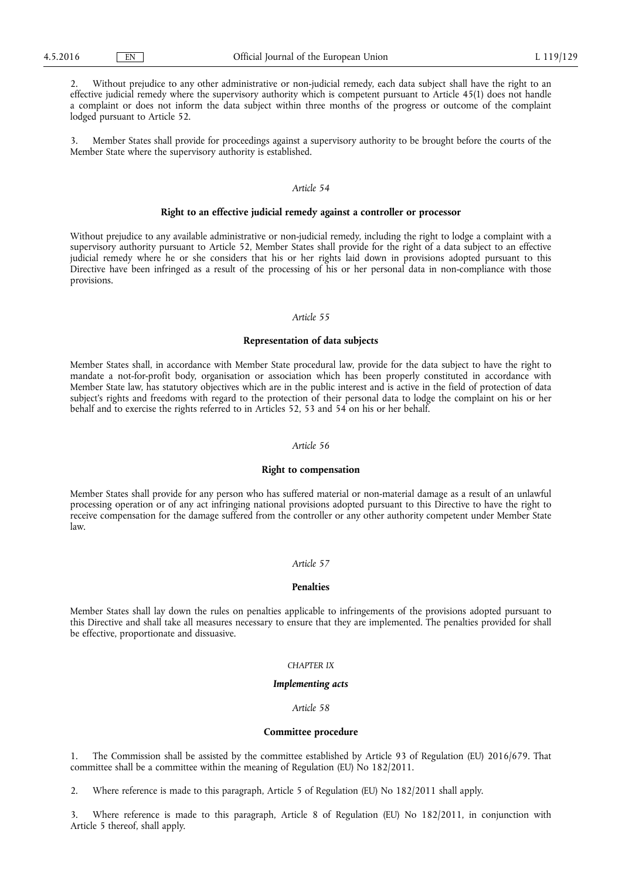2. Without prejudice to any other administrative or non-judicial remedy, each data subject shall have the right to an effective judicial remedy where the supervisory authority which is competent pursuant to Article 45(1) does not handle a complaint or does not inform the data subject within three months of the progress or outcome of the complaint lodged pursuant to Article 52.

3. Member States shall provide for proceedings against a supervisory authority to be brought before the courts of the Member State where the supervisory authority is established.

*Article 54*

**Right to an effective judicial remedy against a controller or processor**

Without prejudice to any available administrative or non-judicial remedy, including the right to lodge a complaint with a supervisory authority pursuant to Article 52, Member States shall provide for the right of a data subject to an effective judicial remedy where he or she considers that his or her rights laid down in provisions adopted pursuant to this Directive have been infringed as a result of the processing of his or her personal data in non-compliance with those provisions.

*Article 55*

**Representation of data subjects**

Member States shall, in accordance with Member State procedural law, provide for the data subject to have the right to mandate a not-for-profit body, organisation or association which has been properly constituted in accordance with Member State law, has statutory objectives which are in the public interest and is active in the field of protection of data subject's rights and freedoms with regard to the protection of their personal data to lodge the complaint on his or her behalf and to exercise the rights referred to in Articles 52, 53 and 54 on his or her behalf.

*Article 56*

**Right to compensation**

Member States shall provide for any person who has suffered material or non-material damage as a result of an unlawful processing operation or of any act infringing national provisions adopted pursuant to this Directive to have the right to receive compensation for the damage suffered from the controller or any other authority competent under Member State law.

*Article 57*

**Penalties**

Member States shall lay down the rules on penalties applicable to infringements of the provisions adopted pursuant to this Directive and shall take all measures necessary to ensure that they are implemented. The penalties provided for shall be effective, proportionate and dissuasive.

*CHAPTER IX*

***Implementing acts***

*Article 58*

**Committee procedure**

1. The Commission shall be assisted by the committee established by Article 93 of Regulation (EU) 2016/679. That committee shall be a committee within the meaning of Regulation (EU) No 182/2011.

2. Where reference is made to this paragraph, Article 5 of Regulation (EU) No 182/2011 shall apply.

3. Where reference is made to this paragraph, Article 8 of Regulation (EU) No 182/2011, in conjunction with Article 5 thereof, shall apply.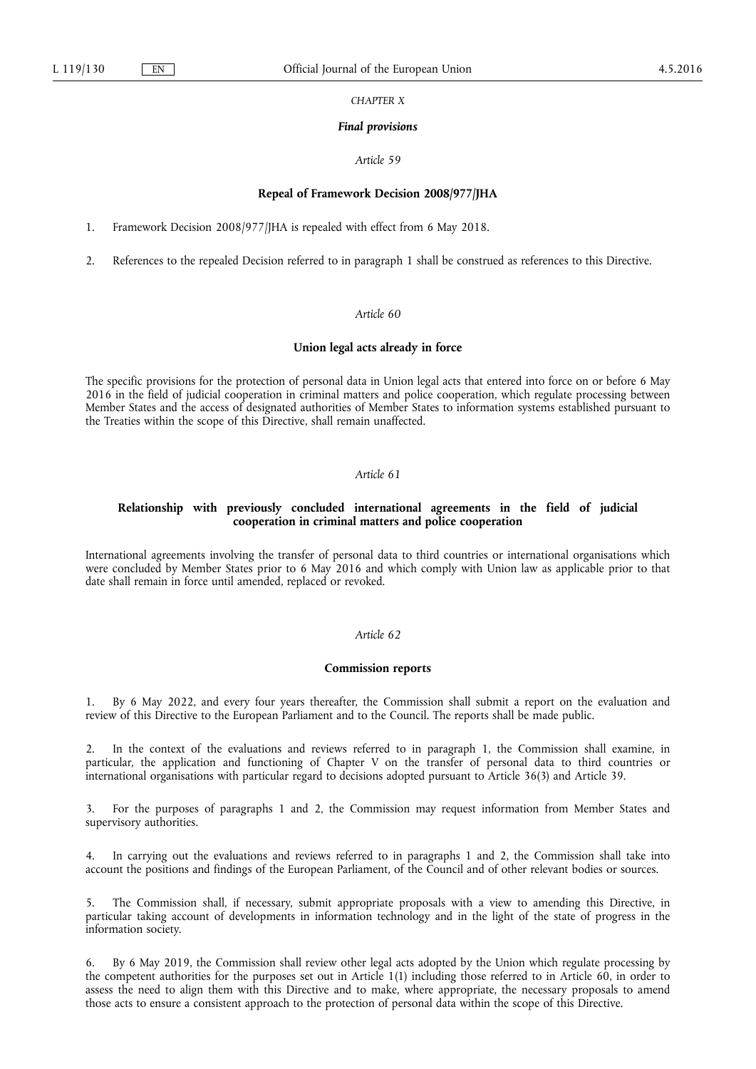*CHAPTER X*

***Final provisions***

*Article 59*

**Repeal of Framework Decision 2008/977/JHA**

1. Framework Decision 2008/977/JHA is repealed with effect from 6 May 2018.

2. References to the repealed Decision referred to in paragraph 1 shall be construed as references to this Directive.

*Article 60*

**Union legal acts already in force**

The specific provisions for the protection of personal data in Union legal acts that entered into force on or before 6 May 2016 in the field of judicial cooperation in criminal matters and police cooperation, which regulate processing between Member States and the access of designated authorities of Member States to information systems established pursuant to the Treaties within the scope of this Directive, shall remain unaffected.

*Article 61*

**Relationship with previously concluded international agreements in the field of judicial cooperation in criminal matters and police cooperation**

International agreements involving the transfer of personal data to third countries or international organisations which were concluded by Member States prior to 6 May 2016 and which comply with Union law as applicable prior to that date shall remain in force until amended, replaced or revoked.

*Article 62*

**Commission reports**

1. By 6 May 2022, and every four years thereafter, the Commission shall submit a report on the evaluation and review of this Directive to the European Parliament and to the Council. The reports shall be made public.

2. In the context of the evaluations and reviews referred to in paragraph 1, the Commission shall examine, in particular, the application and functioning of Chapter V on the transfer of personal data to third countries or international organisations with particular regard to decisions adopted pursuant to Article 36(3) and Article 39.

3. For the purposes of paragraphs 1 and 2, the Commission may request information from Member States and supervisory authorities.

4. In carrying out the evaluations and reviews referred to in paragraphs 1 and 2, the Commission shall take into account the positions and findings of the European Parliament, of the Council and of other relevant bodies or sources.

5. The Commission shall, if necessary, submit appropriate proposals with a view to amending this Directive, in particular taking account of developments in information technology and in the light of the state of progress in the information society.

6. By 6 May 2019, the Commission shall review other legal acts adopted by the Union which regulate processing by the competent authorities for the purposes set out in Article 1(1) including those referred to in Article 60, in order to assess the need to align them with this Directive and to make, where appropriate, the necessary proposals to amend those acts to ensure a consistent approach to the protection of personal data within the scope of this Directive.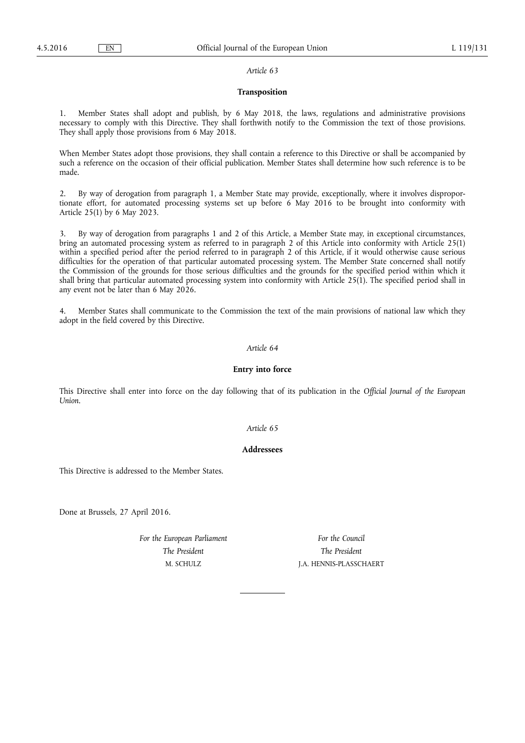*Article 63*

**Transposition**

1. Member States shall adopt and publish, by 6 May 2018, the laws, regulations and administrative provisions necessary to comply with this Directive. They shall forthwith notify to the Commission the text of those provisions. They shall apply those provisions from 6 May 2018.

When Member States adopt those provisions, they shall contain a reference to this Directive or shall be accompanied by such a reference on the occasion of their official publication. Member States shall determine how such reference is to be made.

2. By way of derogation from paragraph 1, a Member State may provide, exceptionally, where it involves disproportionate effort, for automated processing systems set up before 6 May 2016 to be brought into conformity with Article 25(1) by 6 May 2023.

3. By way of derogation from paragraphs 1 and 2 of this Article, a Member State may, in exceptional circumstances, bring an automated processing system as referred to in paragraph 2 of this Article into conformity with Article 25(1) within a specified period after the period referred to in paragraph 2 of this Article, if it would otherwise cause serious difficulties for the operation of that particular automated processing system. The Member State concerned shall notify the Commission of the grounds for those serious difficulties and the grounds for the specified period within which it shall bring that particular automated processing system into conformity with Article 25(1). The specified period shall in any event not be later than 6 May 2026.

4. Member States shall communicate to the Commission the text of the main provisions of national law which they adopt in the field covered by this Directive.

*Article 64*

**Entry into force**

This Directive shall enter into force on the day following that of its publication in the *Official Journal of the European Union*.

*Article 65*

**Addressees**

This Directive is addressed to the Member States.

Done at Brussels, 27 April 2016.

*For the European Parliament*
*The President*
M. SCHULZ

*For the Council*
*The President*
J.A. HENNIS-PLASSCHAERT